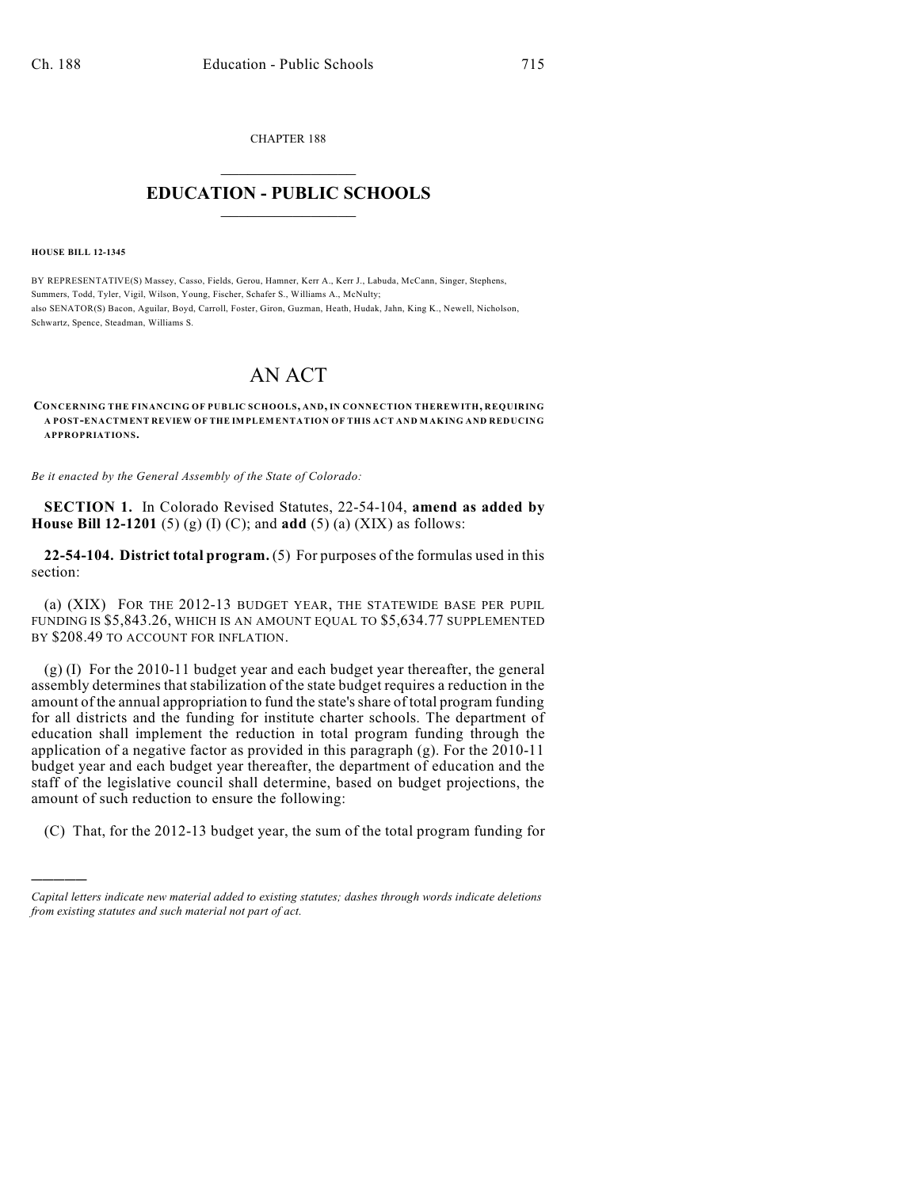CHAPTER 188

# EDUCATION - PUBLIC SCHOOLS

**HOUSE BILL 12-1345**

BY REPRESENTATIVE(S) Massey, Casso, Fields, Gerou, Hamner, Kerr A., Kerr J., Labuda, McCann, Singer, Stephens, Summers, Todd, Tyler, Vigil, Wilson, Young, Fischer, Schafer S., Williams A., McNulty;
also SENATOR(S) Bacon, Aguilar, Boyd, Carroll, Foster, Giron, Guzman, Heath, Hudak, Jahn, King K., Newell, Nicholson, Schwartz, Spence, Steadman, Williams S.

# AN ACT

**CONCERNING THE FINANCING OF PUBLIC SCHOOLS, AND, IN CONNECTION THEREWITH, REQUIRING A POST-ENACTMENT REVIEW OF THE IMPLEMENTATION OF THIS ACT AND MAKING AND REDUCING APPROPRIATIONS.**

*Be it enacted by the General Assembly of the State of Colorado:*

**SECTION 1.** In Colorado Revised Statutes, 22-54-104, **amend as added by House Bill 12-1201** (5) (g) (I) (C); and **add** (5) (a) (XIX) as follows:

**22-54-104. District total program.** (5) For purposes of the formulas used in this section:

(a) (XIX) FOR THE 2012-13 BUDGET YEAR, THE STATEWIDE BASE PER PUPIL FUNDING IS $5,843.26, WHICH IS AN AMOUNT EQUAL TO $5,634.77 SUPPLEMENTED BY $208.49 TO ACCOUNT FOR INFLATION.

(g) (I) For the 2010-11 budget year and each budget year thereafter, the general assembly determines that stabilization of the state budget requires a reduction in the amount of the annual appropriation to fund the state's share of total program funding for all districts and the funding for institute charter schools. The department of education shall implement the reduction in total program funding through the application of a negative factor as provided in this paragraph (g). For the 2010-11 budget year and each budget year thereafter, the department of education and the staff of the legislative council shall determine, based on budget projections, the amount of such reduction to ensure the following:

(C) That, for the 2012-13 budget year, the sum of the total program funding for

---

*Capital letters indicate new material added to existing statutes; dashes through words indicate deletions from existing statutes and such material not part of act.*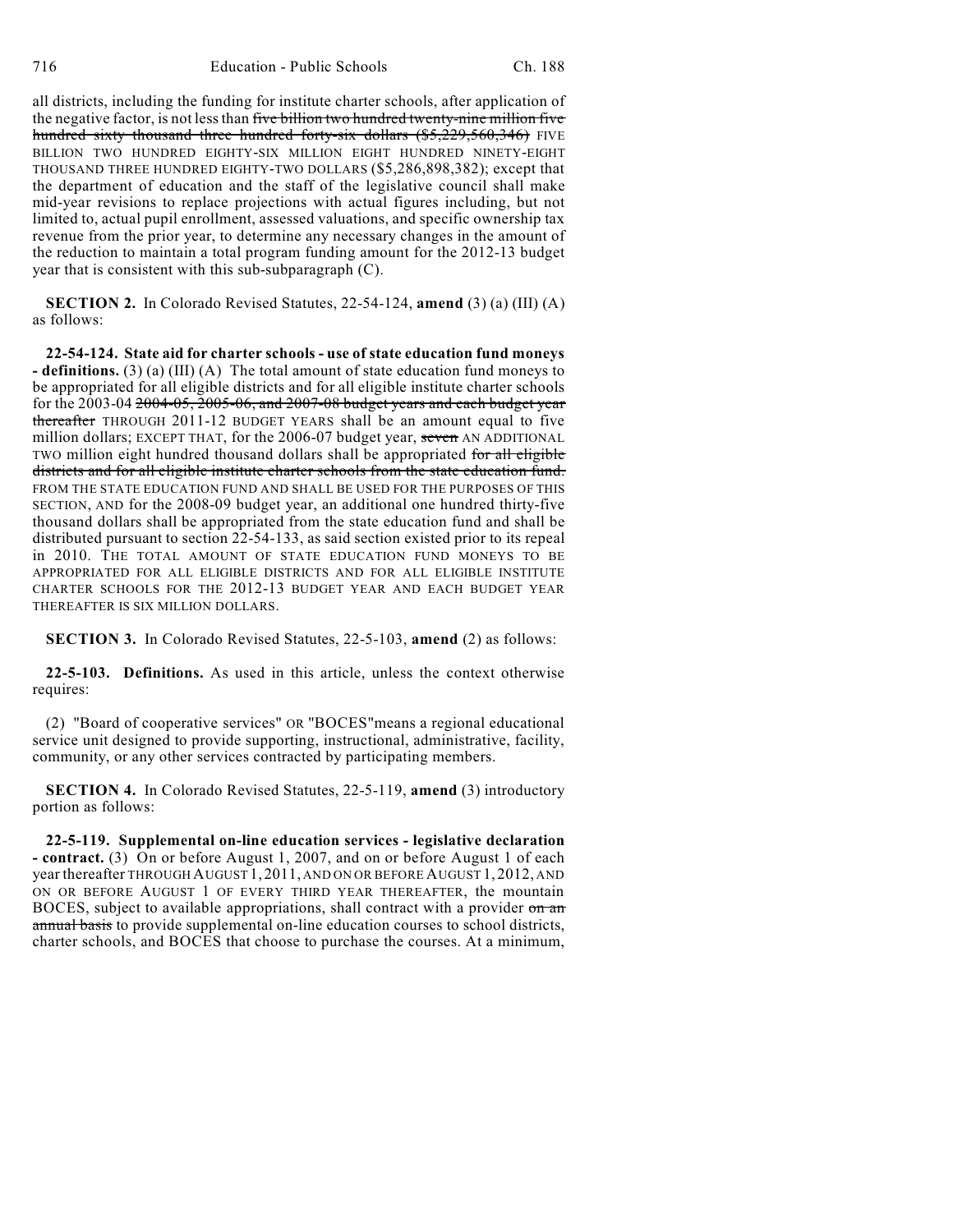all districts, including the funding for institute charter schools, after application of the negative factor, is not less than ~~five billion two hundred twenty-nine million five hundred sixty thousand three hundred forty-six dollars ($5,229,560,346)~~ FIVE BILLION TWO HUNDRED EIGHTY-SIX MILLION EIGHT HUNDRED NINETY-EIGHT THOUSAND THREE HUNDRED EIGHTY-TWO DOLLARS ($5,286,898,382); except that the department of education and the staff of the legislative council shall make mid-year revisions to replace projections with actual figures including, but not limited to, actual pupil enrollment, assessed valuations, and specific ownership tax revenue from the prior year, to determine any necessary changes in the amount of the reduction to maintain a total program funding amount for the 2012-13 budget year that is consistent with this sub-subparagraph (C).

**SECTION 2.** In Colorado Revised Statutes, 22-54-124, **amend** (3) (a) (III) (A) as follows:

**22-54-124. State aid for charter schools - use of state education fund moneys - definitions.** (3) (a) (III) (A) The total amount of state education fund moneys to be appropriated for all eligible districts and for all eligible institute charter schools for the 2003-04 ~~2004-05, 2005-06, and 2007-08 budget years and each budget year thereafter~~ THROUGH 2011-12 BUDGET YEARS shall be an amount equal to five million dollars; EXCEPT THAT, for the 2006-07 budget year, ~~seven~~ AN ADDITIONAL TWO million eight hundred thousand dollars shall be appropriated ~~for all eligible districts and for all eligible institute charter schools from the state education fund.~~ FROM THE STATE EDUCATION FUND AND SHALL BE USED FOR THE PURPOSES OF THIS SECTION, AND for the 2008-09 budget year, an additional one hundred thirty-five thousand dollars shall be appropriated from the state education fund and shall be distributed pursuant to section 22-54-133, as said section existed prior to its repeal in 2010. THE TOTAL AMOUNT OF STATE EDUCATION FUND MONEYS TO BE APPROPRIATED FOR ALL ELIGIBLE DISTRICTS AND FOR ALL ELIGIBLE INSTITUTE CHARTER SCHOOLS FOR THE 2012-13 BUDGET YEAR AND EACH BUDGET YEAR THEREAFTER IS SIX MILLION DOLLARS.

**SECTION 3.** In Colorado Revised Statutes, 22-5-103, **amend** (2) as follows:

**22-5-103. Definitions.** As used in this article, unless the context otherwise requires:

(2) "Board of cooperative services" OR "BOCES"means a regional educational service unit designed to provide supporting, instructional, administrative, facility, community, or any other services contracted by participating members.

**SECTION 4.** In Colorado Revised Statutes, 22-5-119, **amend** (3) introductory portion as follows:

**22-5-119. Supplemental on-line education services - legislative declaration - contract.** (3) On or before August 1, 2007, and on or before August 1 of each year thereafter THROUGH AUGUST 1, 2011, AND ON OR BEFORE AUGUST 1, 2012, AND ON OR BEFORE AUGUST 1 OF EVERY THIRD YEAR THEREAFTER, the mountain BOCES, subject to available appropriations, shall contract with a provider ~~on an annual basis~~ to provide supplemental on-line education courses to school districts, charter schools, and BOCES that choose to purchase the courses. At a minimum,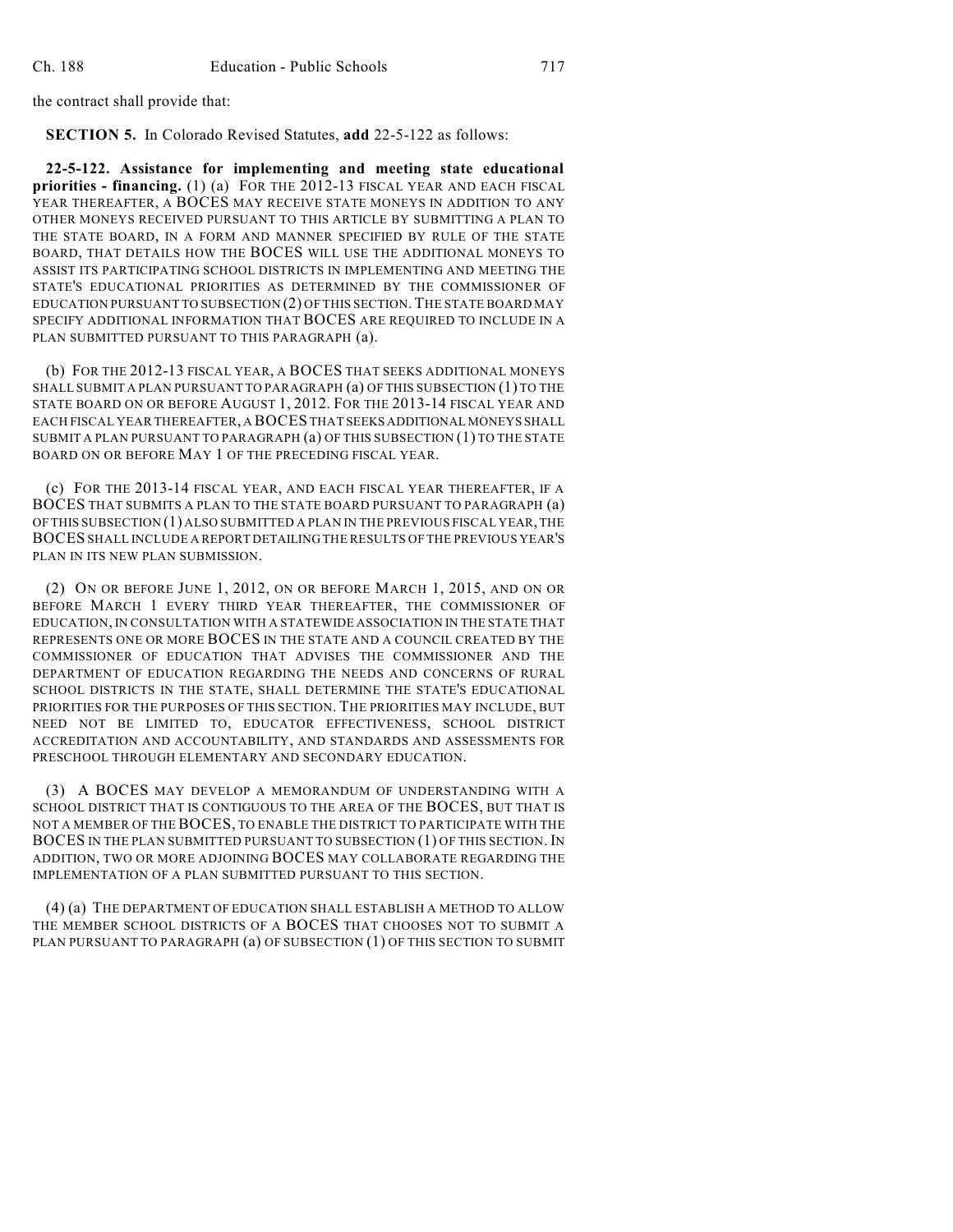the contract shall provide that:

**SECTION 5.** In Colorado Revised Statutes, **add** 22-5-122 as follows:

**22-5-122. Assistance for implementing and meeting state educational priorities - financing.** (1) (a) FOR THE 2012-13 FISCAL YEAR AND EACH FISCAL YEAR THEREAFTER, A BOCES MAY RECEIVE STATE MONEYS IN ADDITION TO ANY OTHER MONEYS RECEIVED PURSUANT TO THIS ARTICLE BY SUBMITTING A PLAN TO THE STATE BOARD, IN A FORM AND MANNER SPECIFIED BY RULE OF THE STATE BOARD, THAT DETAILS HOW THE BOCES WILL USE THE ADDITIONAL MONEYS TO ASSIST ITS PARTICIPATING SCHOOL DISTRICTS IN IMPLEMENTING AND MEETING THE STATE'S EDUCATIONAL PRIORITIES AS DETERMINED BY THE COMMISSIONER OF EDUCATION PURSUANT TO SUBSECTION (2) OF THIS SECTION. THE STATE BOARD MAY SPECIFY ADDITIONAL INFORMATION THAT BOCES ARE REQUIRED TO INCLUDE IN A PLAN SUBMITTED PURSUANT TO THIS PARAGRAPH (a).

(b) FOR THE 2012-13 FISCAL YEAR, A BOCES THAT SEEKS ADDITIONAL MONEYS SHALL SUBMIT A PLAN PURSUANT TO PARAGRAPH (a) OF THIS SUBSECTION (1) TO THE STATE BOARD ON OR BEFORE AUGUST 1, 2012. FOR THE 2013-14 FISCAL YEAR AND EACH FISCAL YEAR THEREAFTER, A BOCES THAT SEEKS ADDITIONAL MONEYS SHALL SUBMIT A PLAN PURSUANT TO PARAGRAPH (a) OF THIS SUBSECTION (1) TO THE STATE BOARD ON OR BEFORE MAY 1 OF THE PRECEDING FISCAL YEAR.

(c) FOR THE 2013-14 FISCAL YEAR, AND EACH FISCAL YEAR THEREAFTER, IF A BOCES THAT SUBMITS A PLAN TO THE STATE BOARD PURSUANT TO PARAGRAPH (a) OF THIS SUBSECTION (1) ALSO SUBMITTED A PLAN IN THE PREVIOUS FISCAL YEAR, THE BOCES SHALL INCLUDE A REPORT DETAILING THE RESULTS OF THE PREVIOUS YEAR'S PLAN IN ITS NEW PLAN SUBMISSION.

(2) ON OR BEFORE JUNE 1, 2012, ON OR BEFORE MARCH 1, 2015, AND ON OR BEFORE MARCH 1 EVERY THIRD YEAR THEREAFTER, THE COMMISSIONER OF EDUCATION, IN CONSULTATION WITH A STATEWIDE ASSOCIATION IN THE STATE THAT REPRESENTS ONE OR MORE BOCES IN THE STATE AND A COUNCIL CREATED BY THE COMMISSIONER OF EDUCATION THAT ADVISES THE COMMISSIONER AND THE DEPARTMENT OF EDUCATION REGARDING THE NEEDS AND CONCERNS OF RURAL SCHOOL DISTRICTS IN THE STATE, SHALL DETERMINE THE STATE'S EDUCATIONAL PRIORITIES FOR THE PURPOSES OF THIS SECTION. THE PRIORITIES MAY INCLUDE, BUT NEED NOT BE LIMITED TO, EDUCATOR EFFECTIVENESS, SCHOOL DISTRICT ACCREDITATION AND ACCOUNTABILITY, AND STANDARDS AND ASSESSMENTS FOR PRESCHOOL THROUGH ELEMENTARY AND SECONDARY EDUCATION.

(3) A BOCES MAY DEVELOP A MEMORANDUM OF UNDERSTANDING WITH A SCHOOL DISTRICT THAT IS CONTIGUOUS TO THE AREA OF THE BOCES, BUT THAT IS NOT A MEMBER OF THE BOCES, TO ENABLE THE DISTRICT TO PARTICIPATE WITH THE BOCES IN THE PLAN SUBMITTED PURSUANT TO SUBSECTION (1) OF THIS SECTION. IN ADDITION, TWO OR MORE ADJOINING BOCES MAY COLLABORATE REGARDING THE IMPLEMENTATION OF A PLAN SUBMITTED PURSUANT TO THIS SECTION.

(4) (a) THE DEPARTMENT OF EDUCATION SHALL ESTABLISH A METHOD TO ALLOW THE MEMBER SCHOOL DISTRICTS OF A BOCES THAT CHOOSES NOT TO SUBMIT A PLAN PURSUANT TO PARAGRAPH (a) OF SUBSECTION (1) OF THIS SECTION TO SUBMIT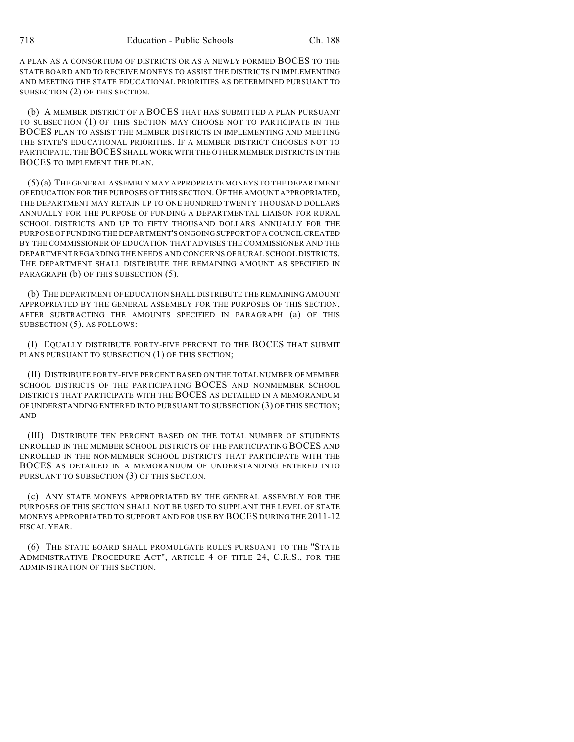A PLAN AS A CONSORTIUM OF DISTRICTS OR AS A NEWLY FORMED BOCES TO THE STATE BOARD AND TO RECEIVE MONEYS TO ASSIST THE DISTRICTS IN IMPLEMENTING AND MEETING THE STATE EDUCATIONAL PRIORITIES AS DETERMINED PURSUANT TO SUBSECTION (2) OF THIS SECTION.

(b) A MEMBER DISTRICT OF A BOCES THAT HAS SUBMITTED A PLAN PURSUANT TO SUBSECTION (1) OF THIS SECTION MAY CHOOSE NOT TO PARTICIPATE IN THE BOCES PLAN TO ASSIST THE MEMBER DISTRICTS IN IMPLEMENTING AND MEETING THE STATE'S EDUCATIONAL PRIORITIES. IF A MEMBER DISTRICT CHOOSES NOT TO PARTICIPATE, THE BOCES SHALL WORK WITH THE OTHER MEMBER DISTRICTS IN THE BOCES TO IMPLEMENT THE PLAN.

(5) (a) THE GENERAL ASSEMBLY MAY APPROPRIATE MONEYS TO THE DEPARTMENT OF EDUCATION FOR THE PURPOSES OF THIS SECTION. OF THE AMOUNT APPROPRIATED, THE DEPARTMENT MAY RETAIN UP TO ONE HUNDRED TWENTY THOUSAND DOLLARS ANNUALLY FOR THE PURPOSE OF FUNDING A DEPARTMENTAL LIAISON FOR RURAL SCHOOL DISTRICTS AND UP TO FIFTY THOUSAND DOLLARS ANNUALLY FOR THE PURPOSE OF FUNDING THE DEPARTMENT'S ONGOING SUPPORT OF A COUNCIL CREATED BY THE COMMISSIONER OF EDUCATION THAT ADVISES THE COMMISSIONER AND THE DEPARTMENT REGARDING THE NEEDS AND CONCERNS OF RURAL SCHOOL DISTRICTS. THE DEPARTMENT SHALL DISTRIBUTE THE REMAINING AMOUNT AS SPECIFIED IN PARAGRAPH (b) OF THIS SUBSECTION (5).

(b) THE DEPARTMENT OF EDUCATION SHALL DISTRIBUTE THE REMAINING AMOUNT APPROPRIATED BY THE GENERAL ASSEMBLY FOR THE PURPOSES OF THIS SECTION, AFTER SUBTRACTING THE AMOUNTS SPECIFIED IN PARAGRAPH (a) OF THIS SUBSECTION (5), AS FOLLOWS:

(I) EQUALLY DISTRIBUTE FORTY-FIVE PERCENT TO THE BOCES THAT SUBMIT PLANS PURSUANT TO SUBSECTION (1) OF THIS SECTION;

(II) DISTRIBUTE FORTY-FIVE PERCENT BASED ON THE TOTAL NUMBER OF MEMBER SCHOOL DISTRICTS OF THE PARTICIPATING BOCES AND NONMEMBER SCHOOL DISTRICTS THAT PARTICIPATE WITH THE BOCES AS DETAILED IN A MEMORANDUM OF UNDERSTANDING ENTERED INTO PURSUANT TO SUBSECTION (3) OF THIS SECTION; AND

(III) DISTRIBUTE TEN PERCENT BASED ON THE TOTAL NUMBER OF STUDENTS ENROLLED IN THE MEMBER SCHOOL DISTRICTS OF THE PARTICIPATING BOCES AND ENROLLED IN THE NONMEMBER SCHOOL DISTRICTS THAT PARTICIPATE WITH THE BOCES AS DETAILED IN A MEMORANDUM OF UNDERSTANDING ENTERED INTO PURSUANT TO SUBSECTION (3) OF THIS SECTION.

(c) ANY STATE MONEYS APPROPRIATED BY THE GENERAL ASSEMBLY FOR THE PURPOSES OF THIS SECTION SHALL NOT BE USED TO SUPPLANT THE LEVEL OF STATE MONEYS APPROPRIATED TO SUPPORT AND FOR USE BY BOCES DURING THE 2011-12 FISCAL YEAR.

(6) THE STATE BOARD SHALL PROMULGATE RULES PURSUANT TO THE "STATE ADMINISTRATIVE PROCEDURE ACT", ARTICLE 4 OF TITLE 24, C.R.S., FOR THE ADMINISTRATION OF THIS SECTION.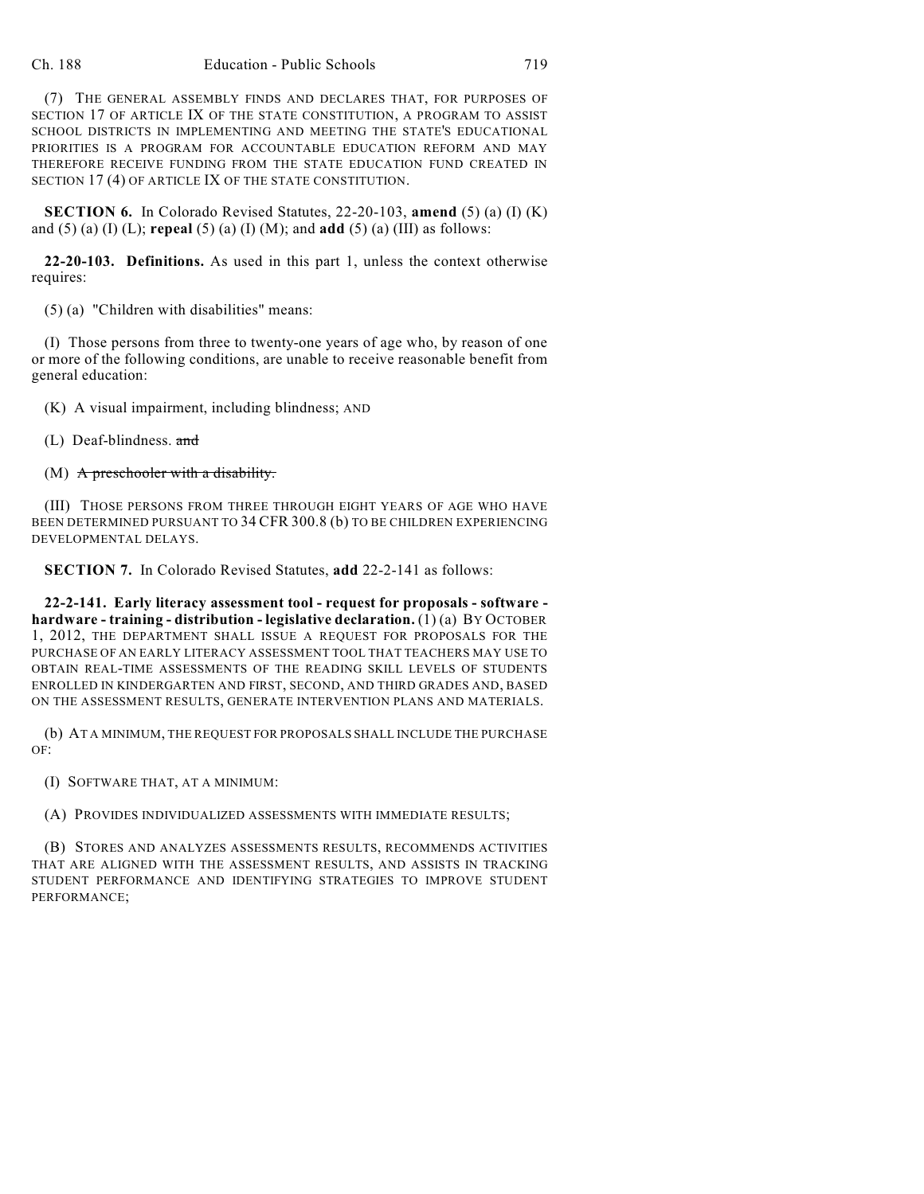(7) THE GENERAL ASSEMBLY FINDS AND DECLARES THAT, FOR PURPOSES OF SECTION 17 OF ARTICLE IX OF THE STATE CONSTITUTION, A PROGRAM TO ASSIST SCHOOL DISTRICTS IN IMPLEMENTING AND MEETING THE STATE'S EDUCATIONAL PRIORITIES IS A PROGRAM FOR ACCOUNTABLE EDUCATION REFORM AND MAY THEREFORE RECEIVE FUNDING FROM THE STATE EDUCATION FUND CREATED IN SECTION 17 (4) OF ARTICLE IX OF THE STATE CONSTITUTION.

**SECTION 6.** In Colorado Revised Statutes, 22-20-103, **amend** (5) (a) (I) (K) and (5) (a) (I) (L); **repeal** (5) (a) (I) (M); and **add** (5) (a) (III) as follows:

**22-20-103. Definitions.** As used in this part 1, unless the context otherwise requires:

(5) (a) "Children with disabilities" means:

(I) Those persons from three to twenty-one years of age who, by reason of one or more of the following conditions, are unable to receive reasonable benefit from general education:

(K) A visual impairment, including blindness; AND

(L) Deaf-blindness. ~~and~~

(M) ~~A preschooler with a disability.~~

(III) THOSE PERSONS FROM THREE THROUGH EIGHT YEARS OF AGE WHO HAVE BEEN DETERMINED PURSUANT TO 34 CFR 300.8 (b) TO BE CHILDREN EXPERIENCING DEVELOPMENTAL DELAYS.

**SECTION 7.** In Colorado Revised Statutes, **add** 22-2-141 as follows:

**22-2-141. Early literacy assessment tool - request for proposals - software - hardware - training - distribution - legislative declaration.** (1) (a) BY OCTOBER 1, 2012, THE DEPARTMENT SHALL ISSUE A REQUEST FOR PROPOSALS FOR THE PURCHASE OF AN EARLY LITERACY ASSESSMENT TOOL THAT TEACHERS MAY USE TO OBTAIN REAL-TIME ASSESSMENTS OF THE READING SKILL LEVELS OF STUDENTS ENROLLED IN KINDERGARTEN AND FIRST, SECOND, AND THIRD GRADES AND, BASED ON THE ASSESSMENT RESULTS, GENERATE INTERVENTION PLANS AND MATERIALS.

(b) AT A MINIMUM, THE REQUEST FOR PROPOSALS SHALL INCLUDE THE PURCHASE OF:

(I) SOFTWARE THAT, AT A MINIMUM:

(A) PROVIDES INDIVIDUALIZED ASSESSMENTS WITH IMMEDIATE RESULTS;

(B) STORES AND ANALYZES ASSESSMENTS RESULTS, RECOMMENDS ACTIVITIES THAT ARE ALIGNED WITH THE ASSESSMENT RESULTS, AND ASSISTS IN TRACKING STUDENT PERFORMANCE AND IDENTIFYING STRATEGIES TO IMPROVE STUDENT PERFORMANCE;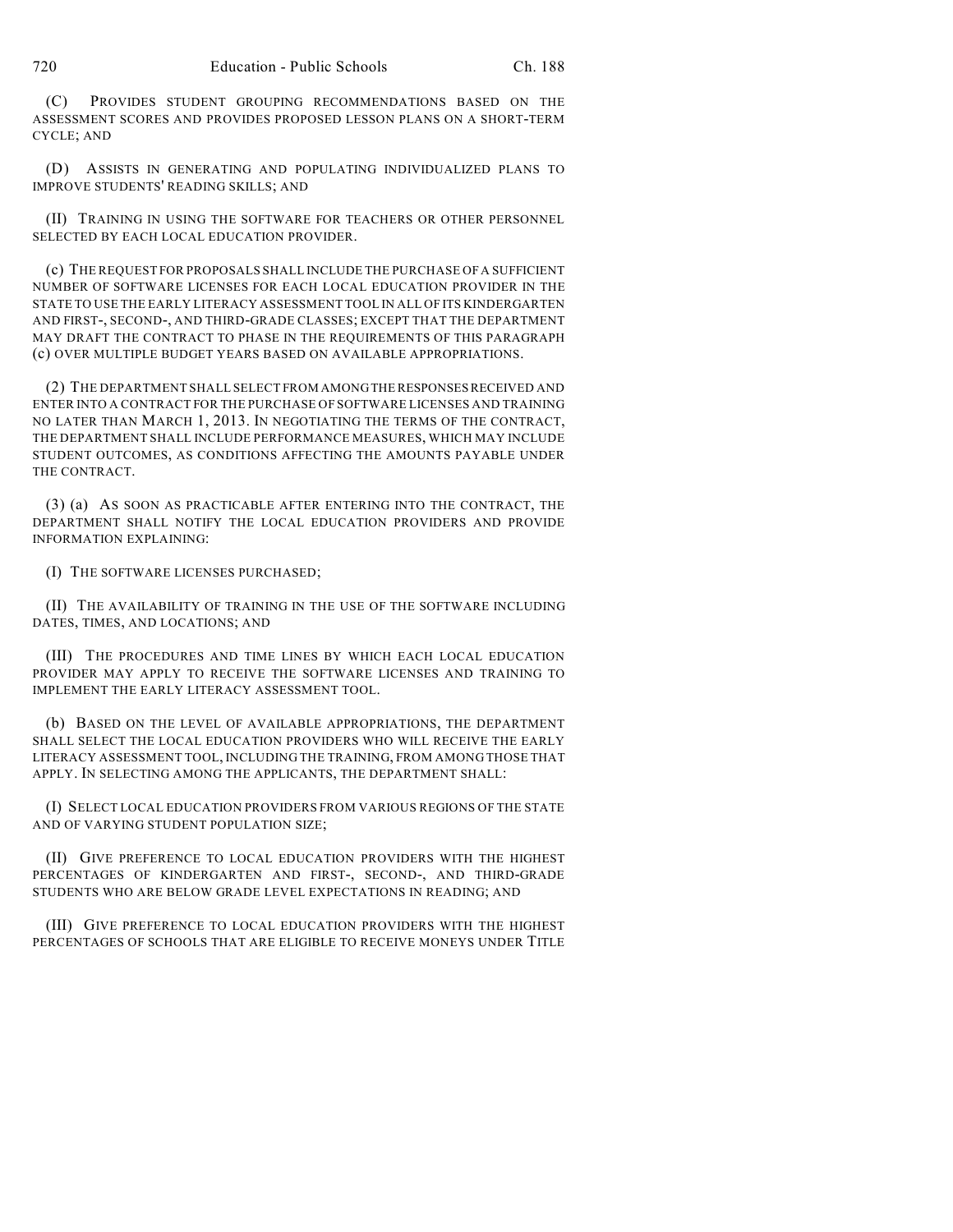(C) PROVIDES STUDENT GROUPING RECOMMENDATIONS BASED ON THE ASSESSMENT SCORES AND PROVIDES PROPOSED LESSON PLANS ON A SHORT-TERM CYCLE; AND

(D) ASSISTS IN GENERATING AND POPULATING INDIVIDUALIZED PLANS TO IMPROVE STUDENTS' READING SKILLS; AND

(II) TRAINING IN USING THE SOFTWARE FOR TEACHERS OR OTHER PERSONNEL SELECTED BY EACH LOCAL EDUCATION PROVIDER.

(c) THE REQUEST FOR PROPOSALS SHALL INCLUDE THE PURCHASE OF A SUFFICIENT NUMBER OF SOFTWARE LICENSES FOR EACH LOCAL EDUCATION PROVIDER IN THE STATE TO USE THE EARLY LITERACY ASSESSMENT TOOL IN ALL OF ITS KINDERGARTEN AND FIRST-, SECOND-, AND THIRD-GRADE CLASSES; EXCEPT THAT THE DEPARTMENT MAY DRAFT THE CONTRACT TO PHASE IN THE REQUIREMENTS OF THIS PARAGRAPH (c) OVER MULTIPLE BUDGET YEARS BASED ON AVAILABLE APPROPRIATIONS.

(2) THE DEPARTMENT SHALL SELECT FROM AMONG THE RESPONSES RECEIVED AND ENTER INTO A CONTRACT FOR THE PURCHASE OF SOFTWARE LICENSES AND TRAINING NO LATER THAN MARCH 1, 2013. IN NEGOTIATING THE TERMS OF THE CONTRACT, THE DEPARTMENT SHALL INCLUDE PERFORMANCE MEASURES, WHICH MAY INCLUDE STUDENT OUTCOMES, AS CONDITIONS AFFECTING THE AMOUNTS PAYABLE UNDER THE CONTRACT.

(3) (a) AS SOON AS PRACTICABLE AFTER ENTERING INTO THE CONTRACT, THE DEPARTMENT SHALL NOTIFY THE LOCAL EDUCATION PROVIDERS AND PROVIDE INFORMATION EXPLAINING:

(I) THE SOFTWARE LICENSES PURCHASED;

(II) THE AVAILABILITY OF TRAINING IN THE USE OF THE SOFTWARE INCLUDING DATES, TIMES, AND LOCATIONS; AND

(III) THE PROCEDURES AND TIME LINES BY WHICH EACH LOCAL EDUCATION PROVIDER MAY APPLY TO RECEIVE THE SOFTWARE LICENSES AND TRAINING TO IMPLEMENT THE EARLY LITERACY ASSESSMENT TOOL.

(b) BASED ON THE LEVEL OF AVAILABLE APPROPRIATIONS, THE DEPARTMENT SHALL SELECT THE LOCAL EDUCATION PROVIDERS WHO WILL RECEIVE THE EARLY LITERACY ASSESSMENT TOOL, INCLUDING THE TRAINING, FROM AMONG THOSE THAT APPLY. IN SELECTING AMONG THE APPLICANTS, THE DEPARTMENT SHALL:

(I) SELECT LOCAL EDUCATION PROVIDERS FROM VARIOUS REGIONS OF THE STATE AND OF VARYING STUDENT POPULATION SIZE;

(II) GIVE PREFERENCE TO LOCAL EDUCATION PROVIDERS WITH THE HIGHEST PERCENTAGES OF KINDERGARTEN AND FIRST-, SECOND-, AND THIRD-GRADE STUDENTS WHO ARE BELOW GRADE LEVEL EXPECTATIONS IN READING; AND

(III) GIVE PREFERENCE TO LOCAL EDUCATION PROVIDERS WITH THE HIGHEST PERCENTAGES OF SCHOOLS THAT ARE ELIGIBLE TO RECEIVE MONEYS UNDER TITLE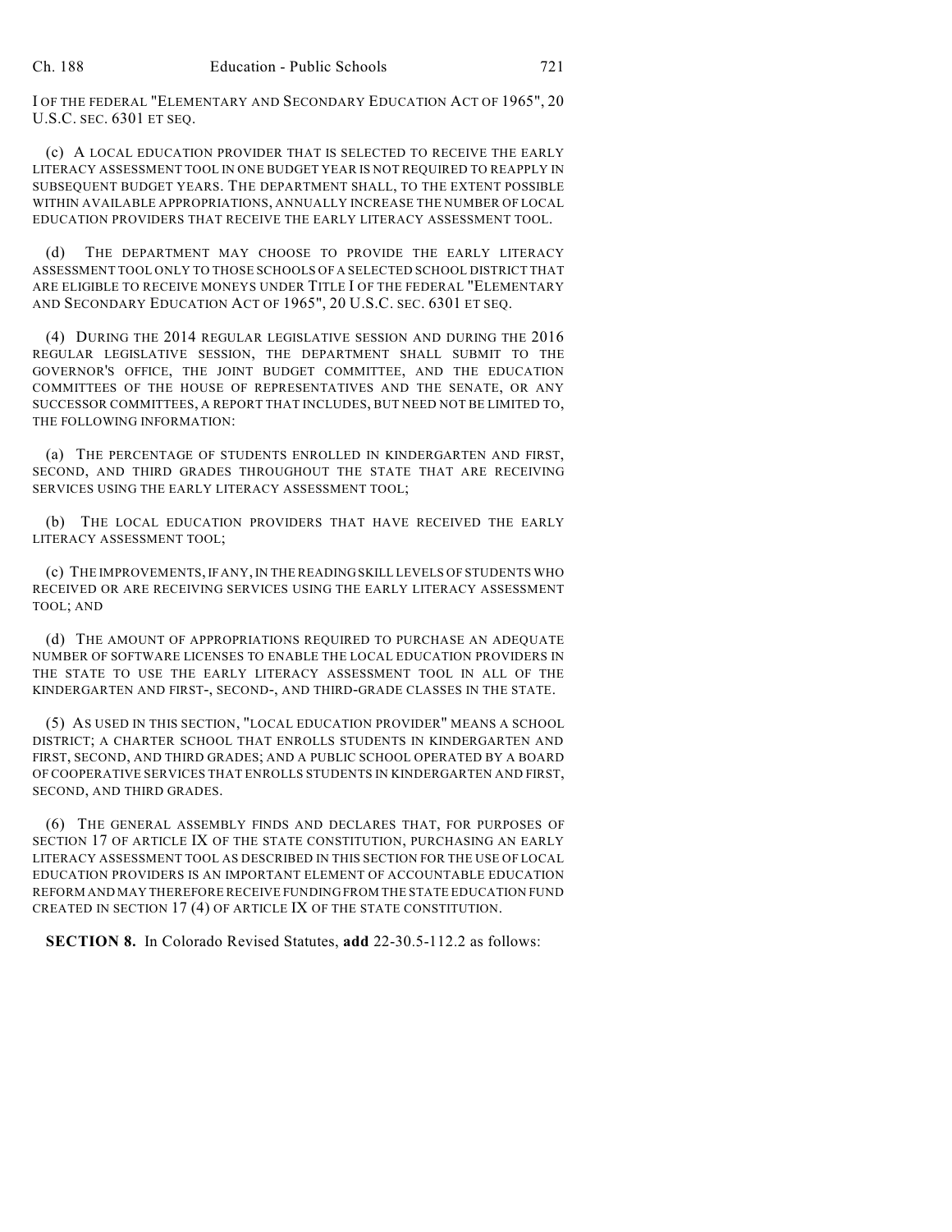I OF THE FEDERAL "ELEMENTARY AND SECONDARY EDUCATION ACT OF 1965", 20 U.S.C. SEC. 6301 ET SEQ.

(c) A LOCAL EDUCATION PROVIDER THAT IS SELECTED TO RECEIVE THE EARLY LITERACY ASSESSMENT TOOL IN ONE BUDGET YEAR IS NOT REQUIRED TO REAPPLY IN SUBSEQUENT BUDGET YEARS. THE DEPARTMENT SHALL, TO THE EXTENT POSSIBLE WITHIN AVAILABLE APPROPRIATIONS, ANNUALLY INCREASE THE NUMBER OF LOCAL EDUCATION PROVIDERS THAT RECEIVE THE EARLY LITERACY ASSESSMENT TOOL.

(d) THE DEPARTMENT MAY CHOOSE TO PROVIDE THE EARLY LITERACY ASSESSMENT TOOL ONLY TO THOSE SCHOOLS OF A SELECTED SCHOOL DISTRICT THAT ARE ELIGIBLE TO RECEIVE MONEYS UNDER TITLE I OF THE FEDERAL "ELEMENTARY AND SECONDARY EDUCATION ACT OF 1965", 20 U.S.C. SEC. 6301 ET SEQ.

(4) DURING THE 2014 REGULAR LEGISLATIVE SESSION AND DURING THE 2016 REGULAR LEGISLATIVE SESSION, THE DEPARTMENT SHALL SUBMIT TO THE GOVERNOR'S OFFICE, THE JOINT BUDGET COMMITTEE, AND THE EDUCATION COMMITTEES OF THE HOUSE OF REPRESENTATIVES AND THE SENATE, OR ANY SUCCESSOR COMMITTEES, A REPORT THAT INCLUDES, BUT NEED NOT BE LIMITED TO, THE FOLLOWING INFORMATION:

(a) THE PERCENTAGE OF STUDENTS ENROLLED IN KINDERGARTEN AND FIRST, SECOND, AND THIRD GRADES THROUGHOUT THE STATE THAT ARE RECEIVING SERVICES USING THE EARLY LITERACY ASSESSMENT TOOL;

(b) THE LOCAL EDUCATION PROVIDERS THAT HAVE RECEIVED THE EARLY LITERACY ASSESSMENT TOOL;

(c) THE IMPROVEMENTS, IF ANY, IN THE READING SKILL LEVELS OF STUDENTS WHO RECEIVED OR ARE RECEIVING SERVICES USING THE EARLY LITERACY ASSESSMENT TOOL; AND

(d) THE AMOUNT OF APPROPRIATIONS REQUIRED TO PURCHASE AN ADEQUATE NUMBER OF SOFTWARE LICENSES TO ENABLE THE LOCAL EDUCATION PROVIDERS IN THE STATE TO USE THE EARLY LITERACY ASSESSMENT TOOL IN ALL OF THE KINDERGARTEN AND FIRST-, SECOND-, AND THIRD-GRADE CLASSES IN THE STATE.

(5) AS USED IN THIS SECTION, "LOCAL EDUCATION PROVIDER" MEANS A SCHOOL DISTRICT; A CHARTER SCHOOL THAT ENROLLS STUDENTS IN KINDERGARTEN AND FIRST, SECOND, AND THIRD GRADES; AND A PUBLIC SCHOOL OPERATED BY A BOARD OF COOPERATIVE SERVICES THAT ENROLLS STUDENTS IN KINDERGARTEN AND FIRST, SECOND, AND THIRD GRADES.

(6) THE GENERAL ASSEMBLY FINDS AND DECLARES THAT, FOR PURPOSES OF SECTION 17 OF ARTICLE IX OF THE STATE CONSTITUTION, PURCHASING AN EARLY LITERACY ASSESSMENT TOOL AS DESCRIBED IN THIS SECTION FOR THE USE OF LOCAL EDUCATION PROVIDERS IS AN IMPORTANT ELEMENT OF ACCOUNTABLE EDUCATION REFORM AND MAY THEREFORE RECEIVE FUNDING FROM THE STATE EDUCATION FUND CREATED IN SECTION 17 (4) OF ARTICLE IX OF THE STATE CONSTITUTION.

**SECTION 8.** In Colorado Revised Statutes, **add** 22-30.5-112.2 as follows: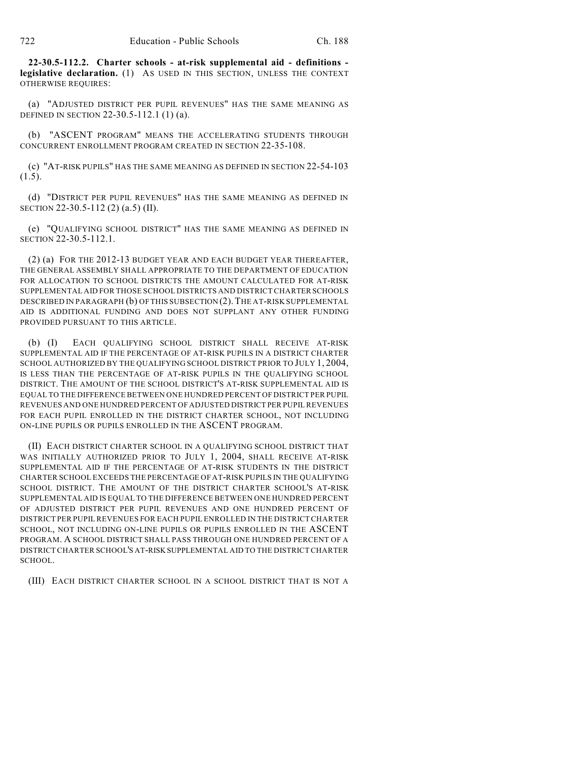**22-30.5-112.2. Charter schools - at-risk supplemental aid - definitions - legislative declaration.** (1) AS USED IN THIS SECTION, UNLESS THE CONTEXT OTHERWISE REQUIRES:

(a) "ADJUSTED DISTRICT PER PUPIL REVENUES" HAS THE SAME MEANING AS DEFINED IN SECTION 22-30.5-112.1 (1) (a).

(b) "ASCENT PROGRAM" MEANS THE ACCELERATING STUDENTS THROUGH CONCURRENT ENROLLMENT PROGRAM CREATED IN SECTION 22-35-108.

(c) "AT-RISK PUPILS" HAS THE SAME MEANING AS DEFINED IN SECTION 22-54-103 (1.5).

(d) "DISTRICT PER PUPIL REVENUES" HAS THE SAME MEANING AS DEFINED IN SECTION 22-30.5-112 (2) (a.5) (II).

(e) "QUALIFYING SCHOOL DISTRICT" HAS THE SAME MEANING AS DEFINED IN SECTION 22-30.5-112.1.

(2) (a) FOR THE 2012-13 BUDGET YEAR AND EACH BUDGET YEAR THEREAFTER, THE GENERAL ASSEMBLY SHALL APPROPRIATE TO THE DEPARTMENT OF EDUCATION FOR ALLOCATION TO SCHOOL DISTRICTS THE AMOUNT CALCULATED FOR AT-RISK SUPPLEMENTAL AID FOR THOSE SCHOOL DISTRICTS AND DISTRICT CHARTER SCHOOLS DESCRIBED IN PARAGRAPH (b) OF THIS SUBSECTION (2). THE AT-RISK SUPPLEMENTAL AID IS ADDITIONAL FUNDING AND DOES NOT SUPPLANT ANY OTHER FUNDING PROVIDED PURSUANT TO THIS ARTICLE.

(b) (I) EACH QUALIFYING SCHOOL DISTRICT SHALL RECEIVE AT-RISK SUPPLEMENTAL AID IF THE PERCENTAGE OF AT-RISK PUPILS IN A DISTRICT CHARTER SCHOOL AUTHORIZED BY THE QUALIFYING SCHOOL DISTRICT PRIOR TO JULY 1, 2004, IS LESS THAN THE PERCENTAGE OF AT-RISK PUPILS IN THE QUALIFYING SCHOOL DISTRICT. THE AMOUNT OF THE SCHOOL DISTRICT'S AT-RISK SUPPLEMENTAL AID IS EQUAL TO THE DIFFERENCE BETWEEN ONE HUNDRED PERCENT OF DISTRICT PER PUPIL REVENUES AND ONE HUNDRED PERCENT OF ADJUSTED DISTRICT PER PUPIL REVENUES FOR EACH PUPIL ENROLLED IN THE DISTRICT CHARTER SCHOOL, NOT INCLUDING ON-LINE PUPILS OR PUPILS ENROLLED IN THE ASCENT PROGRAM.

(II) EACH DISTRICT CHARTER SCHOOL IN A QUALIFYING SCHOOL DISTRICT THAT WAS INITIALLY AUTHORIZED PRIOR TO JULY 1, 2004, SHALL RECEIVE AT-RISK SUPPLEMENTAL AID IF THE PERCENTAGE OF AT-RISK STUDENTS IN THE DISTRICT CHARTER SCHOOL EXCEEDS THE PERCENTAGE OF AT-RISK PUPILS IN THE QUALIFYING SCHOOL DISTRICT. THE AMOUNT OF THE DISTRICT CHARTER SCHOOL'S AT-RISK SUPPLEMENTAL AID IS EQUAL TO THE DIFFERENCE BETWEEN ONE HUNDRED PERCENT OF ADJUSTED DISTRICT PER PUPIL REVENUES AND ONE HUNDRED PERCENT OF DISTRICT PER PUPIL REVENUES FOR EACH PUPIL ENROLLED IN THE DISTRICT CHARTER SCHOOL, NOT INCLUDING ON-LINE PUPILS OR PUPILS ENROLLED IN THE ASCENT PROGRAM. A SCHOOL DISTRICT SHALL PASS THROUGH ONE HUNDRED PERCENT OF A DISTRICT CHARTER SCHOOL'S AT-RISK SUPPLEMENTAL AID TO THE DISTRICT CHARTER SCHOOL.

(III) EACH DISTRICT CHARTER SCHOOL IN A SCHOOL DISTRICT THAT IS NOT A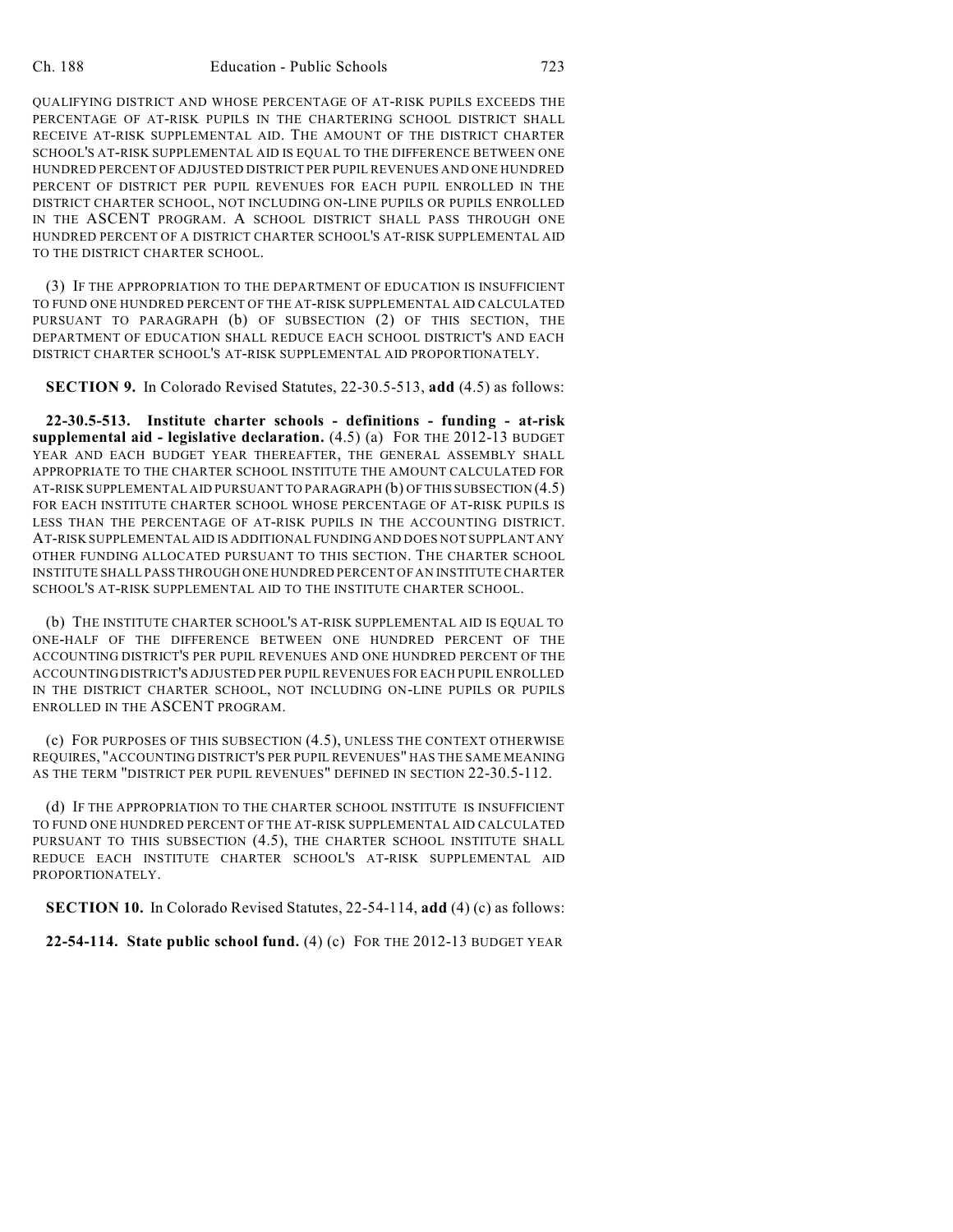QUALIFYING DISTRICT AND WHOSE PERCENTAGE OF AT-RISK PUPILS EXCEEDS THE PERCENTAGE OF AT-RISK PUPILS IN THE CHARTERING SCHOOL DISTRICT SHALL RECEIVE AT-RISK SUPPLEMENTAL AID. THE AMOUNT OF THE DISTRICT CHARTER SCHOOL'S AT-RISK SUPPLEMENTAL AID IS EQUAL TO THE DIFFERENCE BETWEEN ONE HUNDRED PERCENT OF ADJUSTED DISTRICT PER PUPIL REVENUES AND ONE HUNDRED PERCENT OF DISTRICT PER PUPIL REVENUES FOR EACH PUPIL ENROLLED IN THE DISTRICT CHARTER SCHOOL, NOT INCLUDING ON-LINE PUPILS OR PUPILS ENROLLED IN THE ASCENT PROGRAM. A SCHOOL DISTRICT SHALL PASS THROUGH ONE HUNDRED PERCENT OF A DISTRICT CHARTER SCHOOL'S AT-RISK SUPPLEMENTAL AID TO THE DISTRICT CHARTER SCHOOL.

(3) IF THE APPROPRIATION TO THE DEPARTMENT OF EDUCATION IS INSUFFICIENT TO FUND ONE HUNDRED PERCENT OF THE AT-RISK SUPPLEMENTAL AID CALCULATED PURSUANT TO PARAGRAPH (b) OF SUBSECTION (2) OF THIS SECTION, THE DEPARTMENT OF EDUCATION SHALL REDUCE EACH SCHOOL DISTRICT'S AND EACH DISTRICT CHARTER SCHOOL'S AT-RISK SUPPLEMENTAL AID PROPORTIONATELY.

**SECTION 9.** In Colorado Revised Statutes, 22-30.5-513, **add** (4.5) as follows:

**22-30.5-513. Institute charter schools - definitions - funding - at-risk supplemental aid - legislative declaration.** (4.5) (a) FOR THE 2012-13 BUDGET YEAR AND EACH BUDGET YEAR THEREAFTER, THE GENERAL ASSEMBLY SHALL APPROPRIATE TO THE CHARTER SCHOOL INSTITUTE THE AMOUNT CALCULATED FOR AT-RISK SUPPLEMENTAL AID PURSUANT TO PARAGRAPH (b) OF THIS SUBSECTION (4.5) FOR EACH INSTITUTE CHARTER SCHOOL WHOSE PERCENTAGE OF AT-RISK PUPILS IS LESS THAN THE PERCENTAGE OF AT-RISK PUPILS IN THE ACCOUNTING DISTRICT. AT-RISK SUPPLEMENTAL AID IS ADDITIONAL FUNDING AND DOES NOT SUPPLANT ANY OTHER FUNDING ALLOCATED PURSUANT TO THIS SECTION. THE CHARTER SCHOOL INSTITUTE SHALL PASS THROUGH ONE HUNDRED PERCENT OF AN INSTITUTE CHARTER SCHOOL'S AT-RISK SUPPLEMENTAL AID TO THE INSTITUTE CHARTER SCHOOL.

(b) THE INSTITUTE CHARTER SCHOOL'S AT-RISK SUPPLEMENTAL AID IS EQUAL TO ONE-HALF OF THE DIFFERENCE BETWEEN ONE HUNDRED PERCENT OF THE ACCOUNTING DISTRICT'S PER PUPIL REVENUES AND ONE HUNDRED PERCENT OF THE ACCOUNTING DISTRICT'S ADJUSTED PER PUPIL REVENUES FOR EACH PUPIL ENROLLED IN THE DISTRICT CHARTER SCHOOL, NOT INCLUDING ON-LINE PUPILS OR PUPILS ENROLLED IN THE ASCENT PROGRAM.

(c) FOR PURPOSES OF THIS SUBSECTION (4.5), UNLESS THE CONTEXT OTHERWISE REQUIRES, "ACCOUNTING DISTRICT'S PER PUPIL REVENUES" HAS THE SAME MEANING AS THE TERM "DISTRICT PER PUPIL REVENUES" DEFINED IN SECTION 22-30.5-112.

(d) IF THE APPROPRIATION TO THE CHARTER SCHOOL INSTITUTE IS INSUFFICIENT TO FUND ONE HUNDRED PERCENT OF THE AT-RISK SUPPLEMENTAL AID CALCULATED PURSUANT TO THIS SUBSECTION (4.5), THE CHARTER SCHOOL INSTITUTE SHALL REDUCE EACH INSTITUTE CHARTER SCHOOL'S AT-RISK SUPPLEMENTAL AID PROPORTIONATELY.

**SECTION 10.** In Colorado Revised Statutes, 22-54-114, **add** (4) (c) as follows:

**22-54-114. State public school fund.** (4) (c) FOR THE 2012-13 BUDGET YEAR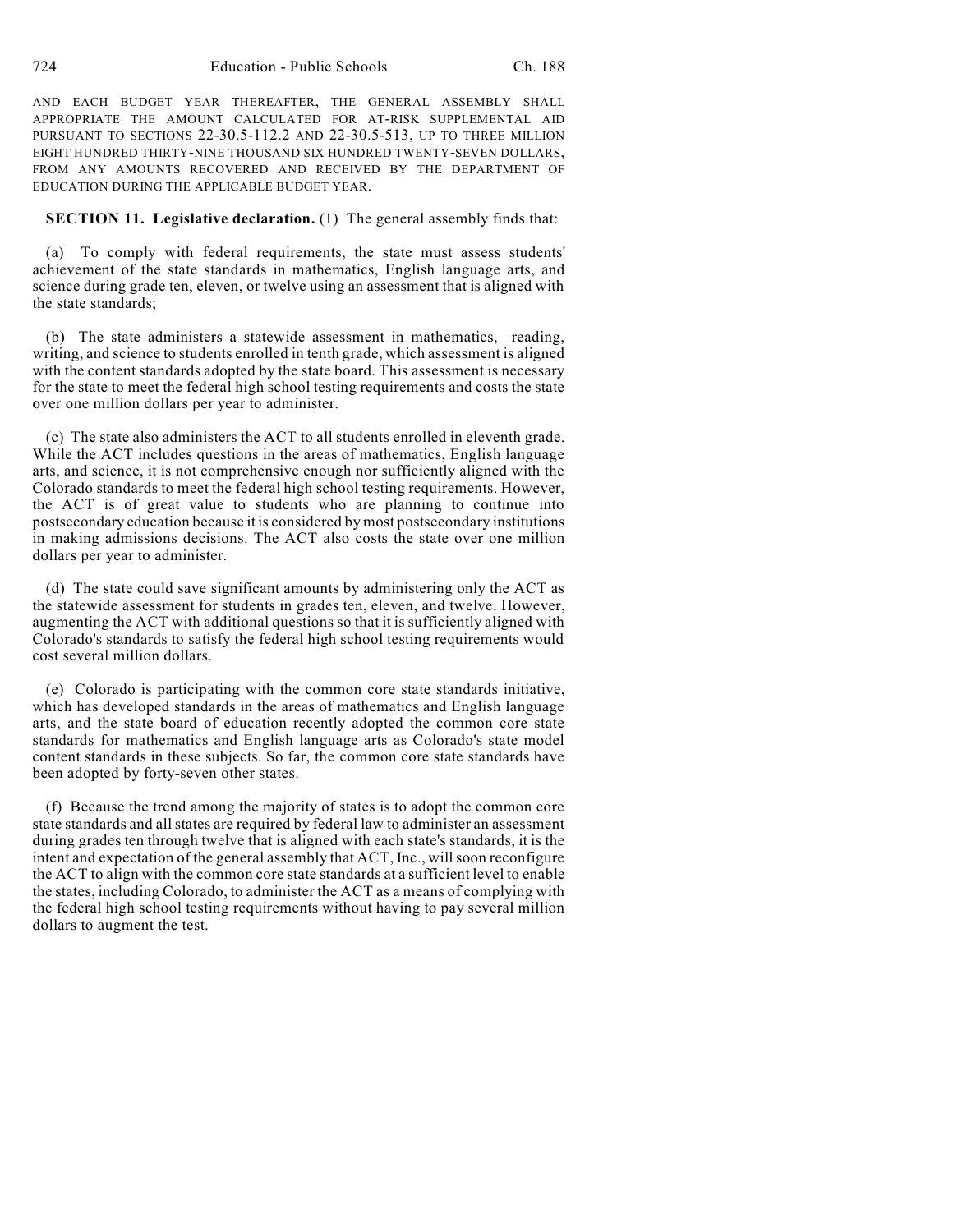AND EACH BUDGET YEAR THEREAFTER, THE GENERAL ASSEMBLY SHALL APPROPRIATE THE AMOUNT CALCULATED FOR AT-RISK SUPPLEMENTAL AID PURSUANT TO SECTIONS 22-30.5-112.2 AND 22-30.5-513, UP TO THREE MILLION EIGHT HUNDRED THIRTY-NINE THOUSAND SIX HUNDRED TWENTY-SEVEN DOLLARS, FROM ANY AMOUNTS RECOVERED AND RECEIVED BY THE DEPARTMENT OF EDUCATION DURING THE APPLICABLE BUDGET YEAR.

**SECTION 11. Legislative declaration.** (1) The general assembly finds that:

(a) To comply with federal requirements, the state must assess students' achievement of the state standards in mathematics, English language arts, and science during grade ten, eleven, or twelve using an assessment that is aligned with the state standards;

(b) The state administers a statewide assessment in mathematics, reading, writing, and science to students enrolled in tenth grade, which assessment is aligned with the content standards adopted by the state board. This assessment is necessary for the state to meet the federal high school testing requirements and costs the state over one million dollars per year to administer.

(c) The state also administers the ACT to all students enrolled in eleventh grade. While the ACT includes questions in the areas of mathematics, English language arts, and science, it is not comprehensive enough nor sufficiently aligned with the Colorado standards to meet the federal high school testing requirements. However, the ACT is of great value to students who are planning to continue into postsecondary education because it is considered by most postsecondary institutions in making admissions decisions. The ACT also costs the state over one million dollars per year to administer.

(d) The state could save significant amounts by administering only the ACT as the statewide assessment for students in grades ten, eleven, and twelve. However, augmenting the ACT with additional questions so that it is sufficiently aligned with Colorado's standards to satisfy the federal high school testing requirements would cost several million dollars.

(e) Colorado is participating with the common core state standards initiative, which has developed standards in the areas of mathematics and English language arts, and the state board of education recently adopted the common core state standards for mathematics and English language arts as Colorado's state model content standards in these subjects. So far, the common core state standards have been adopted by forty-seven other states.

(f) Because the trend among the majority of states is to adopt the common core state standards and all states are required by federal law to administer an assessment during grades ten through twelve that is aligned with each state's standards, it is the intent and expectation of the general assembly that ACT, Inc., will soon reconfigure the ACT to align with the common core state standards at a sufficient level to enable the states, including Colorado, to administer the ACT as a means of complying with the federal high school testing requirements without having to pay several million dollars to augment the test.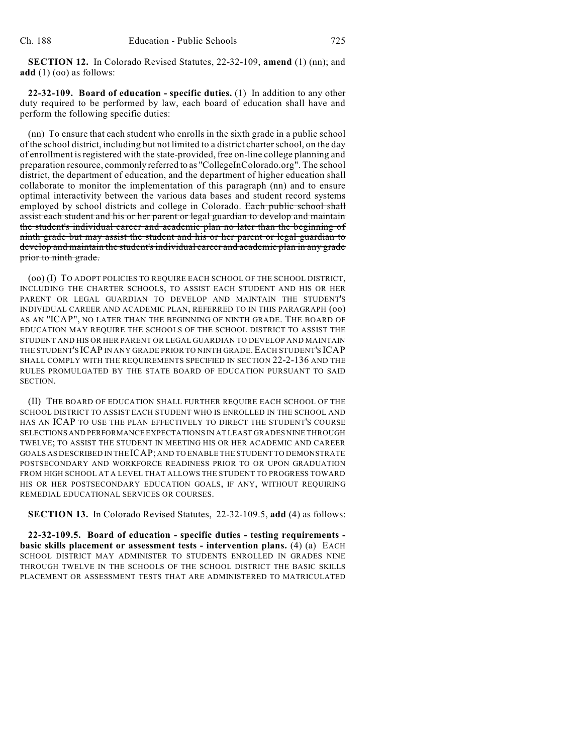**SECTION 12.** In Colorado Revised Statutes, 22-32-109, **amend** (1) (nn); and **add** (1) (oo) as follows:

**22-32-109. Board of education - specific duties.** (1) In addition to any other duty required to be performed by law, each board of education shall have and perform the following specific duties:

(nn) To ensure that each student who enrolls in the sixth grade in a public school of the school district, including but not limited to a district charter school, on the day of enrollment is registered with the state-provided, free on-line college planning and preparation resource, commonly referred to as "CollegeInColorado.org". The school district, the department of education, and the department of higher education shall collaborate to monitor the implementation of this paragraph (nn) and to ensure optimal interactivity between the various data bases and student record systems employed by school districts and college in Colorado. ~~Each public school shall assist each student and his or her parent or legal guardian to develop and maintain the student's individual career and academic plan no later than the beginning of ninth grade but may assist the student and his or her parent or legal guardian to develop and maintain the student's individual career and academic plan in any grade prior to ninth grade.~~

(oo) (I) TO ADOPT POLICIES TO REQUIRE EACH SCHOOL OF THE SCHOOL DISTRICT, INCLUDING THE CHARTER SCHOOLS, TO ASSIST EACH STUDENT AND HIS OR HER PARENT OR LEGAL GUARDIAN TO DEVELOP AND MAINTAIN THE STUDENT'S INDIVIDUAL CAREER AND ACADEMIC PLAN, REFERRED TO IN THIS PARAGRAPH (oo) AS AN "ICAP", NO LATER THAN THE BEGINNING OF NINTH GRADE. THE BOARD OF EDUCATION MAY REQUIRE THE SCHOOLS OF THE SCHOOL DISTRICT TO ASSIST THE STUDENT AND HIS OR HER PARENT OR LEGAL GUARDIAN TO DEVELOP AND MAINTAIN THE STUDENT'S ICAP IN ANY GRADE PRIOR TO NINTH GRADE. EACH STUDENT'S ICAP SHALL COMPLY WITH THE REQUIREMENTS SPECIFIED IN SECTION 22-2-136 AND THE RULES PROMULGATED BY THE STATE BOARD OF EDUCATION PURSUANT TO SAID SECTION.

(II) THE BOARD OF EDUCATION SHALL FURTHER REQUIRE EACH SCHOOL OF THE SCHOOL DISTRICT TO ASSIST EACH STUDENT WHO IS ENROLLED IN THE SCHOOL AND HAS AN ICAP TO USE THE PLAN EFFECTIVELY TO DIRECT THE STUDENT'S COURSE SELECTIONS AND PERFORMANCE EXPECTATIONS IN AT LEAST GRADES NINE THROUGH TWELVE; TO ASSIST THE STUDENT IN MEETING HIS OR HER ACADEMIC AND CAREER GOALS AS DESCRIBED IN THE ICAP; AND TO ENABLE THE STUDENT TO DEMONSTRATE POSTSECONDARY AND WORKFORCE READINESS PRIOR TO OR UPON GRADUATION FROM HIGH SCHOOL AT A LEVEL THAT ALLOWS THE STUDENT TO PROGRESS TOWARD HIS OR HER POSTSECONDARY EDUCATION GOALS, IF ANY, WITHOUT REQUIRING REMEDIAL EDUCATIONAL SERVICES OR COURSES.

**SECTION 13.** In Colorado Revised Statutes, 22-32-109.5, **add** (4) as follows:

**22-32-109.5. Board of education - specific duties - testing requirements - basic skills placement or assessment tests - intervention plans.** (4) (a) EACH SCHOOL DISTRICT MAY ADMINISTER TO STUDENTS ENROLLED IN GRADES NINE THROUGH TWELVE IN THE SCHOOLS OF THE SCHOOL DISTRICT THE BASIC SKILLS PLACEMENT OR ASSESSMENT TESTS THAT ARE ADMINISTERED TO MATRICULATED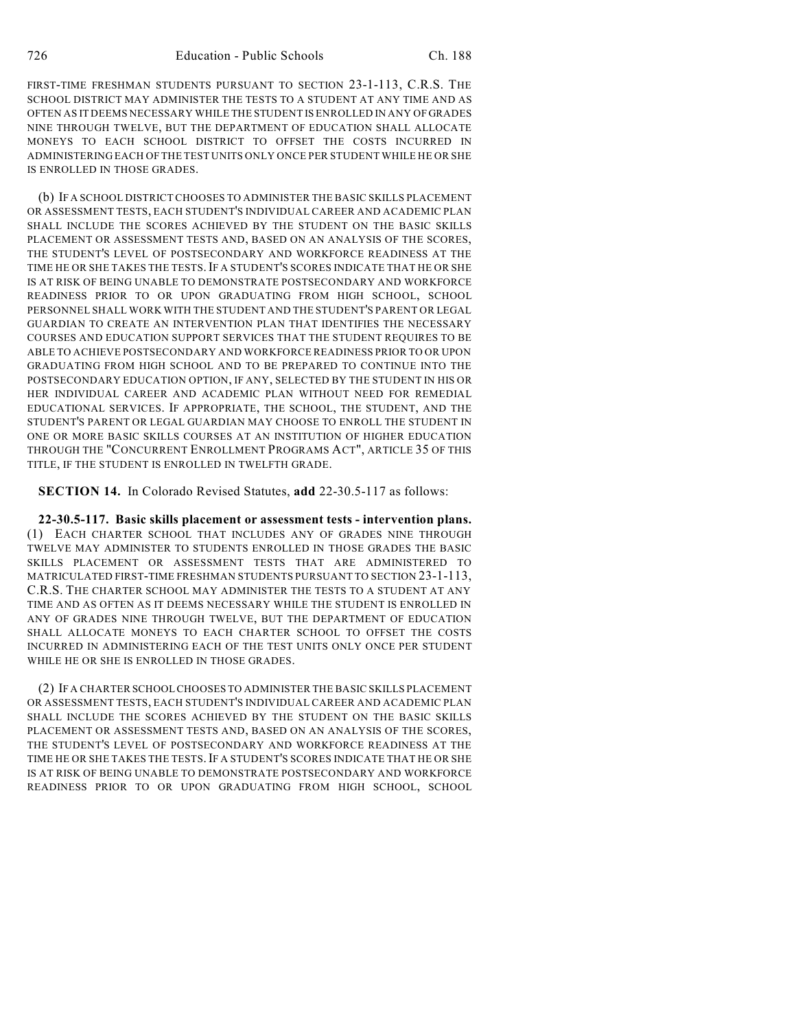FIRST-TIME FRESHMAN STUDENTS PURSUANT TO SECTION 23-1-113, C.R.S. THE SCHOOL DISTRICT MAY ADMINISTER THE TESTS TO A STUDENT AT ANY TIME AND AS OFTEN AS IT DEEMS NECESSARY WHILE THE STUDENT IS ENROLLED IN ANY OF GRADES NINE THROUGH TWELVE, BUT THE DEPARTMENT OF EDUCATION SHALL ALLOCATE MONEYS TO EACH SCHOOL DISTRICT TO OFFSET THE COSTS INCURRED IN ADMINISTERING EACH OF THE TEST UNITS ONLY ONCE PER STUDENT WHILE HE OR SHE IS ENROLLED IN THOSE GRADES.

(b) IF A SCHOOL DISTRICT CHOOSES TO ADMINISTER THE BASIC SKILLS PLACEMENT OR ASSESSMENT TESTS, EACH STUDENT'S INDIVIDUAL CAREER AND ACADEMIC PLAN SHALL INCLUDE THE SCORES ACHIEVED BY THE STUDENT ON THE BASIC SKILLS PLACEMENT OR ASSESSMENT TESTS AND, BASED ON AN ANALYSIS OF THE SCORES, THE STUDENT'S LEVEL OF POSTSECONDARY AND WORKFORCE READINESS AT THE TIME HE OR SHE TAKES THE TESTS. IF A STUDENT'S SCORES INDICATE THAT HE OR SHE IS AT RISK OF BEING UNABLE TO DEMONSTRATE POSTSECONDARY AND WORKFORCE READINESS PRIOR TO OR UPON GRADUATING FROM HIGH SCHOOL, SCHOOL PERSONNEL SHALL WORK WITH THE STUDENT AND THE STUDENT'S PARENT OR LEGAL GUARDIAN TO CREATE AN INTERVENTION PLAN THAT IDENTIFIES THE NECESSARY COURSES AND EDUCATION SUPPORT SERVICES THAT THE STUDENT REQUIRES TO BE ABLE TO ACHIEVE POSTSECONDARY AND WORKFORCE READINESS PRIOR TO OR UPON GRADUATING FROM HIGH SCHOOL AND TO BE PREPARED TO CONTINUE INTO THE POSTSECONDARY EDUCATION OPTION, IF ANY, SELECTED BY THE STUDENT IN HIS OR HER INDIVIDUAL CAREER AND ACADEMIC PLAN WITHOUT NEED FOR REMEDIAL EDUCATIONAL SERVICES. IF APPROPRIATE, THE SCHOOL, THE STUDENT, AND THE STUDENT'S PARENT OR LEGAL GUARDIAN MAY CHOOSE TO ENROLL THE STUDENT IN ONE OR MORE BASIC SKILLS COURSES AT AN INSTITUTION OF HIGHER EDUCATION THROUGH THE "CONCURRENT ENROLLMENT PROGRAMS ACT", ARTICLE 35 OF THIS TITLE, IF THE STUDENT IS ENROLLED IN TWELFTH GRADE.

**SECTION 14.** In Colorado Revised Statutes, **add** 22-30.5-117 as follows:

**22-30.5-117. Basic skills placement or assessment tests - intervention plans.** (1) EACH CHARTER SCHOOL THAT INCLUDES ANY OF GRADES NINE THROUGH TWELVE MAY ADMINISTER TO STUDENTS ENROLLED IN THOSE GRADES THE BASIC SKILLS PLACEMENT OR ASSESSMENT TESTS THAT ARE ADMINISTERED TO MATRICULATED FIRST-TIME FRESHMAN STUDENTS PURSUANT TO SECTION 23-1-113, C.R.S. THE CHARTER SCHOOL MAY ADMINISTER THE TESTS TO A STUDENT AT ANY TIME AND AS OFTEN AS IT DEEMS NECESSARY WHILE THE STUDENT IS ENROLLED IN ANY OF GRADES NINE THROUGH TWELVE, BUT THE DEPARTMENT OF EDUCATION SHALL ALLOCATE MONEYS TO EACH CHARTER SCHOOL TO OFFSET THE COSTS INCURRED IN ADMINISTERING EACH OF THE TEST UNITS ONLY ONCE PER STUDENT WHILE HE OR SHE IS ENROLLED IN THOSE GRADES.

(2) IF A CHARTER SCHOOL CHOOSES TO ADMINISTER THE BASIC SKILLS PLACEMENT OR ASSESSMENT TESTS, EACH STUDENT'S INDIVIDUAL CAREER AND ACADEMIC PLAN SHALL INCLUDE THE SCORES ACHIEVED BY THE STUDENT ON THE BASIC SKILLS PLACEMENT OR ASSESSMENT TESTS AND, BASED ON AN ANALYSIS OF THE SCORES, THE STUDENT'S LEVEL OF POSTSECONDARY AND WORKFORCE READINESS AT THE TIME HE OR SHE TAKES THE TESTS. IF A STUDENT'S SCORES INDICATE THAT HE OR SHE IS AT RISK OF BEING UNABLE TO DEMONSTRATE POSTSECONDARY AND WORKFORCE READINESS PRIOR TO OR UPON GRADUATING FROM HIGH SCHOOL, SCHOOL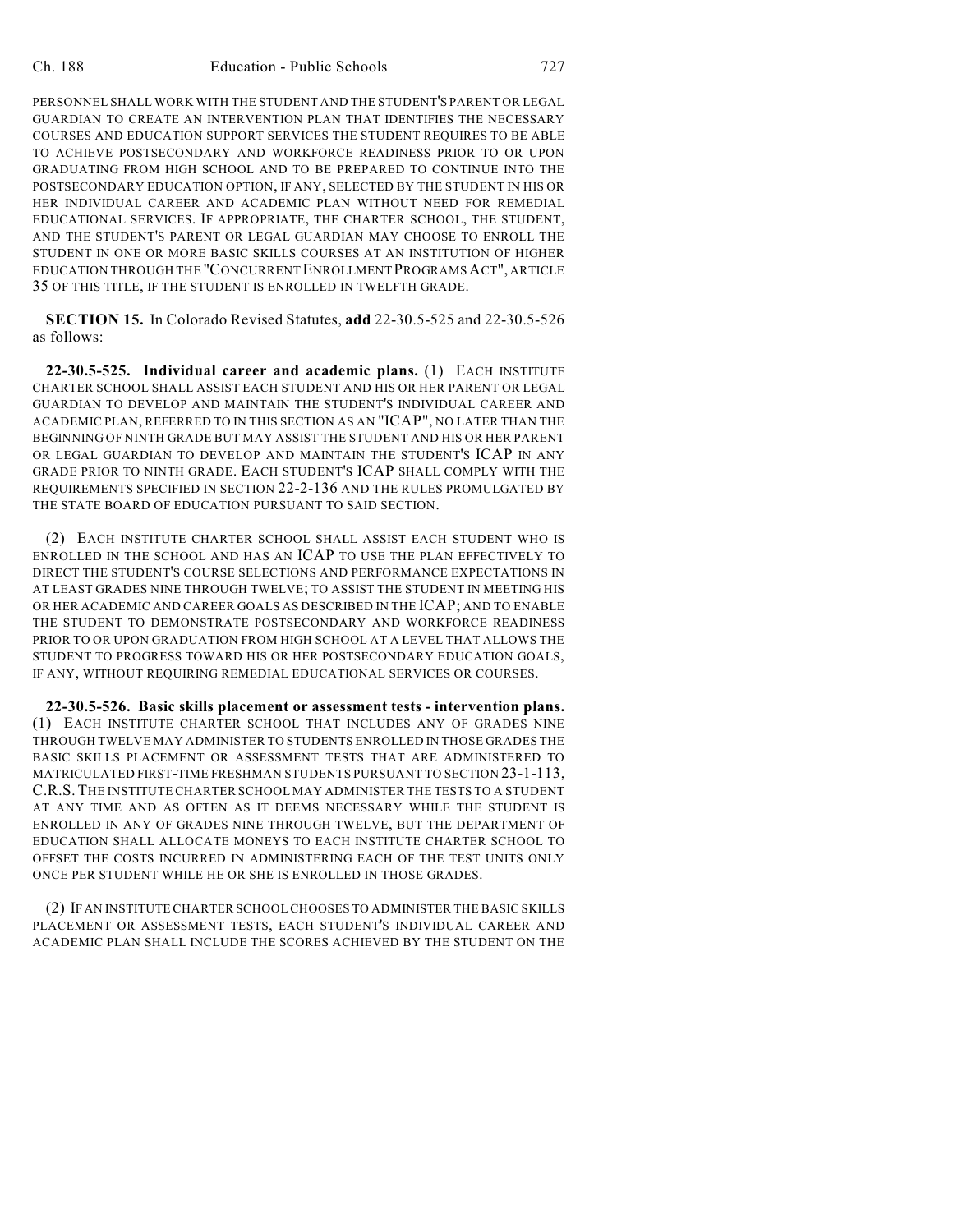PERSONNEL SHALL WORK WITH THE STUDENT AND THE STUDENT'S PARENT OR LEGAL GUARDIAN TO CREATE AN INTERVENTION PLAN THAT IDENTIFIES THE NECESSARY COURSES AND EDUCATION SUPPORT SERVICES THE STUDENT REQUIRES TO BE ABLE TO ACHIEVE POSTSECONDARY AND WORKFORCE READINESS PRIOR TO OR UPON GRADUATING FROM HIGH SCHOOL AND TO BE PREPARED TO CONTINUE INTO THE POSTSECONDARY EDUCATION OPTION, IF ANY, SELECTED BY THE STUDENT IN HIS OR HER INDIVIDUAL CAREER AND ACADEMIC PLAN WITHOUT NEED FOR REMEDIAL EDUCATIONAL SERVICES. IF APPROPRIATE, THE CHARTER SCHOOL, THE STUDENT, AND THE STUDENT'S PARENT OR LEGAL GUARDIAN MAY CHOOSE TO ENROLL THE STUDENT IN ONE OR MORE BASIC SKILLS COURSES AT AN INSTITUTION OF HIGHER EDUCATION THROUGH THE "CONCURRENT ENROLLMENT PROGRAMS ACT", ARTICLE 35 OF THIS TITLE, IF THE STUDENT IS ENROLLED IN TWELFTH GRADE.

**SECTION 15.** In Colorado Revised Statutes, **add** 22-30.5-525 and 22-30.5-526 as follows:

**22-30.5-525. Individual career and academic plans.** (1) EACH INSTITUTE CHARTER SCHOOL SHALL ASSIST EACH STUDENT AND HIS OR HER PARENT OR LEGAL GUARDIAN TO DEVELOP AND MAINTAIN THE STUDENT'S INDIVIDUAL CAREER AND ACADEMIC PLAN, REFERRED TO IN THIS SECTION AS AN "ICAP", NO LATER THAN THE BEGINNING OF NINTH GRADE BUT MAY ASSIST THE STUDENT AND HIS OR HER PARENT OR LEGAL GUARDIAN TO DEVELOP AND MAINTAIN THE STUDENT'S ICAP IN ANY GRADE PRIOR TO NINTH GRADE. EACH STUDENT'S ICAP SHALL COMPLY WITH THE REQUIREMENTS SPECIFIED IN SECTION 22-2-136 AND THE RULES PROMULGATED BY THE STATE BOARD OF EDUCATION PURSUANT TO SAID SECTION.

(2) EACH INSTITUTE CHARTER SCHOOL SHALL ASSIST EACH STUDENT WHO IS ENROLLED IN THE SCHOOL AND HAS AN ICAP TO USE THE PLAN EFFECTIVELY TO DIRECT THE STUDENT'S COURSE SELECTIONS AND PERFORMANCE EXPECTATIONS IN AT LEAST GRADES NINE THROUGH TWELVE; TO ASSIST THE STUDENT IN MEETING HIS OR HER ACADEMIC AND CAREER GOALS AS DESCRIBED IN THE ICAP; AND TO ENABLE THE STUDENT TO DEMONSTRATE POSTSECONDARY AND WORKFORCE READINESS PRIOR TO OR UPON GRADUATION FROM HIGH SCHOOL AT A LEVEL THAT ALLOWS THE STUDENT TO PROGRESS TOWARD HIS OR HER POSTSECONDARY EDUCATION GOALS, IF ANY, WITHOUT REQUIRING REMEDIAL EDUCATIONAL SERVICES OR COURSES.

**22-30.5-526. Basic skills placement or assessment tests - intervention plans.** (1) EACH INSTITUTE CHARTER SCHOOL THAT INCLUDES ANY OF GRADES NINE THROUGH TWELVE MAY ADMINISTER TO STUDENTS ENROLLED IN THOSE GRADES THE BASIC SKILLS PLACEMENT OR ASSESSMENT TESTS THAT ARE ADMINISTERED TO MATRICULATED FIRST-TIME FRESHMAN STUDENTS PURSUANT TO SECTION 23-1-113, C.R.S. THE INSTITUTE CHARTER SCHOOL MAY ADMINISTER THE TESTS TO A STUDENT AT ANY TIME AND AS OFTEN AS IT DEEMS NECESSARY WHILE THE STUDENT IS ENROLLED IN ANY OF GRADES NINE THROUGH TWELVE, BUT THE DEPARTMENT OF EDUCATION SHALL ALLOCATE MONEYS TO EACH INSTITUTE CHARTER SCHOOL TO OFFSET THE COSTS INCURRED IN ADMINISTERING EACH OF THE TEST UNITS ONLY ONCE PER STUDENT WHILE HE OR SHE IS ENROLLED IN THOSE GRADES.

(2) IF AN INSTITUTE CHARTER SCHOOL CHOOSES TO ADMINISTER THE BASIC SKILLS PLACEMENT OR ASSESSMENT TESTS, EACH STUDENT'S INDIVIDUAL CAREER AND ACADEMIC PLAN SHALL INCLUDE THE SCORES ACHIEVED BY THE STUDENT ON THE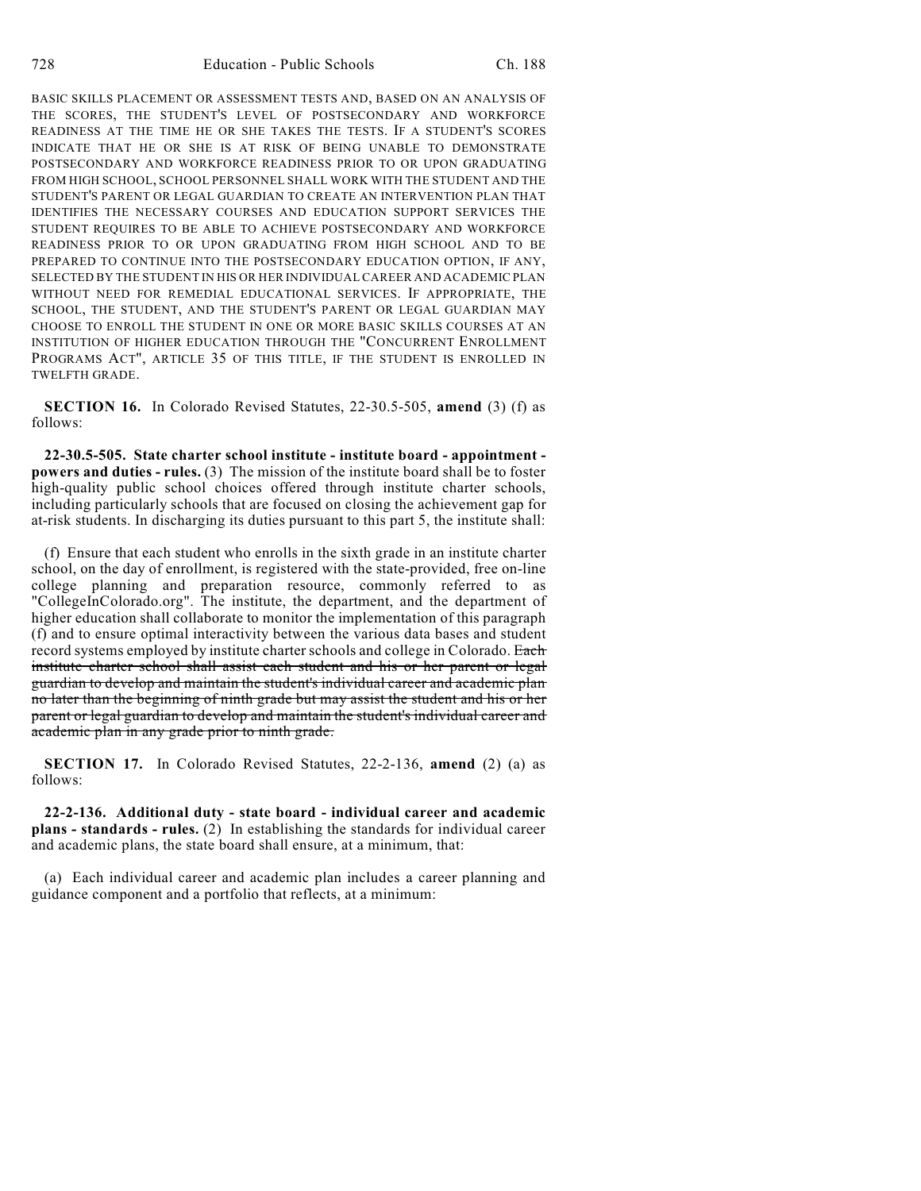BASIC SKILLS PLACEMENT OR ASSESSMENT TESTS AND, BASED ON AN ANALYSIS OF THE SCORES, THE STUDENT'S LEVEL OF POSTSECONDARY AND WORKFORCE READINESS AT THE TIME HE OR SHE TAKES THE TESTS. IF A STUDENT'S SCORES INDICATE THAT HE OR SHE IS AT RISK OF BEING UNABLE TO DEMONSTRATE POSTSECONDARY AND WORKFORCE READINESS PRIOR TO OR UPON GRADUATING FROM HIGH SCHOOL, SCHOOL PERSONNEL SHALL WORK WITH THE STUDENT AND THE STUDENT'S PARENT OR LEGAL GUARDIAN TO CREATE AN INTERVENTION PLAN THAT IDENTIFIES THE NECESSARY COURSES AND EDUCATION SUPPORT SERVICES THE STUDENT REQUIRES TO BE ABLE TO ACHIEVE POSTSECONDARY AND WORKFORCE READINESS PRIOR TO OR UPON GRADUATING FROM HIGH SCHOOL AND TO BE PREPARED TO CONTINUE INTO THE POSTSECONDARY EDUCATION OPTION, IF ANY, SELECTED BY THE STUDENT IN HIS OR HER INDIVIDUAL CAREER AND ACADEMIC PLAN WITHOUT NEED FOR REMEDIAL EDUCATIONAL SERVICES. IF APPROPRIATE, THE SCHOOL, THE STUDENT, AND THE STUDENT'S PARENT OR LEGAL GUARDIAN MAY CHOOSE TO ENROLL THE STUDENT IN ONE OR MORE BASIC SKILLS COURSES AT AN INSTITUTION OF HIGHER EDUCATION THROUGH THE "CONCURRENT ENROLLMENT PROGRAMS ACT", ARTICLE 35 OF THIS TITLE, IF THE STUDENT IS ENROLLED IN TWELFTH GRADE.

**SECTION 16.** In Colorado Revised Statutes, 22-30.5-505, **amend** (3) (f) as follows:

**22-30.5-505. State charter school institute - institute board - appointment - powers and duties - rules.** (3) The mission of the institute board shall be to foster high-quality public school choices offered through institute charter schools, including particularly schools that are focused on closing the achievement gap for at-risk students. In discharging its duties pursuant to this part 5, the institute shall:

(f) Ensure that each student who enrolls in the sixth grade in an institute charter school, on the day of enrollment, is registered with the state-provided, free on-line college planning and preparation resource, commonly referred to as "CollegeInColorado.org". The institute, the department, and the department of higher education shall collaborate to monitor the implementation of this paragraph (f) and to ensure optimal interactivity between the various data bases and student record systems employed by institute charter schools and college in Colorado. ~~Each institute charter school shall assist each student and his or her parent or legal guardian to develop and maintain the student's individual career and academic plan no later than the beginning of ninth grade but may assist the student and his or her parent or legal guardian to develop and maintain the student's individual career and academic plan in any grade prior to ninth grade.~~

**SECTION 17.** In Colorado Revised Statutes, 22-2-136, **amend** (2) (a) as follows:

**22-2-136. Additional duty - state board - individual career and academic plans - standards - rules.** (2) In establishing the standards for individual career and academic plans, the state board shall ensure, at a minimum, that:

(a) Each individual career and academic plan includes a career planning and guidance component and a portfolio that reflects, at a minimum: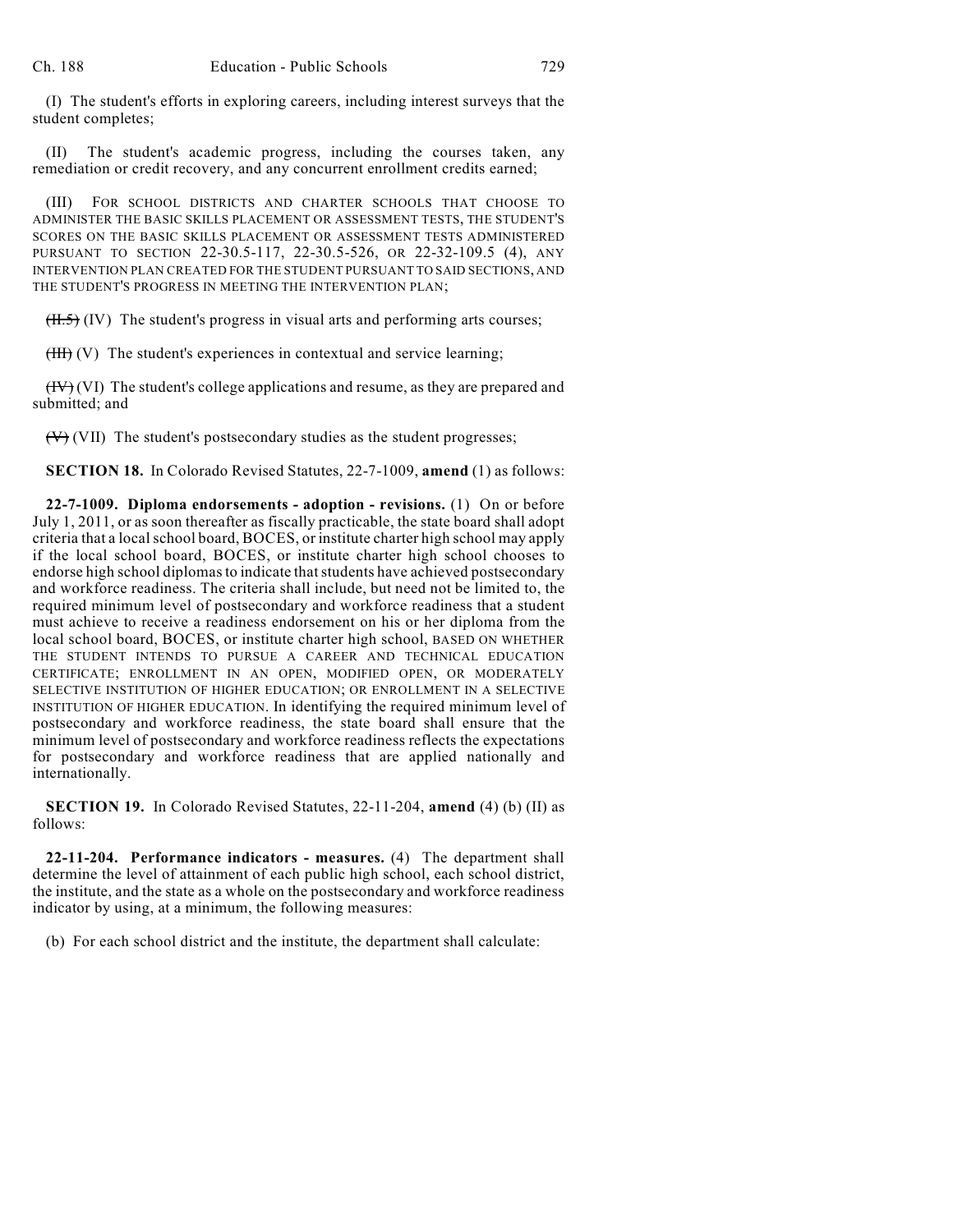(I) The student's efforts in exploring careers, including interest surveys that the student completes;

(II) The student's academic progress, including the courses taken, any remediation or credit recovery, and any concurrent enrollment credits earned;

(III) FOR SCHOOL DISTRICTS AND CHARTER SCHOOLS THAT CHOOSE TO ADMINISTER THE BASIC SKILLS PLACEMENT OR ASSESSMENT TESTS, THE STUDENT'S SCORES ON THE BASIC SKILLS PLACEMENT OR ASSESSMENT TESTS ADMINISTERED PURSUANT TO SECTION 22-30.5-117, 22-30.5-526, OR 22-32-109.5 (4), ANY INTERVENTION PLAN CREATED FOR THE STUDENT PURSUANT TO SAID SECTIONS, AND THE STUDENT'S PROGRESS IN MEETING THE INTERVENTION PLAN;

~~(II.5)~~ (IV) The student's progress in visual arts and performing arts courses;

~~(III)~~ (V) The student's experiences in contextual and service learning;

~~(IV)~~ (VI) The student's college applications and resume, as they are prepared and submitted; and

~~(V)~~ (VII) The student's postsecondary studies as the student progresses;

**SECTION 18.** In Colorado Revised Statutes, 22-7-1009, **amend** (1) as follows:

**22-7-1009. Diploma endorsements - adoption - revisions.** (1) On or before July 1, 2011, or as soon thereafter as fiscally practicable, the state board shall adopt criteria that a local school board, BOCES, or institute charter high school may apply if the local school board, BOCES, or institute charter high school chooses to endorse high school diplomas to indicate that students have achieved postsecondary and workforce readiness. The criteria shall include, but need not be limited to, the required minimum level of postsecondary and workforce readiness that a student must achieve to receive a readiness endorsement on his or her diploma from the local school board, BOCES, or institute charter high school, BASED ON WHETHER THE STUDENT INTENDS TO PURSUE A CAREER AND TECHNICAL EDUCATION CERTIFICATE; ENROLLMENT IN AN OPEN, MODIFIED OPEN, OR MODERATELY SELECTIVE INSTITUTION OF HIGHER EDUCATION; OR ENROLLMENT IN A SELECTIVE INSTITUTION OF HIGHER EDUCATION. In identifying the required minimum level of postsecondary and workforce readiness, the state board shall ensure that the minimum level of postsecondary and workforce readiness reflects the expectations for postsecondary and workforce readiness that are applied nationally and internationally.

**SECTION 19.** In Colorado Revised Statutes, 22-11-204, **amend** (4) (b) (II) as follows:

**22-11-204. Performance indicators - measures.** (4) The department shall determine the level of attainment of each public high school, each school district, the institute, and the state as a whole on the postsecondary and workforce readiness indicator by using, at a minimum, the following measures:

(b) For each school district and the institute, the department shall calculate: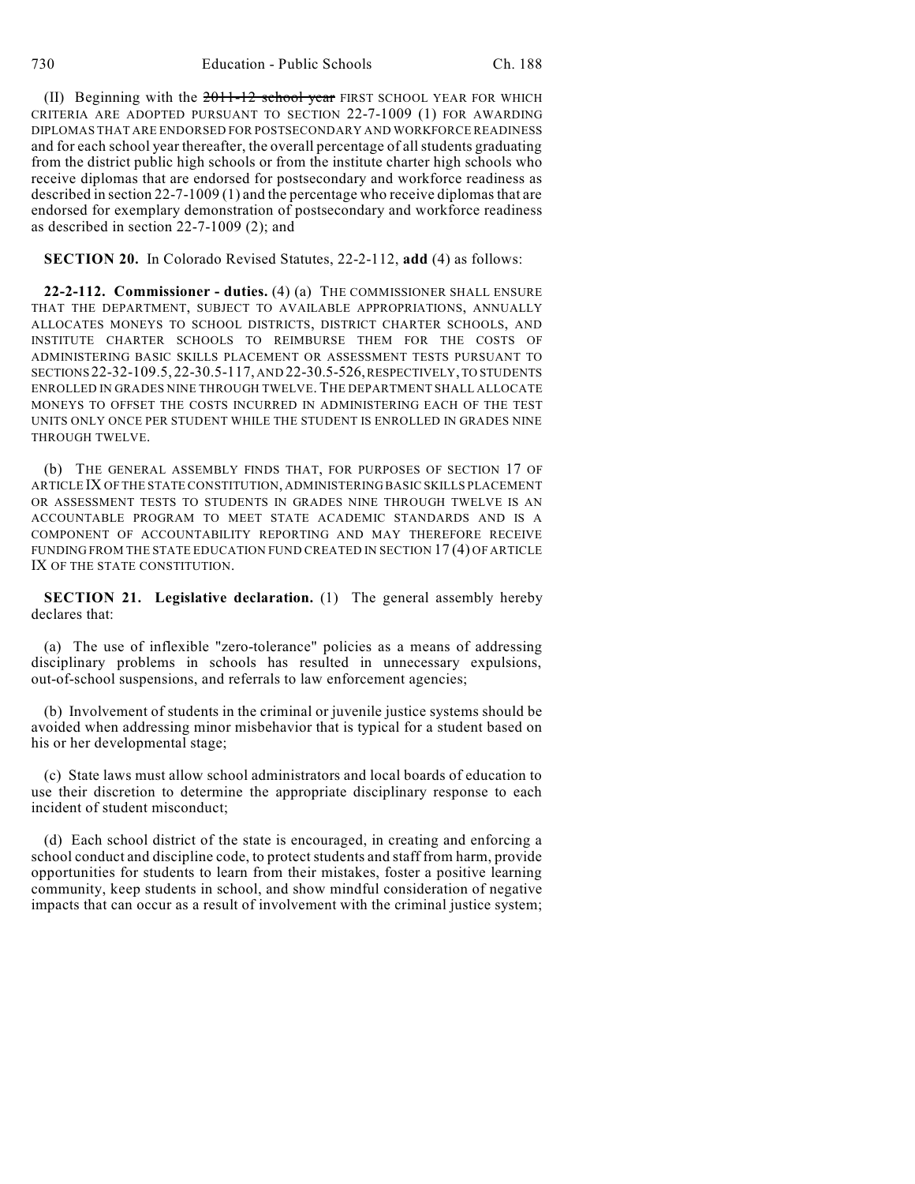(II) Beginning with the ~~2011-12 school year~~ FIRST SCHOOL YEAR FOR WHICH CRITERIA ARE ADOPTED PURSUANT TO SECTION 22-7-1009 (1) FOR AWARDING DIPLOMAS THAT ARE ENDORSED FOR POSTSECONDARY AND WORKFORCE READINESS and for each school year thereafter, the overall percentage of all students graduating from the district public high schools or from the institute charter high schools who receive diplomas that are endorsed for postsecondary and workforce readiness as described in section 22-7-1009 (1) and the percentage who receive diplomas that are endorsed for exemplary demonstration of postsecondary and workforce readiness as described in section 22-7-1009 (2); and

**SECTION 20.** In Colorado Revised Statutes, 22-2-112, **add** (4) as follows:

**22-2-112. Commissioner - duties.** (4) (a) THE COMMISSIONER SHALL ENSURE THAT THE DEPARTMENT, SUBJECT TO AVAILABLE APPROPRIATIONS, ANNUALLY ALLOCATES MONEYS TO SCHOOL DISTRICTS, DISTRICT CHARTER SCHOOLS, AND INSTITUTE CHARTER SCHOOLS TO REIMBURSE THEM FOR THE COSTS OF ADMINISTERING BASIC SKILLS PLACEMENT OR ASSESSMENT TESTS PURSUANT TO SECTIONS 22-32-109.5, 22-30.5-117, AND 22-30.5-526, RESPECTIVELY, TO STUDENTS ENROLLED IN GRADES NINE THROUGH TWELVE. THE DEPARTMENT SHALL ALLOCATE MONEYS TO OFFSET THE COSTS INCURRED IN ADMINISTERING EACH OF THE TEST UNITS ONLY ONCE PER STUDENT WHILE THE STUDENT IS ENROLLED IN GRADES NINE THROUGH TWELVE.

(b) THE GENERAL ASSEMBLY FINDS THAT, FOR PURPOSES OF SECTION 17 OF ARTICLE IX OF THE STATE CONSTITUTION, ADMINISTERING BASIC SKILLS PLACEMENT OR ASSESSMENT TESTS TO STUDENTS IN GRADES NINE THROUGH TWELVE IS AN ACCOUNTABLE PROGRAM TO MEET STATE ACADEMIC STANDARDS AND IS A COMPONENT OF ACCOUNTABILITY REPORTING AND MAY THEREFORE RECEIVE FUNDING FROM THE STATE EDUCATION FUND CREATED IN SECTION 17 (4) OF ARTICLE IX OF THE STATE CONSTITUTION.

**SECTION 21. Legislative declaration.** (1) The general assembly hereby declares that:

(a) The use of inflexible "zero-tolerance" policies as a means of addressing disciplinary problems in schools has resulted in unnecessary expulsions, out-of-school suspensions, and referrals to law enforcement agencies;

(b) Involvement of students in the criminal or juvenile justice systems should be avoided when addressing minor misbehavior that is typical for a student based on his or her developmental stage;

(c) State laws must allow school administrators and local boards of education to use their discretion to determine the appropriate disciplinary response to each incident of student misconduct;

(d) Each school district of the state is encouraged, in creating and enforcing a school conduct and discipline code, to protect students and staff from harm, provide opportunities for students to learn from their mistakes, foster a positive learning community, keep students in school, and show mindful consideration of negative impacts that can occur as a result of involvement with the criminal justice system;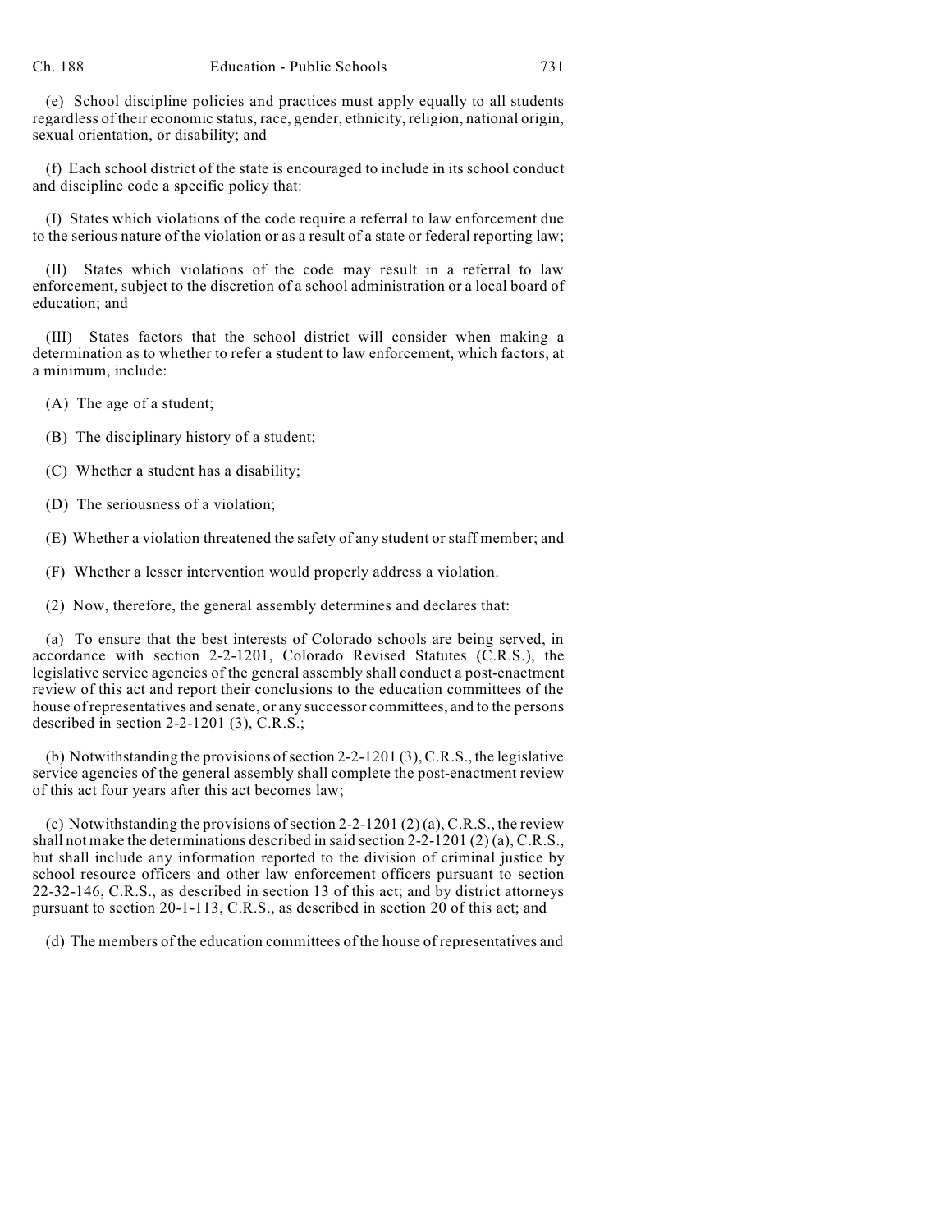(e) School discipline policies and practices must apply equally to all students regardless of their economic status, race, gender, ethnicity, religion, national origin, sexual orientation, or disability; and

(f) Each school district of the state is encouraged to include in its school conduct and discipline code a specific policy that:

(I) States which violations of the code require a referral to law enforcement due to the serious nature of the violation or as a result of a state or federal reporting law;

(II) States which violations of the code may result in a referral to law enforcement, subject to the discretion of a school administration or a local board of education; and

(III) States factors that the school district will consider when making a determination as to whether to refer a student to law enforcement, which factors, at a minimum, include:

(A) The age of a student;

(B) The disciplinary history of a student;

(C) Whether a student has a disability;

(D) The seriousness of a violation;

(E) Whether a violation threatened the safety of any student or staff member; and

(F) Whether a lesser intervention would properly address a violation.

(2) Now, therefore, the general assembly determines and declares that:

(a) To ensure that the best interests of Colorado schools are being served, in accordance with section 2-2-1201, Colorado Revised Statutes (C.R.S.), the legislative service agencies of the general assembly shall conduct a post-enactment review of this act and report their conclusions to the education committees of the house of representatives and senate, or any successor committees, and to the persons described in section 2-2-1201 (3), C.R.S.;

(b) Notwithstanding the provisions of section 2-2-1201 (3), C.R.S., the legislative service agencies of the general assembly shall complete the post-enactment review of this act four years after this act becomes law;

(c) Notwithstanding the provisions of section 2-2-1201 (2) (a), C.R.S., the review shall not make the determinations described in said section 2-2-1201 (2) (a), C.R.S., but shall include any information reported to the division of criminal justice by school resource officers and other law enforcement officers pursuant to section 22-32-146, C.R.S., as described in section 13 of this act; and by district attorneys pursuant to section 20-1-113, C.R.S., as described in section 20 of this act; and

(d) The members of the education committees of the house of representatives and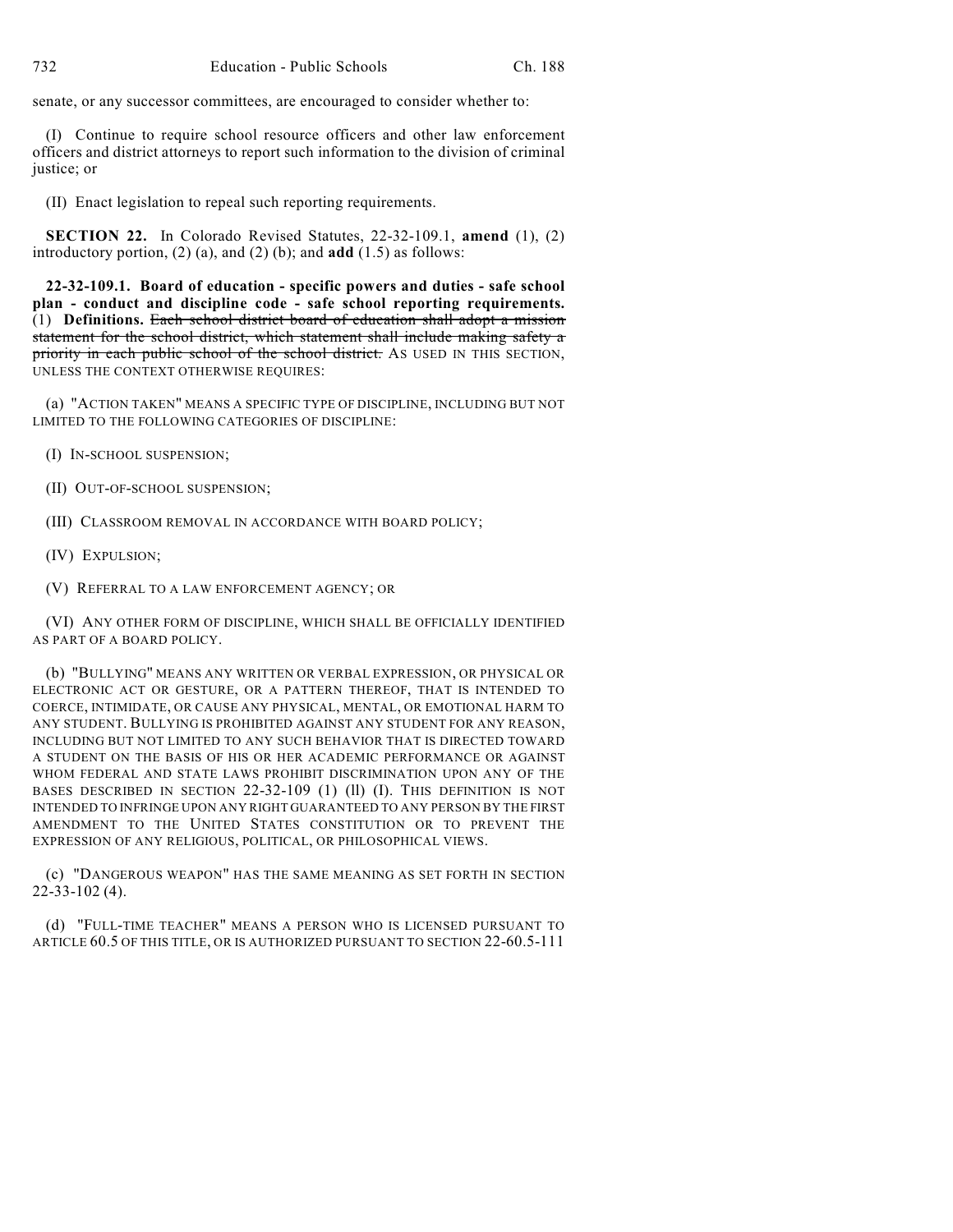senate, or any successor committees, are encouraged to consider whether to:

(I) Continue to require school resource officers and other law enforcement officers and district attorneys to report such information to the division of criminal justice; or

(II) Enact legislation to repeal such reporting requirements.

**SECTION 22.** In Colorado Revised Statutes, 22-32-109.1, **amend** (1), (2) introductory portion, (2) (a), and (2) (b); and **add** (1.5) as follows:

**22-32-109.1. Board of education - specific powers and duties - safe school plan - conduct and discipline code - safe school reporting requirements.** (1) **Definitions.** ~~Each school district board of education shall adopt a mission statement for the school district, which statement shall include making safety a priority in each public school of the school district.~~ AS USED IN THIS SECTION, UNLESS THE CONTEXT OTHERWISE REQUIRES:

(a) "ACTION TAKEN" MEANS A SPECIFIC TYPE OF DISCIPLINE, INCLUDING BUT NOT LIMITED TO THE FOLLOWING CATEGORIES OF DISCIPLINE:

(I) IN-SCHOOL SUSPENSION;

(II) OUT-OF-SCHOOL SUSPENSION;

(III) CLASSROOM REMOVAL IN ACCORDANCE WITH BOARD POLICY;

(IV) EXPULSION;

(V) REFERRAL TO A LAW ENFORCEMENT AGENCY; OR

(VI) ANY OTHER FORM OF DISCIPLINE, WHICH SHALL BE OFFICIALLY IDENTIFIED AS PART OF A BOARD POLICY.

(b) "BULLYING" MEANS ANY WRITTEN OR VERBAL EXPRESSION, OR PHYSICAL OR ELECTRONIC ACT OR GESTURE, OR A PATTERN THEREOF, THAT IS INTENDED TO COERCE, INTIMIDATE, OR CAUSE ANY PHYSICAL, MENTAL, OR EMOTIONAL HARM TO ANY STUDENT. BULLYING IS PROHIBITED AGAINST ANY STUDENT FOR ANY REASON, INCLUDING BUT NOT LIMITED TO ANY SUCH BEHAVIOR THAT IS DIRECTED TOWARD A STUDENT ON THE BASIS OF HIS OR HER ACADEMIC PERFORMANCE OR AGAINST WHOM FEDERAL AND STATE LAWS PROHIBIT DISCRIMINATION UPON ANY OF THE BASES DESCRIBED IN SECTION 22-32-109 (1) (ll) (I). THIS DEFINITION IS NOT INTENDED TO INFRINGE UPON ANY RIGHT GUARANTEED TO ANY PERSON BY THE FIRST AMENDMENT TO THE UNITED STATES CONSTITUTION OR TO PREVENT THE EXPRESSION OF ANY RELIGIOUS, POLITICAL, OR PHILOSOPHICAL VIEWS.

(c) "DANGEROUS WEAPON" HAS THE SAME MEANING AS SET FORTH IN SECTION 22-33-102 (4).

(d) "FULL-TIME TEACHER" MEANS A PERSON WHO IS LICENSED PURSUANT TO ARTICLE 60.5 OF THIS TITLE, OR IS AUTHORIZED PURSUANT TO SECTION 22-60.5-111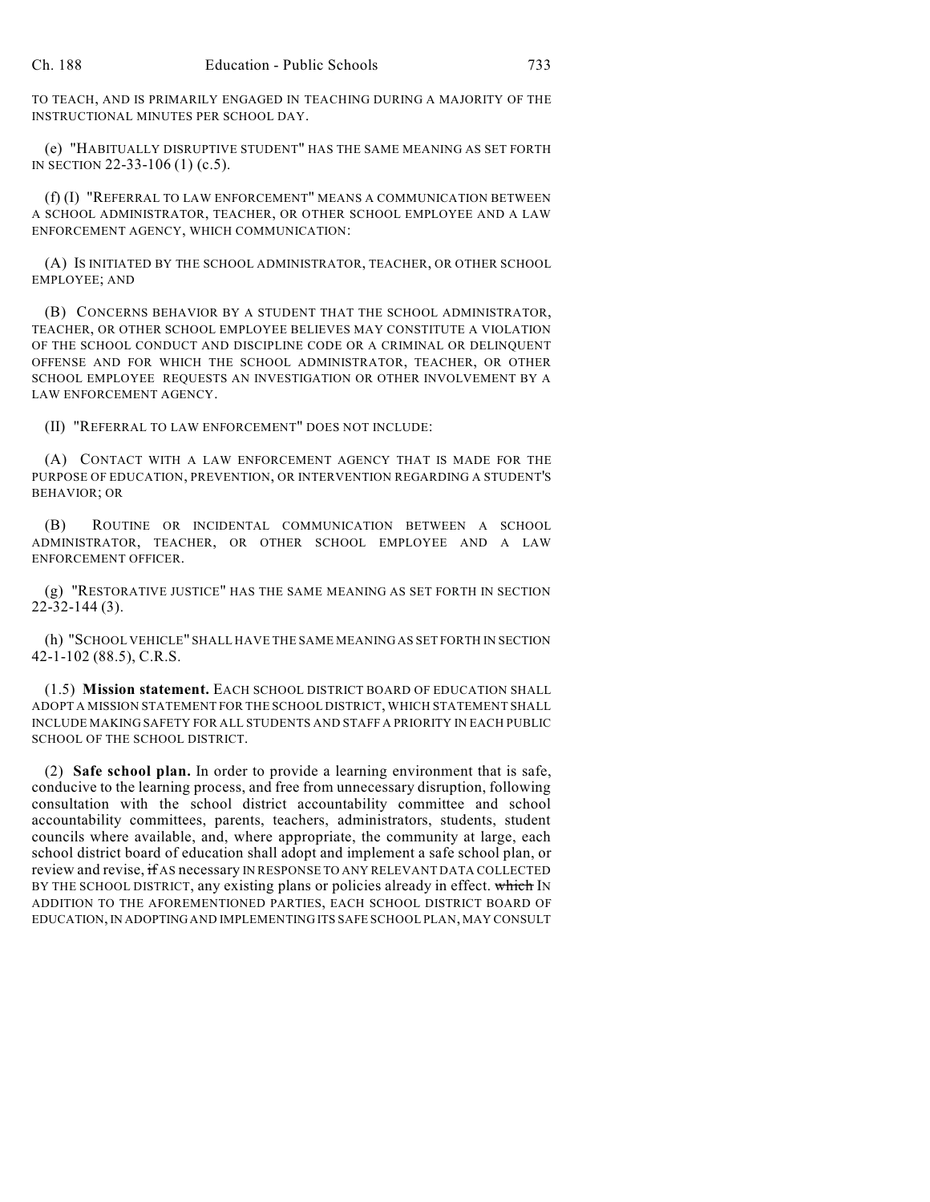TO TEACH, AND IS PRIMARILY ENGAGED IN TEACHING DURING A MAJORITY OF THE INSTRUCTIONAL MINUTES PER SCHOOL DAY.

(e) "HABITUALLY DISRUPTIVE STUDENT" HAS THE SAME MEANING AS SET FORTH IN SECTION 22-33-106 (1) (c.5).

(f) (I) "REFERRAL TO LAW ENFORCEMENT" MEANS A COMMUNICATION BETWEEN A SCHOOL ADMINISTRATOR, TEACHER, OR OTHER SCHOOL EMPLOYEE AND A LAW ENFORCEMENT AGENCY, WHICH COMMUNICATION:

(A) IS INITIATED BY THE SCHOOL ADMINISTRATOR, TEACHER, OR OTHER SCHOOL EMPLOYEE; AND

(B) CONCERNS BEHAVIOR BY A STUDENT THAT THE SCHOOL ADMINISTRATOR, TEACHER, OR OTHER SCHOOL EMPLOYEE BELIEVES MAY CONSTITUTE A VIOLATION OF THE SCHOOL CONDUCT AND DISCIPLINE CODE OR A CRIMINAL OR DELINQUENT OFFENSE AND FOR WHICH THE SCHOOL ADMINISTRATOR, TEACHER, OR OTHER SCHOOL EMPLOYEE REQUESTS AN INVESTIGATION OR OTHER INVOLVEMENT BY A LAW ENFORCEMENT AGENCY.

(II) "REFERRAL TO LAW ENFORCEMENT" DOES NOT INCLUDE:

(A) CONTACT WITH A LAW ENFORCEMENT AGENCY THAT IS MADE FOR THE PURPOSE OF EDUCATION, PREVENTION, OR INTERVENTION REGARDING A STUDENT'S BEHAVIOR; OR

(B) ROUTINE OR INCIDENTAL COMMUNICATION BETWEEN A SCHOOL ADMINISTRATOR, TEACHER, OR OTHER SCHOOL EMPLOYEE AND A LAW ENFORCEMENT OFFICER.

(g) "RESTORATIVE JUSTICE" HAS THE SAME MEANING AS SET FORTH IN SECTION 22-32-144 (3).

(h) "SCHOOL VEHICLE" SHALL HAVE THE SAME MEANING AS SET FORTH IN SECTION 42-1-102 (88.5), C.R.S.

(1.5) **Mission statement.** EACH SCHOOL DISTRICT BOARD OF EDUCATION SHALL ADOPT A MISSION STATEMENT FOR THE SCHOOL DISTRICT, WHICH STATEMENT SHALL INCLUDE MAKING SAFETY FOR ALL STUDENTS AND STAFF A PRIORITY IN EACH PUBLIC SCHOOL OF THE SCHOOL DISTRICT.

(2) **Safe school plan.** In order to provide a learning environment that is safe, conducive to the learning process, and free from unnecessary disruption, following consultation with the school district accountability committee and school accountability committees, parents, teachers, administrators, students, student councils where available, and, where appropriate, the community at large, each school district board of education shall adopt and implement a safe school plan, or review and revise, ~~if~~ AS necessary IN RESPONSE TO ANY RELEVANT DATA COLLECTED BY THE SCHOOL DISTRICT, any existing plans or policies already in effect. ~~which~~ IN ADDITION TO THE AFOREMENTIONED PARTIES, EACH SCHOOL DISTRICT BOARD OF EDUCATION, IN ADOPTING AND IMPLEMENTING ITS SAFE SCHOOL PLAN, MAY CONSULT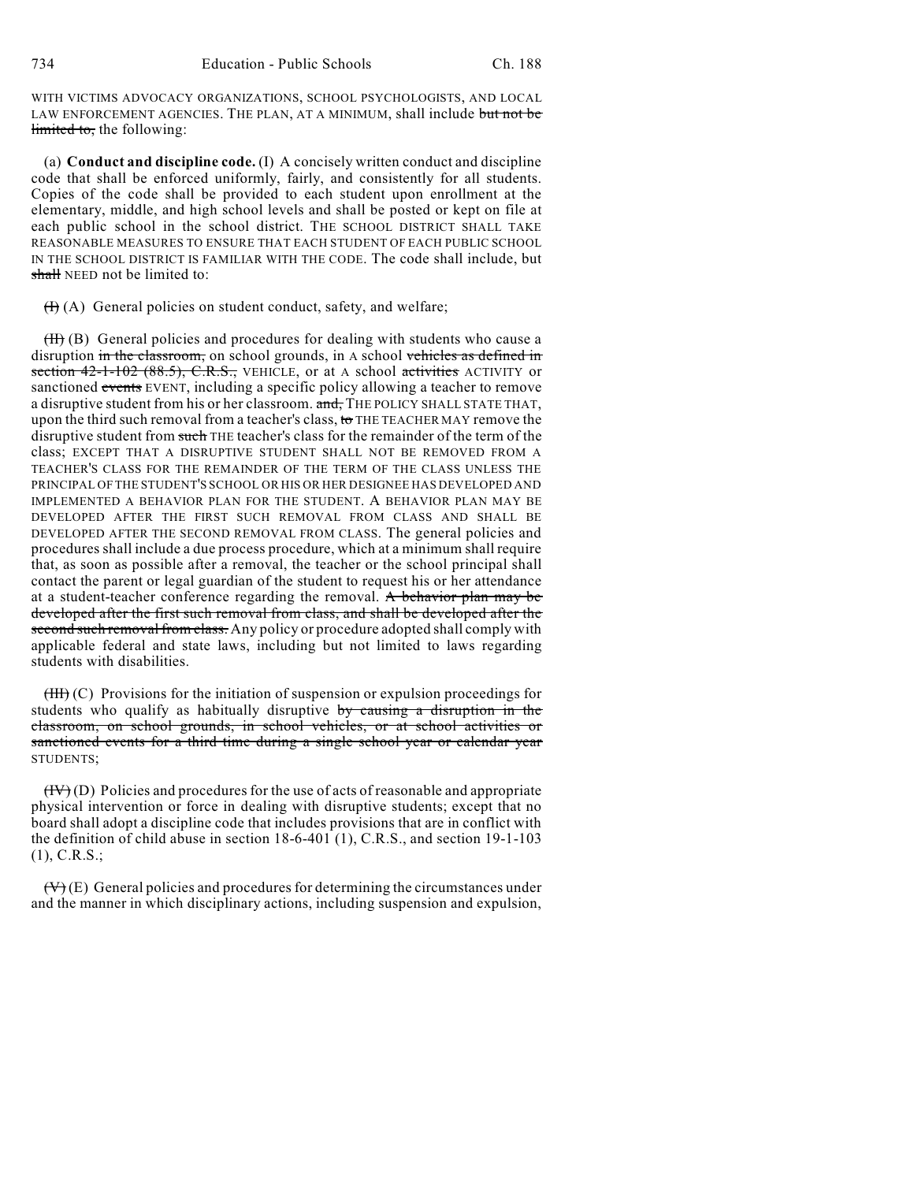WITH VICTIMS ADVOCACY ORGANIZATIONS, SCHOOL PSYCHOLOGISTS, AND LOCAL LAW ENFORCEMENT AGENCIES. THE PLAN, AT A MINIMUM, shall include ~~but not be limited to,~~ the following:

(a) **Conduct and discipline code.** (I) A concisely written conduct and discipline code that shall be enforced uniformly, fairly, and consistently for all students. Copies of the code shall be provided to each student upon enrollment at the elementary, middle, and high school levels and shall be posted or kept on file at each public school in the school district. THE SCHOOL DISTRICT SHALL TAKE REASONABLE MEASURES TO ENSURE THAT EACH STUDENT OF EACH PUBLIC SCHOOL IN THE SCHOOL DISTRICT IS FAMILIAR WITH THE CODE. The code shall include, but ~~shall~~ NEED not be limited to:

~~(I)~~ (A) General policies on student conduct, safety, and welfare;

~~(II)~~ (B) General policies and procedures for dealing with students who cause a disruption ~~in the classroom,~~ on school grounds, in A school ~~vehicles as defined in section 42-1-102 (88.5), C.R.S.,~~ VEHICLE, or at A school ~~activities~~ ACTIVITY or sanctioned ~~events~~ EVENT, including a specific policy allowing a teacher to remove a disruptive student from his or her classroom. ~~and,~~ THE POLICY SHALL STATE THAT, upon the third such removal from a teacher's class, ~~to~~ THE TEACHER MAY remove the disruptive student from ~~such~~ THE teacher's class for the remainder of the term of the class; EXCEPT THAT A DISRUPTIVE STUDENT SHALL NOT BE REMOVED FROM A TEACHER'S CLASS FOR THE REMAINDER OF THE TERM OF THE CLASS UNLESS THE PRINCIPAL OF THE STUDENT'S SCHOOL OR HIS OR HER DESIGNEE HAS DEVELOPED AND IMPLEMENTED A BEHAVIOR PLAN FOR THE STUDENT. A BEHAVIOR PLAN MAY BE DEVELOPED AFTER THE FIRST SUCH REMOVAL FROM CLASS AND SHALL BE DEVELOPED AFTER THE SECOND REMOVAL FROM CLASS. The general policies and procedures shall include a due process procedure, which at a minimum shall require that, as soon as possible after a removal, the teacher or the school principal shall contact the parent or legal guardian of the student to request his or her attendance at a student-teacher conference regarding the removal. ~~A behavior plan may be developed after the first such removal from class, and shall be developed after the second such removal from class.~~ Any policy or procedure adopted shall comply with applicable federal and state laws, including but not limited to laws regarding students with disabilities.

~~(III)~~ (C) Provisions for the initiation of suspension or expulsion proceedings for students who qualify as habitually disruptive ~~by causing a disruption in the classroom, on school grounds, in school vehicles, or at school activities or sanctioned events for a third time during a single school year or calendar year~~ STUDENTS;

~~(IV)~~ (D) Policies and procedures for the use of acts of reasonable and appropriate physical intervention or force in dealing with disruptive students; except that no board shall adopt a discipline code that includes provisions that are in conflict with the definition of child abuse in section 18-6-401 (1), C.R.S., and section 19-1-103 (1), C.R.S.;

~~(V)~~ (E) General policies and procedures for determining the circumstances under and the manner in which disciplinary actions, including suspension and expulsion,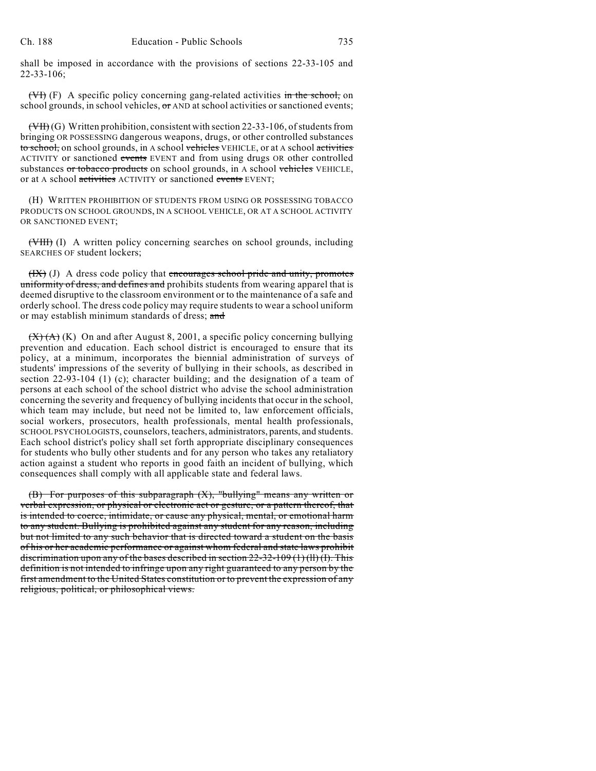shall be imposed in accordance with the provisions of sections 22-33-105 and 22-33-106;

~~(VI)~~ (F) A specific policy concerning gang-related activities ~~in the school,~~ on school grounds, in school vehicles, ~~or~~ AND at school activities or sanctioned events;

~~(VII)~~ (G) Written prohibition, consistent with section 22-33-106, of students from bringing OR POSSESSING dangerous weapons, drugs, or other controlled substances ~~to school,~~ on school grounds, in A school ~~vehicles~~ VEHICLE, or at A school ~~activities~~ ACTIVITY or sanctioned ~~events~~ EVENT and from using drugs OR other controlled substances ~~or tobacco products~~ on school grounds, in A school ~~vehicles~~ VEHICLE, or at A school ~~activities~~ ACTIVITY or sanctioned ~~events~~ EVENT;

(H) WRITTEN PROHIBITION OF STUDENTS FROM USING OR POSSESSING TOBACCO PRODUCTS ON SCHOOL GROUNDS, IN A SCHOOL VEHICLE, OR AT A SCHOOL ACTIVITY OR SANCTIONED EVENT;

~~(VIII)~~ (I) A written policy concerning searches on school grounds, including SEARCHES OF student lockers;

~~(IX)~~ (J) A dress code policy that ~~encourages school pride and unity, promotes uniformity of dress, and defines and~~ prohibits students from wearing apparel that is deemed disruptive to the classroom environment or to the maintenance of a safe and orderly school. The dress code policy may require students to wear a school uniform or may establish minimum standards of dress; ~~and~~

~~(X) (A)~~ (K) On and after August 8, 2001, a specific policy concerning bullying prevention and education. Each school district is encouraged to ensure that its policy, at a minimum, incorporates the biennial administration of surveys of students' impressions of the severity of bullying in their schools, as described in section 22-93-104 (1) (c); character building; and the designation of a team of persons at each school of the school district who advise the school administration concerning the severity and frequency of bullying incidents that occur in the school, which team may include, but need not be limited to, law enforcement officials, social workers, prosecutors, health professionals, mental health professionals, SCHOOL PSYCHOLOGISTS, counselors, teachers, administrators, parents, and students. Each school district's policy shall set forth appropriate disciplinary consequences for students who bully other students and for any person who takes any retaliatory action against a student who reports in good faith an incident of bullying, which consequences shall comply with all applicable state and federal laws.

~~(B) For purposes of this subparagraph (X), "bullying" means any written or verbal expression, or physical or electronic act or gesture, or a pattern thereof, that is intended to coerce, intimidate, or cause any physical, mental, or emotional harm to any student. Bullying is prohibited against any student for any reason, including but not limited to any such behavior that is directed toward a student on the basis of his or her academic performance or against whom federal and state laws prohibit discrimination upon any of the bases described in section 22-32-109 (1) (ll) (I). This definition is not intended to infringe upon any right guaranteed to any person by the first amendment to the United States constitution or to prevent the expression of any religious, political, or philosophical views.~~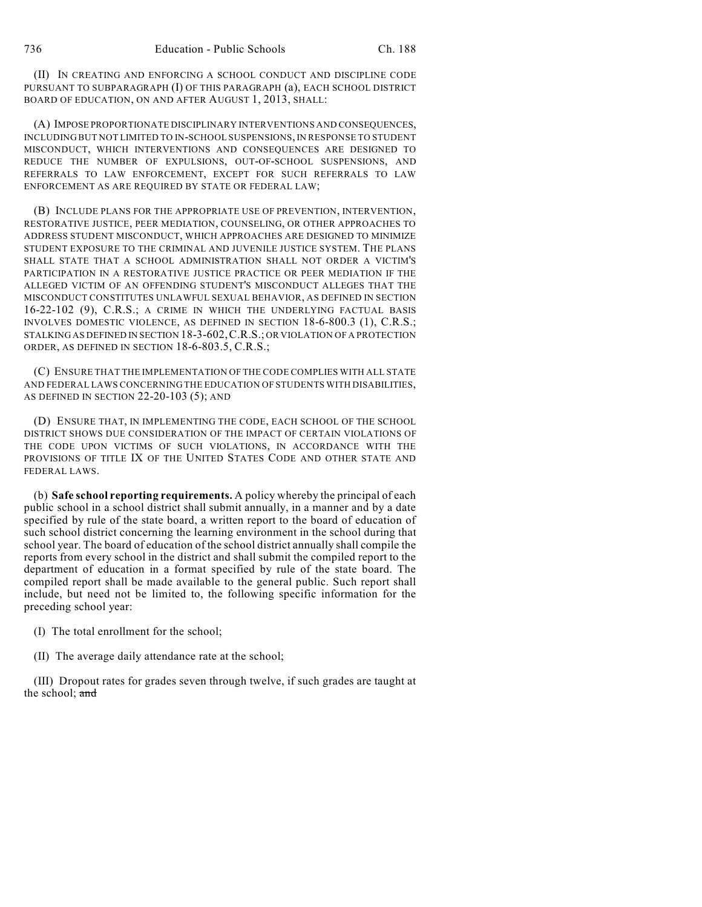(II) IN CREATING AND ENFORCING A SCHOOL CONDUCT AND DISCIPLINE CODE PURSUANT TO SUBPARAGRAPH (I) OF THIS PARAGRAPH (a), EACH SCHOOL DISTRICT BOARD OF EDUCATION, ON AND AFTER AUGUST 1, 2013, SHALL:

(A) IMPOSE PROPORTIONATE DISCIPLINARY INTERVENTIONS AND CONSEQUENCES, INCLUDING BUT NOT LIMITED TO IN-SCHOOL SUSPENSIONS, IN RESPONSE TO STUDENT MISCONDUCT, WHICH INTERVENTIONS AND CONSEQUENCES ARE DESIGNED TO REDUCE THE NUMBER OF EXPULSIONS, OUT-OF-SCHOOL SUSPENSIONS, AND REFERRALS TO LAW ENFORCEMENT, EXCEPT FOR SUCH REFERRALS TO LAW ENFORCEMENT AS ARE REQUIRED BY STATE OR FEDERAL LAW;

(B) INCLUDE PLANS FOR THE APPROPRIATE USE OF PREVENTION, INTERVENTION, RESTORATIVE JUSTICE, PEER MEDIATION, COUNSELING, OR OTHER APPROACHES TO ADDRESS STUDENT MISCONDUCT, WHICH APPROACHES ARE DESIGNED TO MINIMIZE STUDENT EXPOSURE TO THE CRIMINAL AND JUVENILE JUSTICE SYSTEM. THE PLANS SHALL STATE THAT A SCHOOL ADMINISTRATION SHALL NOT ORDER A VICTIM'S PARTICIPATION IN A RESTORATIVE JUSTICE PRACTICE OR PEER MEDIATION IF THE ALLEGED VICTIM OF AN OFFENDING STUDENT'S MISCONDUCT ALLEGES THAT THE MISCONDUCT CONSTITUTES UNLAWFUL SEXUAL BEHAVIOR, AS DEFINED IN SECTION 16-22-102 (9), C.R.S.; A CRIME IN WHICH THE UNDERLYING FACTUAL BASIS INVOLVES DOMESTIC VIOLENCE, AS DEFINED IN SECTION 18-6-800.3 (1), C.R.S.; STALKING AS DEFINED IN SECTION 18-3-602, C.R.S.; OR VIOLATION OF A PROTECTION ORDER, AS DEFINED IN SECTION 18-6-803.5, C.R.S.;

(C) ENSURE THAT THE IMPLEMENTATION OF THE CODE COMPLIES WITH ALL STATE AND FEDERAL LAWS CONCERNING THE EDUCATION OF STUDENTS WITH DISABILITIES, AS DEFINED IN SECTION 22-20-103 (5); AND

(D) ENSURE THAT, IN IMPLEMENTING THE CODE, EACH SCHOOL OF THE SCHOOL DISTRICT SHOWS DUE CONSIDERATION OF THE IMPACT OF CERTAIN VIOLATIONS OF THE CODE UPON VICTIMS OF SUCH VIOLATIONS, IN ACCORDANCE WITH THE PROVISIONS OF TITLE IX OF THE UNITED STATES CODE AND OTHER STATE AND FEDERAL LAWS.

(b) **Safe school reporting requirements.** A policy whereby the principal of each public school in a school district shall submit annually, in a manner and by a date specified by rule of the state board, a written report to the board of education of such school district concerning the learning environment in the school during that school year. The board of education of the school district annually shall compile the reports from every school in the district and shall submit the compiled report to the department of education in a format specified by rule of the state board. The compiled report shall be made available to the general public. Such report shall include, but need not be limited to, the following specific information for the preceding school year:

(I) The total enrollment for the school;

(II) The average daily attendance rate at the school;

(III) Dropout rates for grades seven through twelve, if such grades are taught at the school; ~~and~~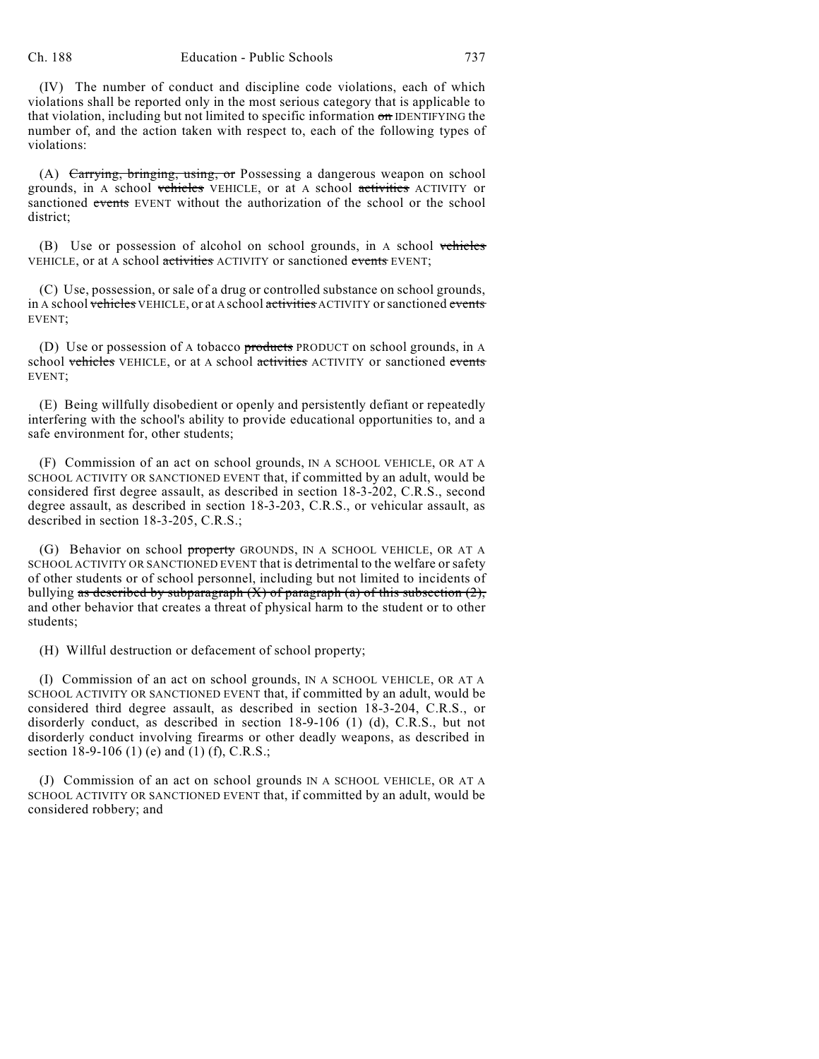(IV) The number of conduct and discipline code violations, each of which violations shall be reported only in the most serious category that is applicable to that violation, including but not limited to specific information ~~on~~ IDENTIFYING the number of, and the action taken with respect to, each of the following types of violations:

(A) ~~Carrying, bringing, using, or~~ Possessing a dangerous weapon on school grounds, in A school ~~vehicles~~ VEHICLE, or at A school ~~activities~~ ACTIVITY or sanctioned ~~events~~ EVENT without the authorization of the school or the school district;

(B) Use or possession of alcohol on school grounds, in A school ~~vehicles~~ VEHICLE, or at A school ~~activities~~ ACTIVITY or sanctioned ~~events~~ EVENT;

(C) Use, possession, or sale of a drug or controlled substance on school grounds, in A school ~~vehicles~~ VEHICLE, or at A school ~~activities~~ ACTIVITY or sanctioned ~~events~~ EVENT;

(D) Use or possession of A tobacco ~~products~~ PRODUCT on school grounds, in A school ~~vehicles~~ VEHICLE, or at A school ~~activities~~ ACTIVITY or sanctioned ~~events~~ EVENT;

(E) Being willfully disobedient or openly and persistently defiant or repeatedly interfering with the school's ability to provide educational opportunities to, and a safe environment for, other students;

(F) Commission of an act on school grounds, IN A SCHOOL VEHICLE, OR AT A SCHOOL ACTIVITY OR SANCTIONED EVENT that, if committed by an adult, would be considered first degree assault, as described in section 18-3-202, C.R.S., second degree assault, as described in section 18-3-203, C.R.S., or vehicular assault, as described in section 18-3-205, C.R.S.;

(G) Behavior on school ~~property~~ GROUNDS, IN A SCHOOL VEHICLE, OR AT A SCHOOL ACTIVITY OR SANCTIONED EVENT that is detrimental to the welfare or safety of other students or of school personnel, including but not limited to incidents of bullying ~~as described by subparagraph (X) of paragraph (a) of this subsection (2),~~ and other behavior that creates a threat of physical harm to the student or to other students;

(H) Willful destruction or defacement of school property;

(I) Commission of an act on school grounds, IN A SCHOOL VEHICLE, OR AT A SCHOOL ACTIVITY OR SANCTIONED EVENT that, if committed by an adult, would be considered third degree assault, as described in section 18-3-204, C.R.S., or disorderly conduct, as described in section 18-9-106 (1) (d), C.R.S., but not disorderly conduct involving firearms or other deadly weapons, as described in section 18-9-106 (1) (e) and (1) (f), C.R.S.;

(J) Commission of an act on school grounds IN A SCHOOL VEHICLE, OR AT A SCHOOL ACTIVITY OR SANCTIONED EVENT that, if committed by an adult, would be considered robbery; and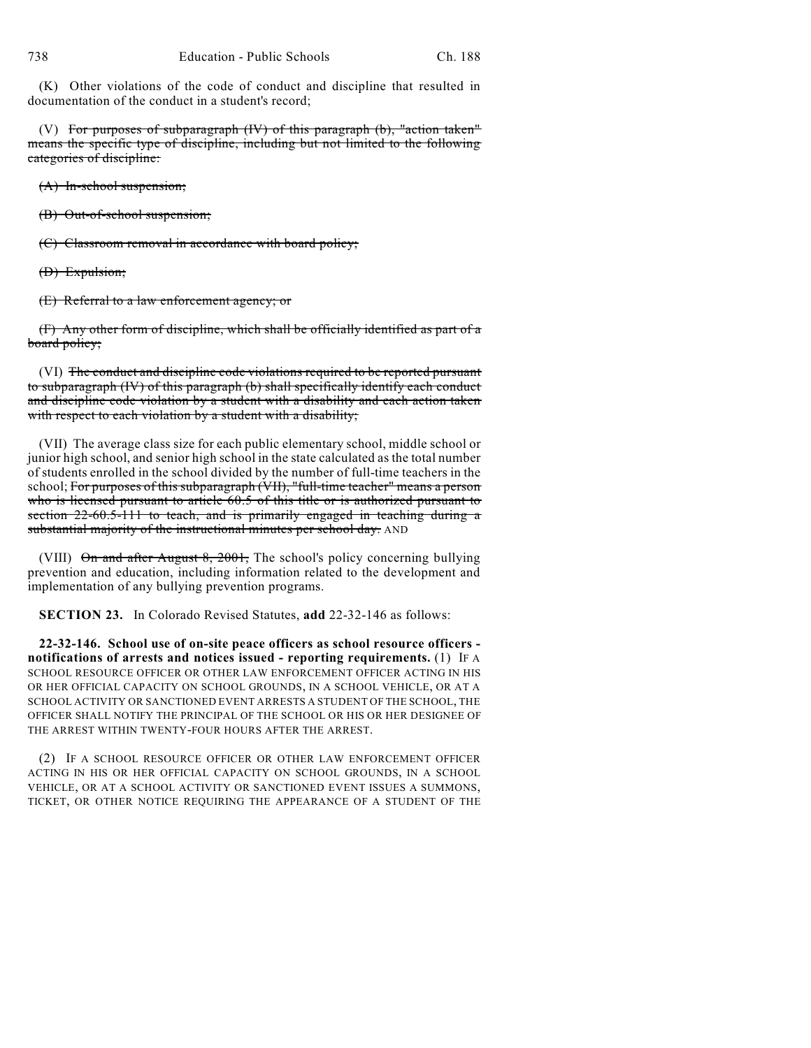(K) Other violations of the code of conduct and discipline that resulted in documentation of the conduct in a student's record;

(V) ~~For purposes of subparagraph (IV) of this paragraph (b), "action taken" means the specific type of discipline, including but not limited to the following categories of discipline:~~

~~(A) In-school suspension;~~

~~(B) Out-of-school suspension;~~

~~(C) Classroom removal in accordance with board policy;~~

~~(D) Expulsion;~~

~~(E) Referral to a law enforcement agency; or~~

~~(F) Any other form of discipline, which shall be officially identified as part of a board policy;~~

(VI) ~~The conduct and discipline code violations required to be reported pursuant to subparagraph (IV) of this paragraph (b) shall specifically identify each conduct and discipline code violation by a student with a disability and each action taken with respect to each violation by a student with a disability;~~

(VII) The average class size for each public elementary school, middle school or junior high school, and senior high school in the state calculated as the total number of students enrolled in the school divided by the number of full-time teachers in the school; ~~For purposes of this subparagraph (VII), "full-time teacher" means a person who is licensed pursuant to article 60.5 of this title or is authorized pursuant to section 22-60.5-111 to teach, and is primarily engaged in teaching during a substantial majority of the instructional minutes per school day.~~ AND

(VIII) ~~On and after August 8, 2001,~~ The school's policy concerning bullying prevention and education, including information related to the development and implementation of any bullying prevention programs.

**SECTION 23.** In Colorado Revised Statutes, **add** 22-32-146 as follows:

**22-32-146. School use of on-site peace officers as school resource officers - notifications of arrests and notices issued - reporting requirements.** (1) IF A SCHOOL RESOURCE OFFICER OR OTHER LAW ENFORCEMENT OFFICER ACTING IN HIS OR HER OFFICIAL CAPACITY ON SCHOOL GROUNDS, IN A SCHOOL VEHICLE, OR AT A SCHOOL ACTIVITY OR SANCTIONED EVENT ARRESTS A STUDENT OF THE SCHOOL, THE OFFICER SHALL NOTIFY THE PRINCIPAL OF THE SCHOOL OR HIS OR HER DESIGNEE OF THE ARREST WITHIN TWENTY-FOUR HOURS AFTER THE ARREST.

(2) IF A SCHOOL RESOURCE OFFICER OR OTHER LAW ENFORCEMENT OFFICER ACTING IN HIS OR HER OFFICIAL CAPACITY ON SCHOOL GROUNDS, IN A SCHOOL VEHICLE, OR AT A SCHOOL ACTIVITY OR SANCTIONED EVENT ISSUES A SUMMONS, TICKET, OR OTHER NOTICE REQUIRING THE APPEARANCE OF A STUDENT OF THE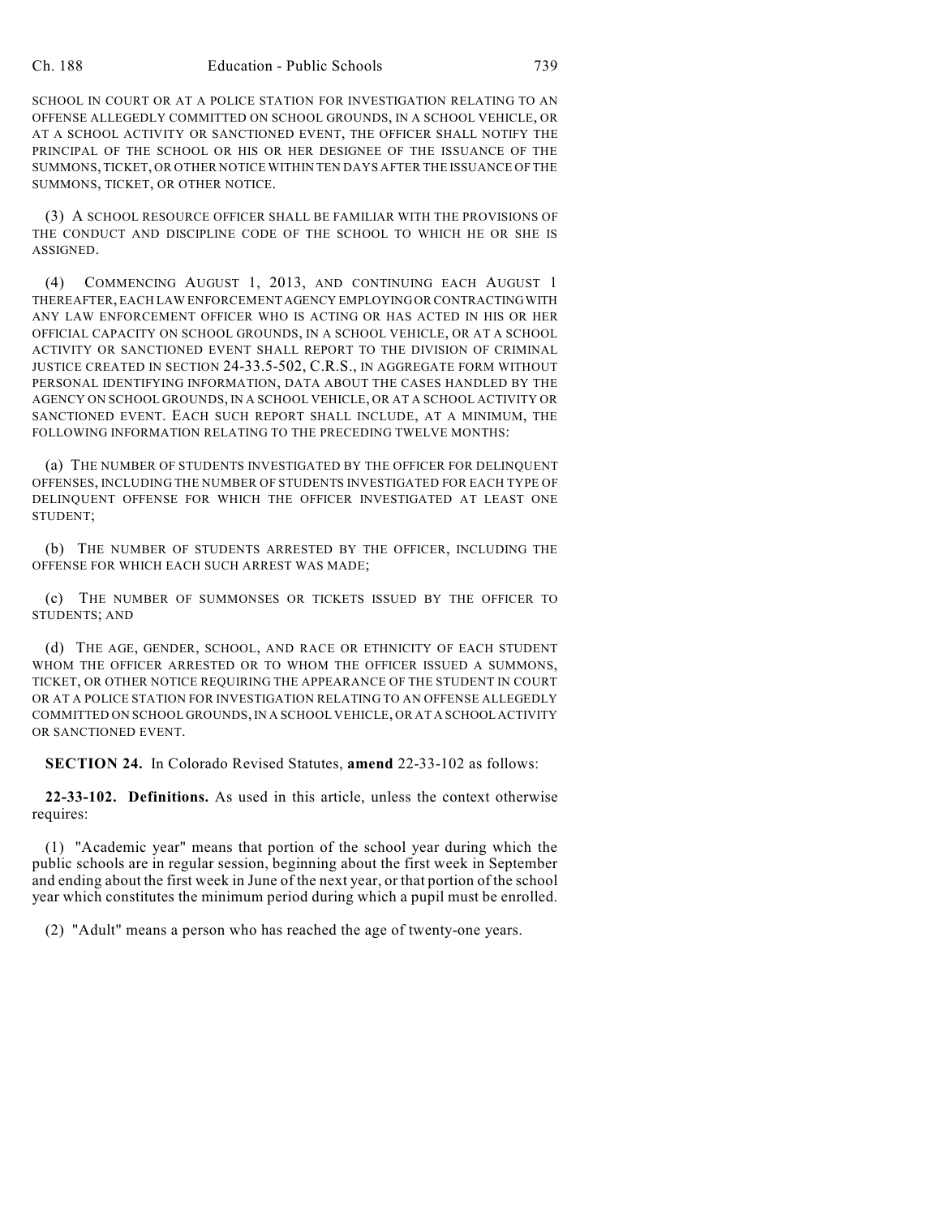SCHOOL IN COURT OR AT A POLICE STATION FOR INVESTIGATION RELATING TO AN OFFENSE ALLEGEDLY COMMITTED ON SCHOOL GROUNDS, IN A SCHOOL VEHICLE, OR AT A SCHOOL ACTIVITY OR SANCTIONED EVENT, THE OFFICER SHALL NOTIFY THE PRINCIPAL OF THE SCHOOL OR HIS OR HER DESIGNEE OF THE ISSUANCE OF THE SUMMONS, TICKET, OR OTHER NOTICE WITHIN TEN DAYS AFTER THE ISSUANCE OF THE SUMMONS, TICKET, OR OTHER NOTICE.

(3) A SCHOOL RESOURCE OFFICER SHALL BE FAMILIAR WITH THE PROVISIONS OF THE CONDUCT AND DISCIPLINE CODE OF THE SCHOOL TO WHICH HE OR SHE IS ASSIGNED.

(4) COMMENCING AUGUST 1, 2013, AND CONTINUING EACH AUGUST 1 THEREAFTER, EACH LAW ENFORCEMENT AGENCY EMPLOYING OR CONTRACTING WITH ANY LAW ENFORCEMENT OFFICER WHO IS ACTING OR HAS ACTED IN HIS OR HER OFFICIAL CAPACITY ON SCHOOL GROUNDS, IN A SCHOOL VEHICLE, OR AT A SCHOOL ACTIVITY OR SANCTIONED EVENT SHALL REPORT TO THE DIVISION OF CRIMINAL JUSTICE CREATED IN SECTION 24-33.5-502, C.R.S., IN AGGREGATE FORM WITHOUT PERSONAL IDENTIFYING INFORMATION, DATA ABOUT THE CASES HANDLED BY THE AGENCY ON SCHOOL GROUNDS, IN A SCHOOL VEHICLE, OR AT A SCHOOL ACTIVITY OR SANCTIONED EVENT. EACH SUCH REPORT SHALL INCLUDE, AT A MINIMUM, THE FOLLOWING INFORMATION RELATING TO THE PRECEDING TWELVE MONTHS:

(a) THE NUMBER OF STUDENTS INVESTIGATED BY THE OFFICER FOR DELINQUENT OFFENSES, INCLUDING THE NUMBER OF STUDENTS INVESTIGATED FOR EACH TYPE OF DELINQUENT OFFENSE FOR WHICH THE OFFICER INVESTIGATED AT LEAST ONE STUDENT;

(b) THE NUMBER OF STUDENTS ARRESTED BY THE OFFICER, INCLUDING THE OFFENSE FOR WHICH EACH SUCH ARREST WAS MADE;

(c) THE NUMBER OF SUMMONSES OR TICKETS ISSUED BY THE OFFICER TO STUDENTS; AND

(d) THE AGE, GENDER, SCHOOL, AND RACE OR ETHNICITY OF EACH STUDENT WHOM THE OFFICER ARRESTED OR TO WHOM THE OFFICER ISSUED A SUMMONS, TICKET, OR OTHER NOTICE REQUIRING THE APPEARANCE OF THE STUDENT IN COURT OR AT A POLICE STATION FOR INVESTIGATION RELATING TO AN OFFENSE ALLEGEDLY COMMITTED ON SCHOOL GROUNDS, IN A SCHOOL VEHICLE, OR AT A SCHOOL ACTIVITY OR SANCTIONED EVENT.

**SECTION 24.** In Colorado Revised Statutes, **amend** 22-33-102 as follows:

**22-33-102. Definitions.** As used in this article, unless the context otherwise requires:

(1) "Academic year" means that portion of the school year during which the public schools are in regular session, beginning about the first week in September and ending about the first week in June of the next year, or that portion of the school year which constitutes the minimum period during which a pupil must be enrolled.

(2) "Adult" means a person who has reached the age of twenty-one years.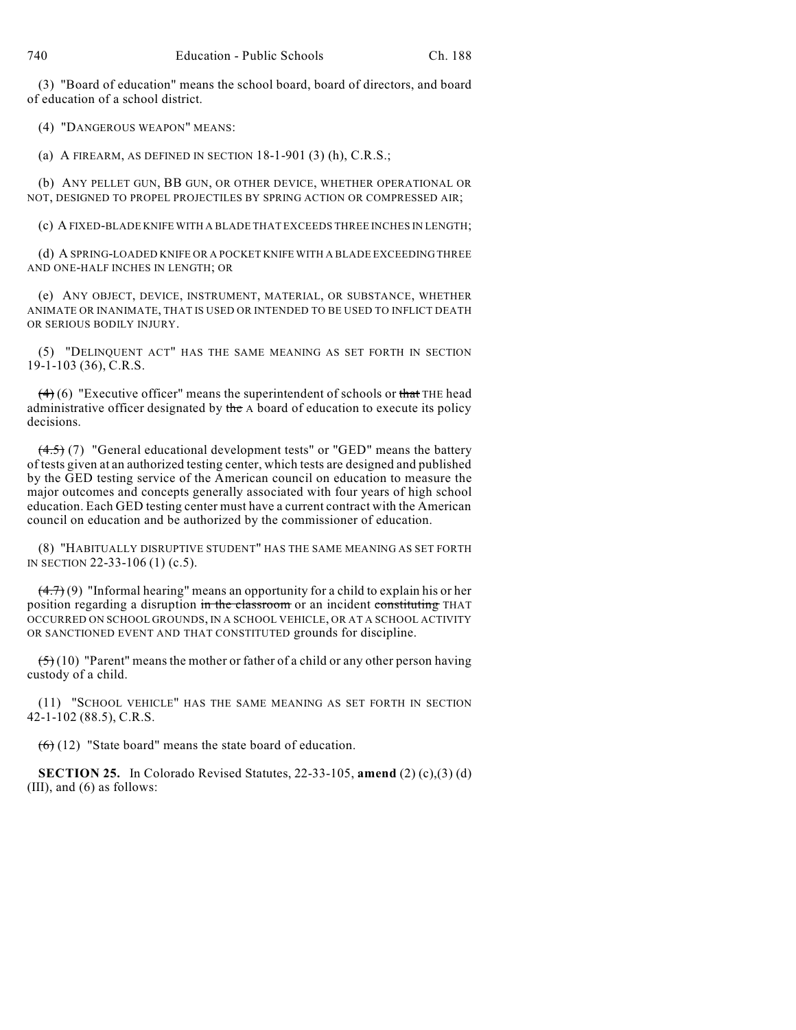(3) "Board of education" means the school board, board of directors, and board of education of a school district.

(4) "DANGEROUS WEAPON" MEANS:

(a) A FIREARM, AS DEFINED IN SECTION 18-1-901 (3) (h), C.R.S.;

(b) ANY PELLET GUN, BB GUN, OR OTHER DEVICE, WHETHER OPERATIONAL OR NOT, DESIGNED TO PROPEL PROJECTILES BY SPRING ACTION OR COMPRESSED AIR;

(c) A FIXED-BLADE KNIFE WITH A BLADE THAT EXCEEDS THREE INCHES IN LENGTH;

(d) A SPRING-LOADED KNIFE OR A POCKET KNIFE WITH A BLADE EXCEEDING THREE AND ONE-HALF INCHES IN LENGTH; OR

(e) ANY OBJECT, DEVICE, INSTRUMENT, MATERIAL, OR SUBSTANCE, WHETHER ANIMATE OR INANIMATE, THAT IS USED OR INTENDED TO BE USED TO INFLICT DEATH OR SERIOUS BODILY INJURY.

(5) "DELINQUENT ACT" HAS THE SAME MEANING AS SET FORTH IN SECTION 19-1-103 (36), C.R.S.

~~(4)~~ (6) "Executive officer" means the superintendent of schools or ~~that~~ THE head administrative officer designated by ~~the~~ A board of education to execute its policy decisions.

~~(4.5)~~ (7) "General educational development tests" or "GED" means the battery of tests given at an authorized testing center, which tests are designed and published by the GED testing service of the American council on education to measure the major outcomes and concepts generally associated with four years of high school education. Each GED testing center must have a current contract with the American council on education and be authorized by the commissioner of education.

(8) "HABITUALLY DISRUPTIVE STUDENT" HAS THE SAME MEANING AS SET FORTH IN SECTION 22-33-106 (1) (c.5).

~~(4.7)~~ (9) "Informal hearing" means an opportunity for a child to explain his or her position regarding a disruption ~~in the classroom~~ or an incident ~~constituting~~ THAT OCCURRED ON SCHOOL GROUNDS, IN A SCHOOL VEHICLE, OR AT A SCHOOL ACTIVITY OR SANCTIONED EVENT AND THAT CONSTITUTED grounds for discipline.

~~(5)~~ (10) "Parent" means the mother or father of a child or any other person having custody of a child.

(11) "SCHOOL VEHICLE" HAS THE SAME MEANING AS SET FORTH IN SECTION 42-1-102 (88.5), C.R.S.

~~(6)~~ (12) "State board" means the state board of education.

**SECTION 25.** In Colorado Revised Statutes, 22-33-105, **amend** (2) (c),(3) (d) (III), and (6) as follows: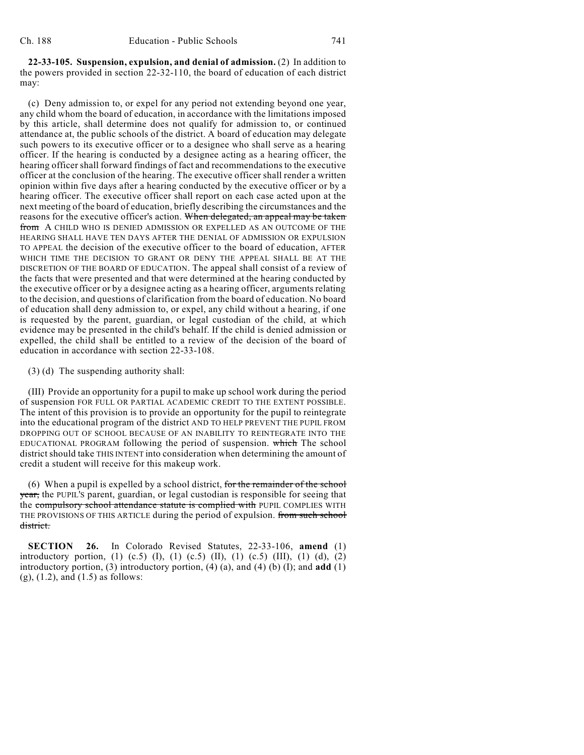**22-33-105. Suspension, expulsion, and denial of admission.** (2) In addition to the powers provided in section 22-32-110, the board of education of each district may:

(c) Deny admission to, or expel for any period not extending beyond one year, any child whom the board of education, in accordance with the limitations imposed by this article, shall determine does not qualify for admission to, or continued attendance at, the public schools of the district. A board of education may delegate such powers to its executive officer or to a designee who shall serve as a hearing officer. If the hearing is conducted by a designee acting as a hearing officer, the hearing officer shall forward findings of fact and recommendations to the executive officer at the conclusion of the hearing. The executive officer shall render a written opinion within five days after a hearing conducted by the executive officer or by a hearing officer. The executive officer shall report on each case acted upon at the next meeting of the board of education, briefly describing the circumstances and the reasons for the executive officer's action. ~~When delegated, an appeal may be taken from~~ A CHILD WHO IS DENIED ADMISSION OR EXPELLED AS AN OUTCOME OF THE HEARING SHALL HAVE TEN DAYS AFTER THE DENIAL OF ADMISSION OR EXPULSION TO APPEAL the decision of the executive officer to the board of education, AFTER WHICH TIME THE DECISION TO GRANT OR DENY THE APPEAL SHALL BE AT THE DISCRETION OF THE BOARD OF EDUCATION. The appeal shall consist of a review of the facts that were presented and that were determined at the hearing conducted by the executive officer or by a designee acting as a hearing officer, arguments relating to the decision, and questions of clarification from the board of education. No board of education shall deny admission to, or expel, any child without a hearing, if one is requested by the parent, guardian, or legal custodian of the child, at which evidence may be presented in the child's behalf. If the child is denied admission or expelled, the child shall be entitled to a review of the decision of the board of education in accordance with section 22-33-108.

(3) (d) The suspending authority shall:

(III) Provide an opportunity for a pupil to make up school work during the period of suspension FOR FULL OR PARTIAL ACADEMIC CREDIT TO THE EXTENT POSSIBLE. The intent of this provision is to provide an opportunity for the pupil to reintegrate into the educational program of the district AND TO HELP PREVENT THE PUPIL FROM DROPPING OUT OF SCHOOL BECAUSE OF AN INABILITY TO REINTEGRATE INTO THE EDUCATIONAL PROGRAM following the period of suspension. ~~which~~ The school district should take THIS INTENT into consideration when determining the amount of credit a student will receive for this makeup work.

(6) When a pupil is expelled by a school district, ~~for the remainder of the school year,~~ the PUPIL'S parent, guardian, or legal custodian is responsible for seeing that the ~~compulsory school attendance statute is complied with~~ PUPIL COMPLIES WITH THE PROVISIONS OF THIS ARTICLE during the period of expulsion. ~~from such school district.~~

**SECTION 26.** In Colorado Revised Statutes, 22-33-106, **amend** (1) introductory portion, (1) (c.5) (I), (1) (c.5) (II), (1) (c.5) (III), (1) (d), (2) introductory portion, (3) introductory portion, (4) (a), and (4) (b) (I); and **add** (1) (g), (1.2), and (1.5) as follows: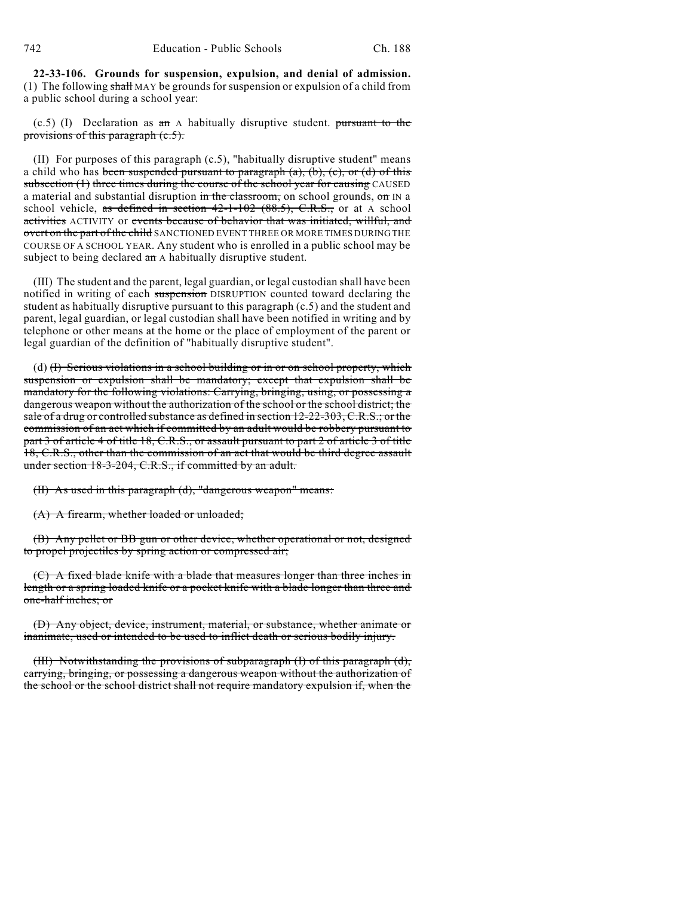**22-33-106. Grounds for suspension, expulsion, and denial of admission.** (1) The following ~~shall~~ MAY be grounds for suspension or expulsion of a child from a public school during a school year:

(c.5) (I) Declaration as ~~an~~ A habitually disruptive student. ~~pursuant to the provisions of this paragraph (c.5).~~

(II) For purposes of this paragraph (c.5), "habitually disruptive student" means a child who has ~~been suspended pursuant to paragraph (a), (b), (c), or (d) of this subsection (1) three times during the course of the school year for causing~~ CAUSED a material and substantial disruption ~~in the classroom,~~ on school grounds, ~~on~~ IN a school vehicle, ~~as defined in section 42-1-102 (88.5), C.R.S.,~~ or at A school ~~activities~~ ACTIVITY or ~~events because of behavior that was initiated, willful, and overt on the part of the child~~ SANCTIONED EVENT THREE OR MORE TIMES DURING THE COURSE OF A SCHOOL YEAR. Any student who is enrolled in a public school may be subject to being declared ~~an~~ A habitually disruptive student.

(III) The student and the parent, legal guardian, or legal custodian shall have been notified in writing of each ~~suspension~~ DISRUPTION counted toward declaring the student as habitually disruptive pursuant to this paragraph (c.5) and the student and parent, legal guardian, or legal custodian shall have been notified in writing and by telephone or other means at the home or the place of employment of the parent or legal guardian of the definition of "habitually disruptive student".

(d) ~~(I) Serious violations in a school building or in or on school property, which suspension or expulsion shall be mandatory; except that expulsion shall be mandatory for the following violations: Carrying, bringing, using, or possessing a dangerous weapon without the authorization of the school or the school district; the sale of a drug or controlled substance as defined in section 12-22-303, C.R.S.; or the commission of an act which if committed by an adult would be robbery pursuant to part 3 of article 4 of title 18, C.R.S., or assault pursuant to part 2 of article 3 of title 18, C.R.S., other than the commission of an act that would be third degree assault under section 18-3-204, C.R.S., if committed by an adult.~~

~~(II) As used in this paragraph (d), "dangerous weapon" means:~~

~~(A) A firearm, whether loaded or unloaded;~~

~~(B) Any pellet or BB gun or other device, whether operational or not, designed to propel projectiles by spring action or compressed air;~~

~~(C) A fixed blade knife with a blade that measures longer than three inches in length or a spring loaded knife or a pocket knife with a blade longer than three and one-half inches; or~~

~~(D) Any object, device, instrument, material, or substance, whether animate or inanimate, used or intended to be used to inflict death or serious bodily injury.~~

~~(III) Notwithstanding the provisions of subparagraph (I) of this paragraph (d), carrying, bringing, or possessing a dangerous weapon without the authorization of the school or the school district shall not require mandatory expulsion if, when the~~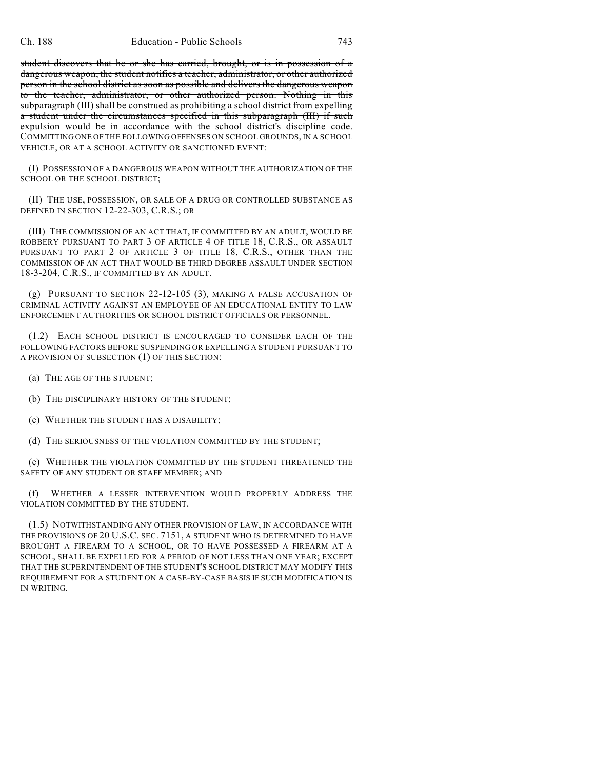~~student discovers that he or she has carried, brought, or is in possession of a dangerous weapon, the student notifies a teacher, administrator, or other authorized person in the school district as soon as possible and delivers the dangerous weapon to the teacher, administrator, or other authorized person. Nothing in this subparagraph (III) shall be construed as prohibiting a school district from expelling a student under the circumstances specified in this subparagraph (III) if such expulsion would be in accordance with the school district's discipline code.~~ COMMITTING ONE OF THE FOLLOWING OFFENSES ON SCHOOL GROUNDS, IN A SCHOOL VEHICLE, OR AT A SCHOOL ACTIVITY OR SANCTIONED EVENT:

(I) POSSESSION OF A DANGEROUS WEAPON WITHOUT THE AUTHORIZATION OF THE SCHOOL OR THE SCHOOL DISTRICT;

(II) THE USE, POSSESSION, OR SALE OF A DRUG OR CONTROLLED SUBSTANCE AS DEFINED IN SECTION 12-22-303, C.R.S.; OR

(III) THE COMMISSION OF AN ACT THAT, IF COMMITTED BY AN ADULT, WOULD BE ROBBERY PURSUANT TO PART 3 OF ARTICLE 4 OF TITLE 18, C.R.S., OR ASSAULT PURSUANT TO PART 2 OF ARTICLE 3 OF TITLE 18, C.R.S., OTHER THAN THE COMMISSION OF AN ACT THAT WOULD BE THIRD DEGREE ASSAULT UNDER SECTION 18-3-204, C.R.S., IF COMMITTED BY AN ADULT.

(g) PURSUANT TO SECTION 22-12-105 (3), MAKING A FALSE ACCUSATION OF CRIMINAL ACTIVITY AGAINST AN EMPLOYEE OF AN EDUCATIONAL ENTITY TO LAW ENFORCEMENT AUTHORITIES OR SCHOOL DISTRICT OFFICIALS OR PERSONNEL.

(1.2) EACH SCHOOL DISTRICT IS ENCOURAGED TO CONSIDER EACH OF THE FOLLOWING FACTORS BEFORE SUSPENDING OR EXPELLING A STUDENT PURSUANT TO A PROVISION OF SUBSECTION (1) OF THIS SECTION:

(a) THE AGE OF THE STUDENT;

(b) THE DISCIPLINARY HISTORY OF THE STUDENT;

(c) WHETHER THE STUDENT HAS A DISABILITY;

(d) THE SERIOUSNESS OF THE VIOLATION COMMITTED BY THE STUDENT;

(e) WHETHER THE VIOLATION COMMITTED BY THE STUDENT THREATENED THE SAFETY OF ANY STUDENT OR STAFF MEMBER; AND

(f) WHETHER A LESSER INTERVENTION WOULD PROPERLY ADDRESS THE VIOLATION COMMITTED BY THE STUDENT.

(1.5) NOTWITHSTANDING ANY OTHER PROVISION OF LAW, IN ACCORDANCE WITH THE PROVISIONS OF 20 U.S.C. SEC. 7151, A STUDENT WHO IS DETERMINED TO HAVE BROUGHT A FIREARM TO A SCHOOL, OR TO HAVE POSSESSED A FIREARM AT A SCHOOL, SHALL BE EXPELLED FOR A PERIOD OF NOT LESS THAN ONE YEAR; EXCEPT THAT THE SUPERINTENDENT OF THE STUDENT'S SCHOOL DISTRICT MAY MODIFY THIS REQUIREMENT FOR A STUDENT ON A CASE-BY-CASE BASIS IF SUCH MODIFICATION IS IN WRITING.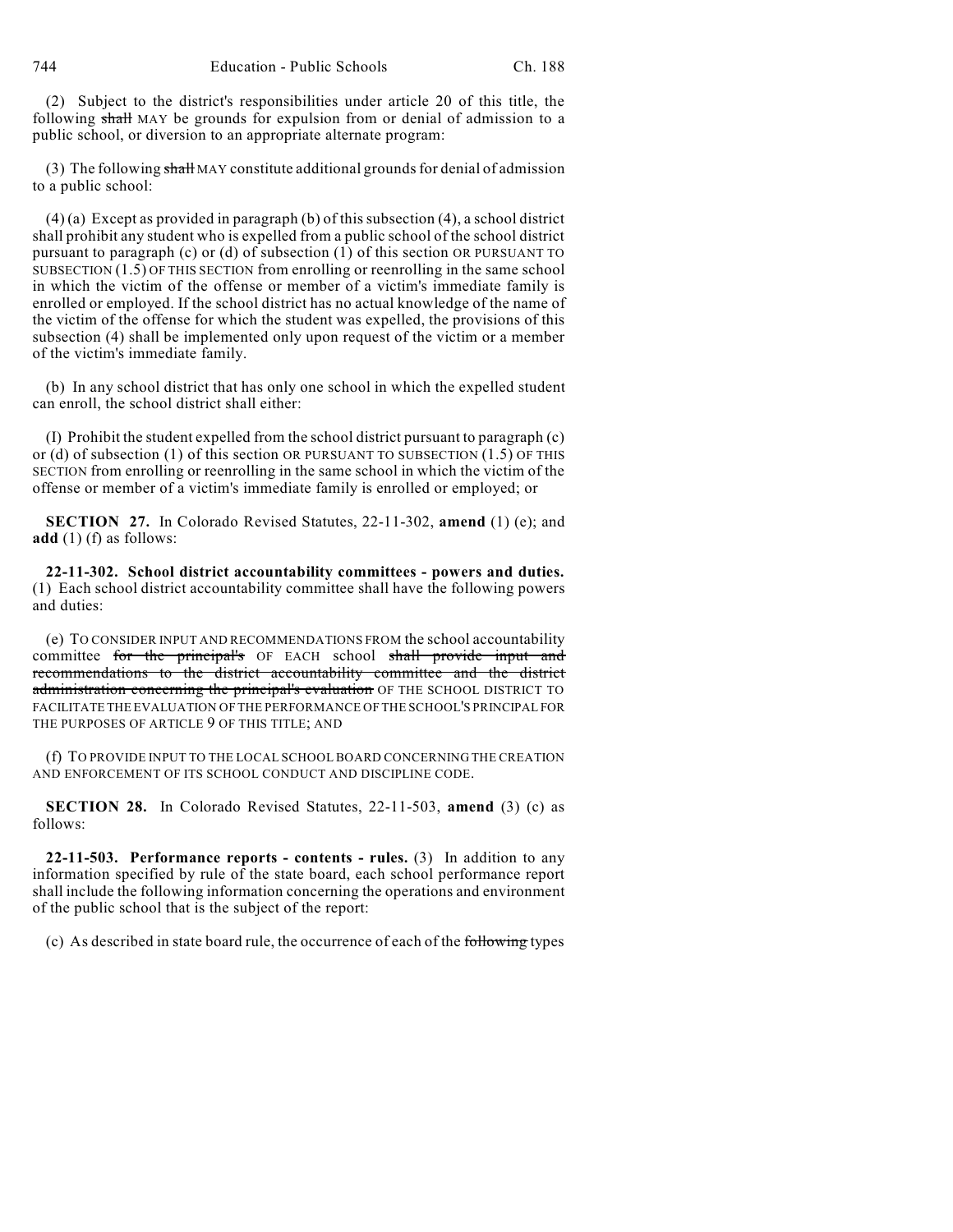(2) Subject to the district's responsibilities under article 20 of this title, the following ~~shall~~ MAY be grounds for expulsion from or denial of admission to a public school, or diversion to an appropriate alternate program:

(3) The following ~~shall~~ MAY constitute additional grounds for denial of admission to a public school:

(4) (a) Except as provided in paragraph (b) of this subsection (4), a school district shall prohibit any student who is expelled from a public school of the school district pursuant to paragraph (c) or (d) of subsection (1) of this section OR PURSUANT TO SUBSECTION (1.5) OF THIS SECTION from enrolling or reenrolling in the same school in which the victim of the offense or member of a victim's immediate family is enrolled or employed. If the school district has no actual knowledge of the name of the victim of the offense for which the student was expelled, the provisions of this subsection (4) shall be implemented only upon request of the victim or a member of the victim's immediate family.

(b) In any school district that has only one school in which the expelled student can enroll, the school district shall either:

(I) Prohibit the student expelled from the school district pursuant to paragraph (c) or (d) of subsection (1) of this section OR PURSUANT TO SUBSECTION (1.5) OF THIS SECTION from enrolling or reenrolling in the same school in which the victim of the offense or member of a victim's immediate family is enrolled or employed; or

**SECTION 27.** In Colorado Revised Statutes, 22-11-302, **amend** (1) (e); and **add** (1) (f) as follows:

**22-11-302. School district accountability committees - powers and duties.** (1) Each school district accountability committee shall have the following powers and duties:

(e) TO CONSIDER INPUT AND RECOMMENDATIONS FROM the school accountability committee ~~for the principal's~~ OF EACH school ~~shall provide input and recommendations to the district accountability committee and the district administration concerning the principal's evaluation~~ OF THE SCHOOL DISTRICT TO FACILITATE THE EVALUATION OF THE PERFORMANCE OF THE SCHOOL'S PRINCIPAL FOR THE PURPOSES OF ARTICLE 9 OF THIS TITLE; AND

(f) TO PROVIDE INPUT TO THE LOCAL SCHOOL BOARD CONCERNING THE CREATION AND ENFORCEMENT OF ITS SCHOOL CONDUCT AND DISCIPLINE CODE.

**SECTION 28.** In Colorado Revised Statutes, 22-11-503, **amend** (3) (c) as follows:

**22-11-503. Performance reports - contents - rules.** (3) In addition to any information specified by rule of the state board, each school performance report shall include the following information concerning the operations and environment of the public school that is the subject of the report:

(c) As described in state board rule, the occurrence of each of the ~~following~~ types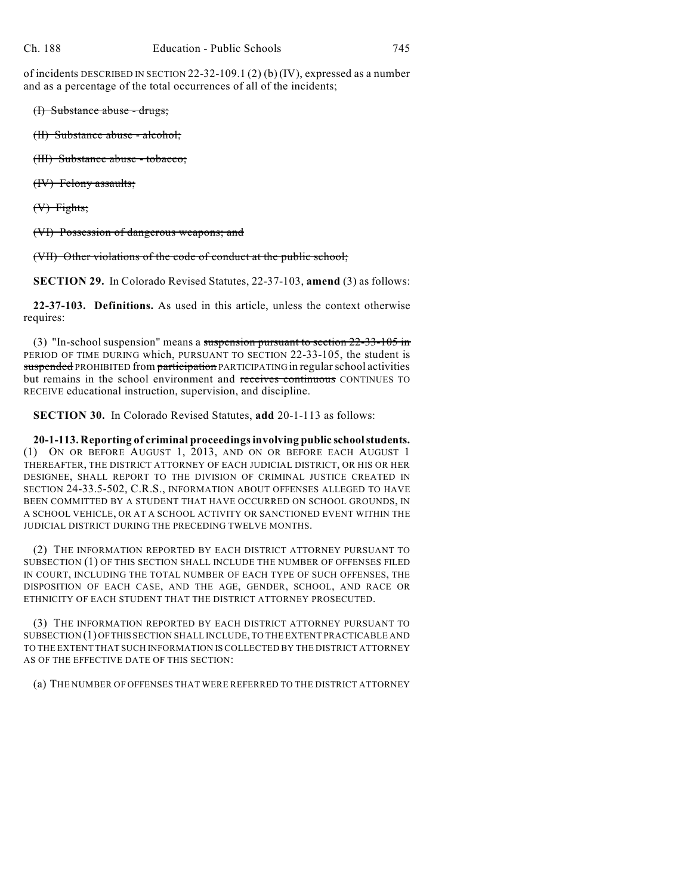of incidents DESCRIBED IN SECTION 22-32-109.1 (2) (b) (IV), expressed as a number and as a percentage of the total occurrences of all of the incidents;

~~(I) Substance abuse - drugs;~~

~~(II) Substance abuse - alcohol;~~

~~(III) Substance abuse - tobacco;~~

~~(IV) Felony assaults;~~

~~(V) Fights;~~

~~(VI) Possession of dangerous weapons; and~~

~~(VII) Other violations of the code of conduct at the public school;~~

**SECTION 29.** In Colorado Revised Statutes, 22-37-103, **amend** (3) as follows:

**22-37-103. Definitions.** As used in this article, unless the context otherwise requires:

(3) "In-school suspension" means a ~~suspension pursuant to section 22-33-105 in~~ PERIOD OF TIME DURING which, PURSUANT TO SECTION 22-33-105, the student is ~~suspended~~ PROHIBITED from ~~participation~~ PARTICIPATING in regular school activities but remains in the school environment and ~~receives continuous~~ CONTINUES TO RECEIVE educational instruction, supervision, and discipline.

**SECTION 30.** In Colorado Revised Statutes, **add** 20-1-113 as follows:

**20-1-113. Reporting of criminal proceedings involving public school students.** (1) ON OR BEFORE AUGUST 1, 2013, AND ON OR BEFORE EACH AUGUST 1 THEREAFTER, THE DISTRICT ATTORNEY OF EACH JUDICIAL DISTRICT, OR HIS OR HER DESIGNEE, SHALL REPORT TO THE DIVISION OF CRIMINAL JUSTICE CREATED IN SECTION 24-33.5-502, C.R.S., INFORMATION ABOUT OFFENSES ALLEGED TO HAVE BEEN COMMITTED BY A STUDENT THAT HAVE OCCURRED ON SCHOOL GROUNDS, IN A SCHOOL VEHICLE, OR AT A SCHOOL ACTIVITY OR SANCTIONED EVENT WITHIN THE JUDICIAL DISTRICT DURING THE PRECEDING TWELVE MONTHS.

(2) THE INFORMATION REPORTED BY EACH DISTRICT ATTORNEY PURSUANT TO SUBSECTION (1) OF THIS SECTION SHALL INCLUDE THE NUMBER OF OFFENSES FILED IN COURT, INCLUDING THE TOTAL NUMBER OF EACH TYPE OF SUCH OFFENSES, THE DISPOSITION OF EACH CASE, AND THE AGE, GENDER, SCHOOL, AND RACE OR ETHNICITY OF EACH STUDENT THAT THE DISTRICT ATTORNEY PROSECUTED.

(3) THE INFORMATION REPORTED BY EACH DISTRICT ATTORNEY PURSUANT TO SUBSECTION (1) OF THIS SECTION SHALL INCLUDE, TO THE EXTENT PRACTICABLE AND TO THE EXTENT THAT SUCH INFORMATION IS COLLECTED BY THE DISTRICT ATTORNEY AS OF THE EFFECTIVE DATE OF THIS SECTION:

(a) THE NUMBER OF OFFENSES THAT WERE REFERRED TO THE DISTRICT ATTORNEY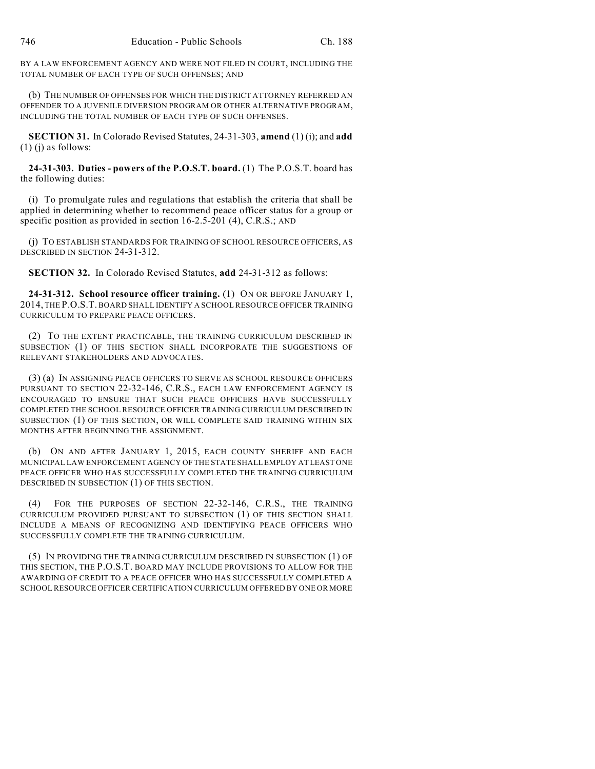BY A LAW ENFORCEMENT AGENCY AND WERE NOT FILED IN COURT, INCLUDING THE TOTAL NUMBER OF EACH TYPE OF SUCH OFFENSES; AND

(b) THE NUMBER OF OFFENSES FOR WHICH THE DISTRICT ATTORNEY REFERRED AN OFFENDER TO A JUVENILE DIVERSION PROGRAM OR OTHER ALTERNATIVE PROGRAM, INCLUDING THE TOTAL NUMBER OF EACH TYPE OF SUCH OFFENSES.

**SECTION 31.** In Colorado Revised Statutes, 24-31-303, **amend** (1) (i); and **add** (1) (j) as follows:

**24-31-303. Duties - powers of the P.O.S.T. board.** (1) The P.O.S.T. board has the following duties:

(i) To promulgate rules and regulations that establish the criteria that shall be applied in determining whether to recommend peace officer status for a group or specific position as provided in section 16-2.5-201 (4), C.R.S.; AND

(j) TO ESTABLISH STANDARDS FOR TRAINING OF SCHOOL RESOURCE OFFICERS, AS DESCRIBED IN SECTION 24-31-312.

**SECTION 32.** In Colorado Revised Statutes, **add** 24-31-312 as follows:

**24-31-312. School resource officer training.** (1) ON OR BEFORE JANUARY 1, 2014, THE P.O.S.T. BOARD SHALL IDENTIFY A SCHOOL RESOURCE OFFICER TRAINING CURRICULUM TO PREPARE PEACE OFFICERS.

(2) TO THE EXTENT PRACTICABLE, THE TRAINING CURRICULUM DESCRIBED IN SUBSECTION (1) OF THIS SECTION SHALL INCORPORATE THE SUGGESTIONS OF RELEVANT STAKEHOLDERS AND ADVOCATES.

(3) (a) IN ASSIGNING PEACE OFFICERS TO SERVE AS SCHOOL RESOURCE OFFICERS PURSUANT TO SECTION 22-32-146, C.R.S., EACH LAW ENFORCEMENT AGENCY IS ENCOURAGED TO ENSURE THAT SUCH PEACE OFFICERS HAVE SUCCESSFULLY COMPLETED THE SCHOOL RESOURCE OFFICER TRAINING CURRICULUM DESCRIBED IN SUBSECTION (1) OF THIS SECTION, OR WILL COMPLETE SAID TRAINING WITHIN SIX MONTHS AFTER BEGINNING THE ASSIGNMENT.

(b) ON AND AFTER JANUARY 1, 2015, EACH COUNTY SHERIFF AND EACH MUNICIPAL LAW ENFORCEMENT AGENCY OF THE STATE SHALL EMPLOY AT LEAST ONE PEACE OFFICER WHO HAS SUCCESSFULLY COMPLETED THE TRAINING CURRICULUM DESCRIBED IN SUBSECTION (1) OF THIS SECTION.

(4) FOR THE PURPOSES OF SECTION 22-32-146, C.R.S., THE TRAINING CURRICULUM PROVIDED PURSUANT TO SUBSECTION (1) OF THIS SECTION SHALL INCLUDE A MEANS OF RECOGNIZING AND IDENTIFYING PEACE OFFICERS WHO SUCCESSFULLY COMPLETE THE TRAINING CURRICULUM.

(5) IN PROVIDING THE TRAINING CURRICULUM DESCRIBED IN SUBSECTION (1) OF THIS SECTION, THE P.O.S.T. BOARD MAY INCLUDE PROVISIONS TO ALLOW FOR THE AWARDING OF CREDIT TO A PEACE OFFICER WHO HAS SUCCESSFULLY COMPLETED A SCHOOL RESOURCE OFFICER CERTIFICATION CURRICULUM OFFERED BY ONE OR MORE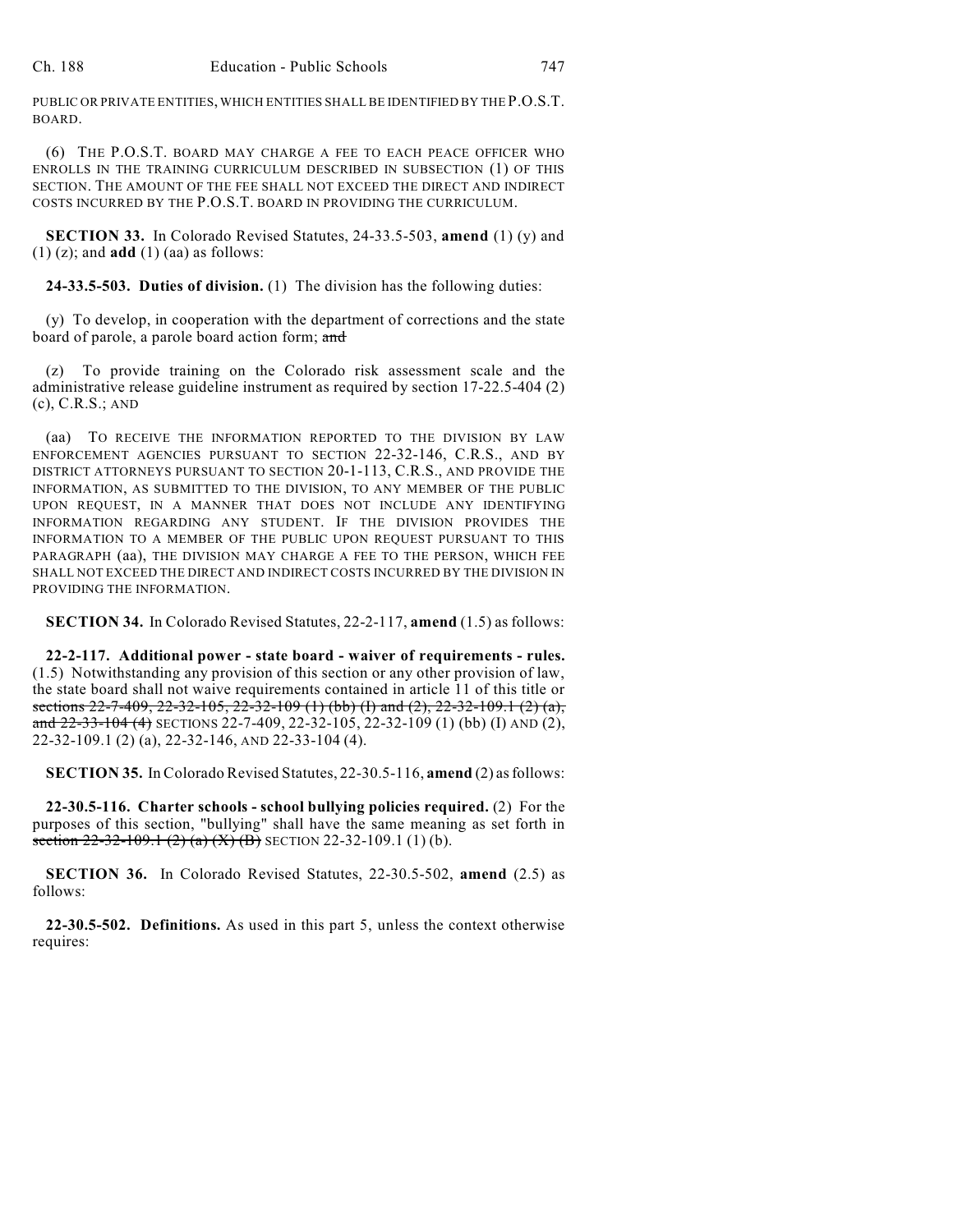PUBLIC OR PRIVATE ENTITIES, WHICH ENTITIES SHALL BE IDENTIFIED BY THE P.O.S.T. BOARD.

(6) THE P.O.S.T. BOARD MAY CHARGE A FEE TO EACH PEACE OFFICER WHO ENROLLS IN THE TRAINING CURRICULUM DESCRIBED IN SUBSECTION (1) OF THIS SECTION. THE AMOUNT OF THE FEE SHALL NOT EXCEED THE DIRECT AND INDIRECT COSTS INCURRED BY THE P.O.S.T. BOARD IN PROVIDING THE CURRICULUM.

**SECTION 33.** In Colorado Revised Statutes, 24-33.5-503, **amend** (1) (y) and (1) (z); and **add** (1) (aa) as follows:

**24-33.5-503. Duties of division.** (1) The division has the following duties:

(y) To develop, in cooperation with the department of corrections and the state board of parole, a parole board action form; ~~and~~

(z) To provide training on the Colorado risk assessment scale and the administrative release guideline instrument as required by section 17-22.5-404 (2) (c), C.R.S.; AND

(aa) TO RECEIVE THE INFORMATION REPORTED TO THE DIVISION BY LAW ENFORCEMENT AGENCIES PURSUANT TO SECTION 22-32-146, C.R.S., AND BY DISTRICT ATTORNEYS PURSUANT TO SECTION 20-1-113, C.R.S., AND PROVIDE THE INFORMATION, AS SUBMITTED TO THE DIVISION, TO ANY MEMBER OF THE PUBLIC UPON REQUEST, IN A MANNER THAT DOES NOT INCLUDE ANY IDENTIFYING INFORMATION REGARDING ANY STUDENT. IF THE DIVISION PROVIDES THE INFORMATION TO A MEMBER OF THE PUBLIC UPON REQUEST PURSUANT TO THIS PARAGRAPH (aa), THE DIVISION MAY CHARGE A FEE TO THE PERSON, WHICH FEE SHALL NOT EXCEED THE DIRECT AND INDIRECT COSTS INCURRED BY THE DIVISION IN PROVIDING THE INFORMATION.

**SECTION 34.** In Colorado Revised Statutes, 22-2-117, **amend** (1.5) as follows:

**22-2-117. Additional power - state board - waiver of requirements - rules.** (1.5) Notwithstanding any provision of this section or any other provision of law, the state board shall not waive requirements contained in article 11 of this title or ~~sections 22-7-409, 22-32-105, 22-32-109 (1) (bb) (I) and (2), 22-32-109.1 (2) (a), and 22-33-104 (4)~~ SECTIONS 22-7-409, 22-32-105, 22-32-109 (1) (bb) (I) AND (2), 22-32-109.1 (2) (a), 22-32-146, AND 22-33-104 (4).

**SECTION 35.** In Colorado Revised Statutes, 22-30.5-116, **amend** (2) as follows:

**22-30.5-116. Charter schools - school bullying policies required.** (2) For the purposes of this section, "bullying" shall have the same meaning as set forth in ~~section 22-32-109.1 (2) (a) (X) (B)~~ SECTION 22-32-109.1 (1) (b).

**SECTION 36.** In Colorado Revised Statutes, 22-30.5-502, **amend** (2.5) as follows:

**22-30.5-502. Definitions.** As used in this part 5, unless the context otherwise requires: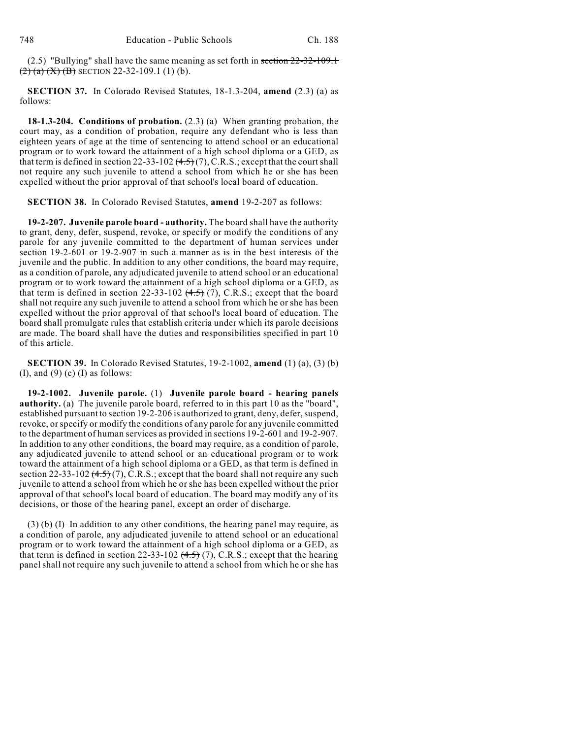(2.5) "Bullying" shall have the same meaning as set forth in ~~section 22-32-109.1 (2) (a) (X) (B)~~ SECTION 22-32-109.1 (1) (b).

**SECTION 37.** In Colorado Revised Statutes, 18-1.3-204, **amend** (2.3) (a) as follows:

**18-1.3-204. Conditions of probation.** (2.3) (a) When granting probation, the court may, as a condition of probation, require any defendant who is less than eighteen years of age at the time of sentencing to attend school or an educational program or to work toward the attainment of a high school diploma or a GED, as that term is defined in section 22-33-102 ~~(4.5)~~ (7), C.R.S.; except that the court shall not require any such juvenile to attend a school from which he or she has been expelled without the prior approval of that school's local board of education.

**SECTION 38.** In Colorado Revised Statutes, **amend** 19-2-207 as follows:

**19-2-207. Juvenile parole board - authority.** The board shall have the authority to grant, deny, defer, suspend, revoke, or specify or modify the conditions of any parole for any juvenile committed to the department of human services under section 19-2-601 or 19-2-907 in such a manner as is in the best interests of the juvenile and the public. In addition to any other conditions, the board may require, as a condition of parole, any adjudicated juvenile to attend school or an educational program or to work toward the attainment of a high school diploma or a GED, as that term is defined in section 22-33-102 ~~(4.5)~~ (7), C.R.S.; except that the board shall not require any such juvenile to attend a school from which he or she has been expelled without the prior approval of that school's local board of education. The board shall promulgate rules that establish criteria under which its parole decisions are made. The board shall have the duties and responsibilities specified in part 10 of this article.

**SECTION 39.** In Colorado Revised Statutes, 19-2-1002, **amend** (1) (a), (3) (b) (I), and (9) (c) (I) as follows:

**19-2-1002. Juvenile parole.** (1) **Juvenile parole board - hearing panels authority.** (a) The juvenile parole board, referred to in this part 10 as the "board", established pursuant to section 19-2-206 is authorized to grant, deny, defer, suspend, revoke, or specify or modify the conditions of any parole for any juvenile committed to the department of human services as provided in sections 19-2-601 and 19-2-907. In addition to any other conditions, the board may require, as a condition of parole, any adjudicated juvenile to attend school or an educational program or to work toward the attainment of a high school diploma or a GED, as that term is defined in section 22-33-102 ~~(4.5)~~ (7), C.R.S.; except that the board shall not require any such juvenile to attend a school from which he or she has been expelled without the prior approval of that school's local board of education. The board may modify any of its decisions, or those of the hearing panel, except an order of discharge.

(3) (b) (I) In addition to any other conditions, the hearing panel may require, as a condition of parole, any adjudicated juvenile to attend school or an educational program or to work toward the attainment of a high school diploma or a GED, as that term is defined in section 22-33-102 ~~(4.5)~~ (7), C.R.S.; except that the hearing panel shall not require any such juvenile to attend a school from which he or she has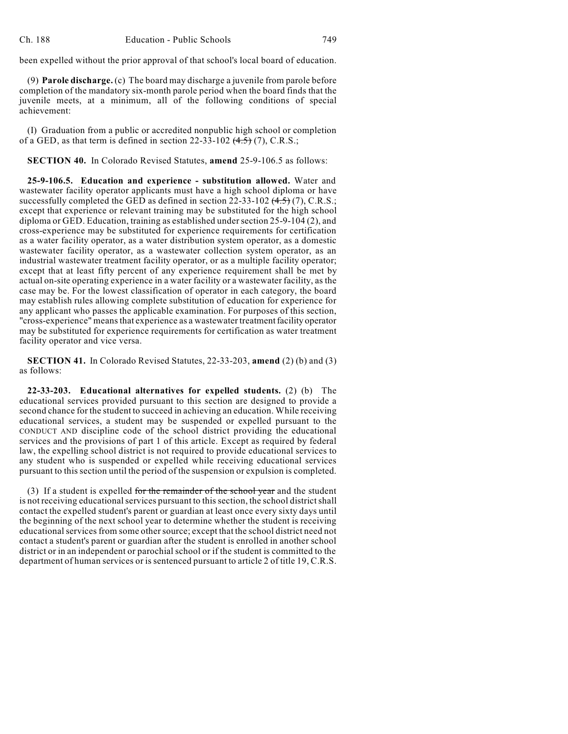been expelled without the prior approval of that school's local board of education.

(9) **Parole discharge.** (c) The board may discharge a juvenile from parole before completion of the mandatory six-month parole period when the board finds that the juvenile meets, at a minimum, all of the following conditions of special achievement:

(I) Graduation from a public or accredited nonpublic high school or completion of a GED, as that term is defined in section 22-33-102 ~~(4.5)~~ (7), C.R.S.;

**SECTION 40.** In Colorado Revised Statutes, **amend** 25-9-106.5 as follows:

**25-9-106.5. Education and experience - substitution allowed.** Water and wastewater facility operator applicants must have a high school diploma or have successfully completed the GED as defined in section 22-33-102 ~~(4.5)~~ (7), C.R.S.; except that experience or relevant training may be substituted for the high school diploma or GED. Education, training as established under section 25-9-104 (2), and cross-experience may be substituted for experience requirements for certification as a water facility operator, as a water distribution system operator, as a domestic wastewater facility operator, as a wastewater collection system operator, as an industrial wastewater treatment facility operator, or as a multiple facility operator; except that at least fifty percent of any experience requirement shall be met by actual on-site operating experience in a water facility or a wastewater facility, as the case may be. For the lowest classification of operator in each category, the board may establish rules allowing complete substitution of education for experience for any applicant who passes the applicable examination. For purposes of this section, "cross-experience" means that experience as a wastewater treatment facility operator may be substituted for experience requirements for certification as water treatment facility operator and vice versa.

**SECTION 41.** In Colorado Revised Statutes, 22-33-203, **amend** (2) (b) and (3) as follows:

**22-33-203. Educational alternatives for expelled students.** (2) (b) The educational services provided pursuant to this section are designed to provide a second chance for the student to succeed in achieving an education. While receiving educational services, a student may be suspended or expelled pursuant to the CONDUCT AND discipline code of the school district providing the educational services and the provisions of part 1 of this article. Except as required by federal law, the expelling school district is not required to provide educational services to any student who is suspended or expelled while receiving educational services pursuant to this section until the period of the suspension or expulsion is completed.

(3) If a student is expelled ~~for the remainder of the school year~~ and the student is not receiving educational services pursuant to this section, the school district shall contact the expelled student's parent or guardian at least once every sixty days until the beginning of the next school year to determine whether the student is receiving educational services from some other source; except that the school district need not contact a student's parent or guardian after the student is enrolled in another school district or in an independent or parochial school or if the student is committed to the department of human services or is sentenced pursuant to article 2 of title 19, C.R.S.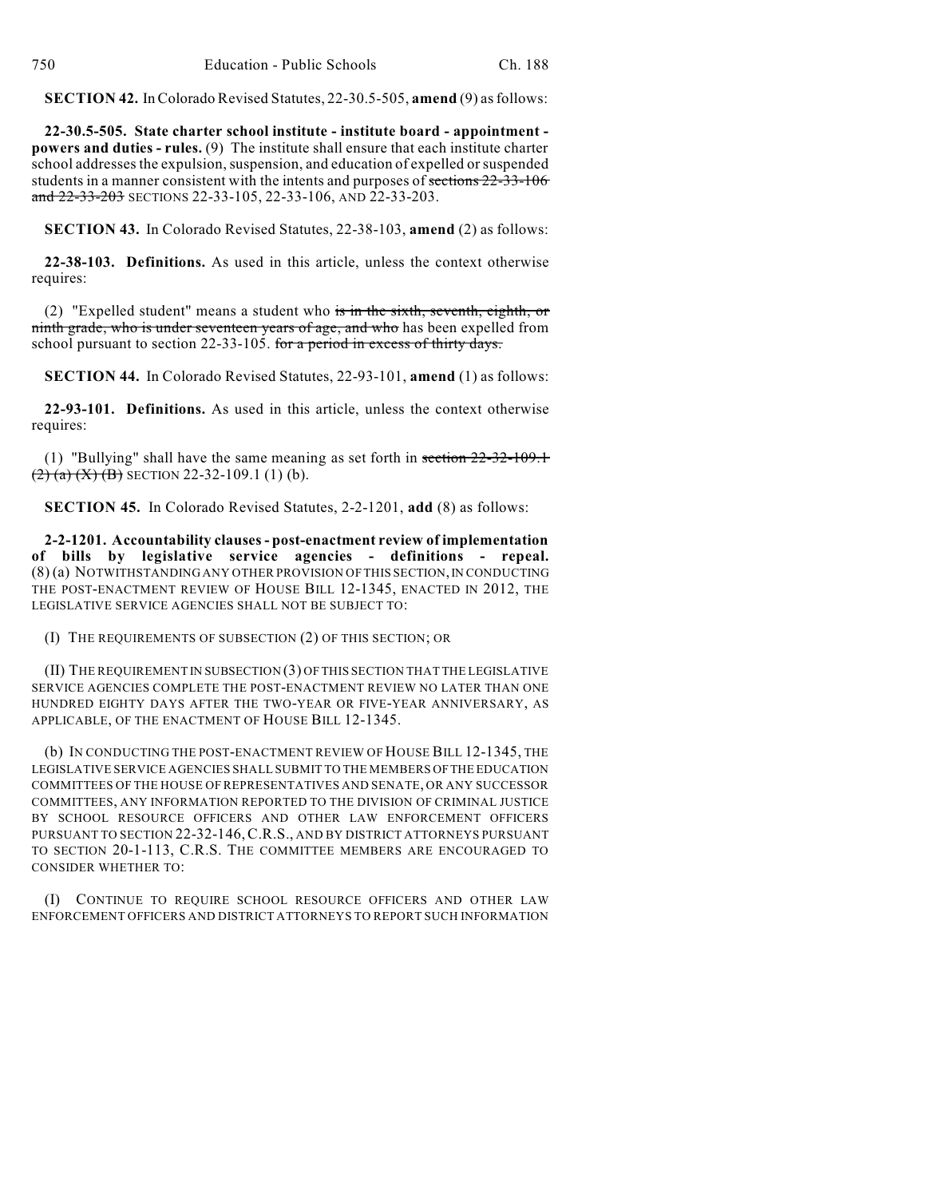**SECTION 42.** In Colorado Revised Statutes, 22-30.5-505, **amend** (9) as follows:

**22-30.5-505. State charter school institute - institute board - appointment - powers and duties - rules.** (9) The institute shall ensure that each institute charter school addresses the expulsion, suspension, and education of expelled or suspended students in a manner consistent with the intents and purposes of ~~sections 22-33-106 and 22-33-203~~ SECTIONS 22-33-105, 22-33-106, AND 22-33-203.

**SECTION 43.** In Colorado Revised Statutes, 22-38-103, **amend** (2) as follows:

**22-38-103. Definitions.** As used in this article, unless the context otherwise requires:

(2) "Expelled student" means a student who ~~is in the sixth, seventh, eighth, or ninth grade, who is under seventeen years of age, and who~~ has been expelled from school pursuant to section 22-33-105. ~~for a period in excess of thirty days.~~

**SECTION 44.** In Colorado Revised Statutes, 22-93-101, **amend** (1) as follows:

**22-93-101. Definitions.** As used in this article, unless the context otherwise requires:

(1) "Bullying" shall have the same meaning as set forth in ~~section 22-32-109.1 (2) (a) (X) (B)~~ SECTION 22-32-109.1 (1) (b).

**SECTION 45.** In Colorado Revised Statutes, 2-2-1201, **add** (8) as follows:

**2-2-1201. Accountability clauses - post-enactment review of implementation of bills by legislative service agencies - definitions - repeal.** (8) (a) NOTWITHSTANDING ANY OTHER PROVISION OF THIS SECTION, IN CONDUCTING THE POST-ENACTMENT REVIEW OF HOUSE BILL 12-1345, ENACTED IN 2012, THE LEGISLATIVE SERVICE AGENCIES SHALL NOT BE SUBJECT TO:

(I) THE REQUIREMENTS OF SUBSECTION (2) OF THIS SECTION; OR

(II) THE REQUIREMENT IN SUBSECTION (3) OF THIS SECTION THAT THE LEGISLATIVE SERVICE AGENCIES COMPLETE THE POST-ENACTMENT REVIEW NO LATER THAN ONE HUNDRED EIGHTY DAYS AFTER THE TWO-YEAR OR FIVE-YEAR ANNIVERSARY, AS APPLICABLE, OF THE ENACTMENT OF HOUSE BILL 12-1345.

(b) IN CONDUCTING THE POST-ENACTMENT REVIEW OF HOUSE BILL 12-1345, THE LEGISLATIVE SERVICE AGENCIES SHALL SUBMIT TO THE MEMBERS OF THE EDUCATION COMMITTEES OF THE HOUSE OF REPRESENTATIVES AND SENATE, OR ANY SUCCESSOR COMMITTEES, ANY INFORMATION REPORTED TO THE DIVISION OF CRIMINAL JUSTICE BY SCHOOL RESOURCE OFFICERS AND OTHER LAW ENFORCEMENT OFFICERS PURSUANT TO SECTION 22-32-146, C.R.S., AND BY DISTRICT ATTORNEYS PURSUANT TO SECTION 20-1-113, C.R.S. THE COMMITTEE MEMBERS ARE ENCOURAGED TO CONSIDER WHETHER TO:

(I) CONTINUE TO REQUIRE SCHOOL RESOURCE OFFICERS AND OTHER LAW ENFORCEMENT OFFICERS AND DISTRICT ATTORNEYS TO REPORT SUCH INFORMATION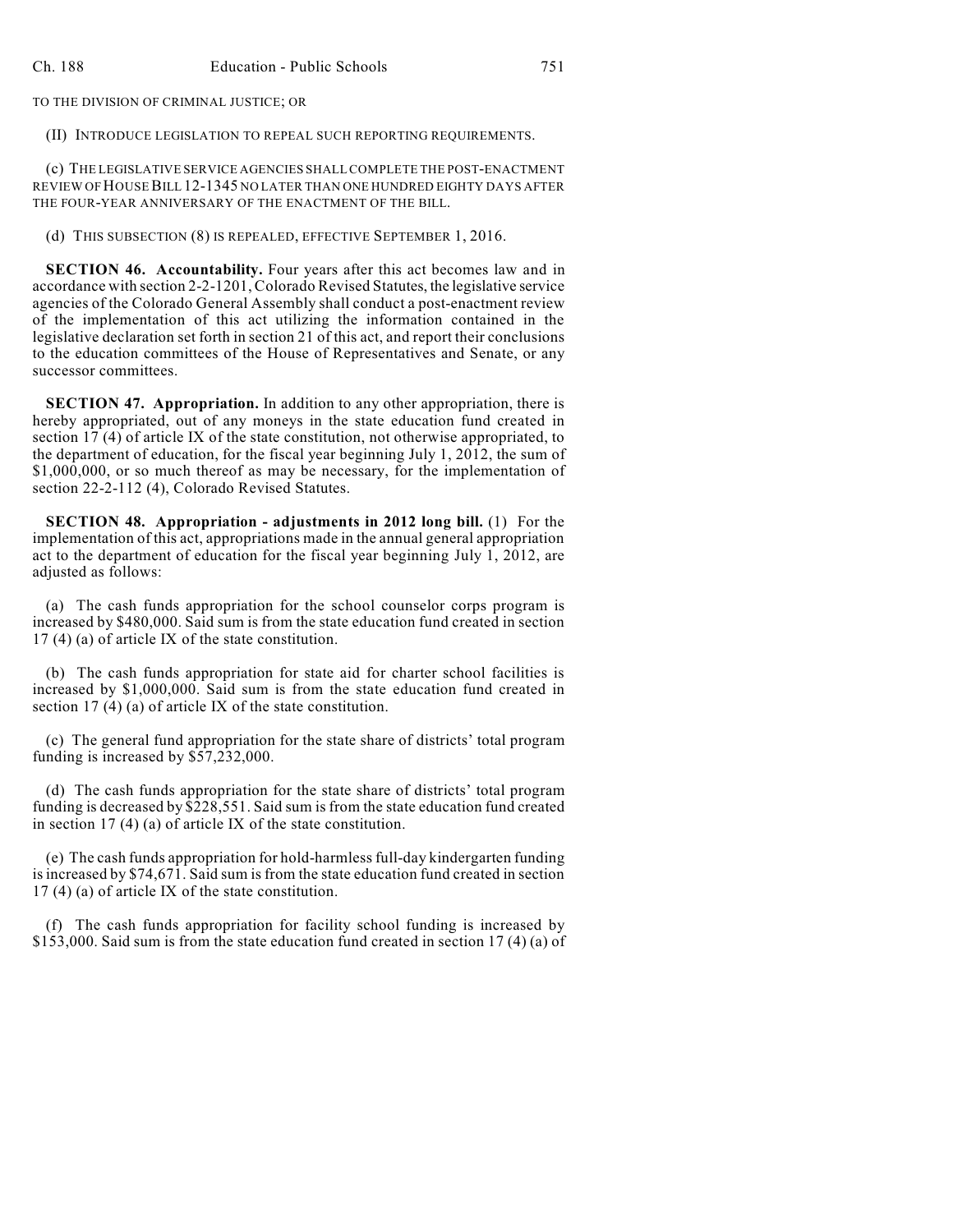TO THE DIVISION OF CRIMINAL JUSTICE; OR

(II) INTRODUCE LEGISLATION TO REPEAL SUCH REPORTING REQUIREMENTS.

(c) THE LEGISLATIVE SERVICE AGENCIES SHALL COMPLETE THE POST-ENACTMENT REVIEW OF HOUSE BILL 12-1345 NO LATER THAN ONE HUNDRED EIGHTY DAYS AFTER THE FOUR-YEAR ANNIVERSARY OF THE ENACTMENT OF THE BILL.

(d) THIS SUBSECTION (8) IS REPEALED, EFFECTIVE SEPTEMBER 1, 2016.

**SECTION 46. Accountability.** Four years after this act becomes law and in accordance with section 2-2-1201, Colorado Revised Statutes, the legislative service agencies of the Colorado General Assembly shall conduct a post-enactment review of the implementation of this act utilizing the information contained in the legislative declaration set forth in section 21 of this act, and report their conclusions to the education committees of the House of Representatives and Senate, or any successor committees.

**SECTION 47. Appropriation.** In addition to any other appropriation, there is hereby appropriated, out of any moneys in the state education fund created in section 17 (4) of article IX of the state constitution, not otherwise appropriated, to the department of education, for the fiscal year beginning July 1, 2012, the sum of $1,000,000, or so much thereof as may be necessary, for the implementation of section 22-2-112 (4), Colorado Revised Statutes.

**SECTION 48. Appropriation - adjustments in 2012 long bill.** (1) For the implementation of this act, appropriations made in the annual general appropriation act to the department of education for the fiscal year beginning July 1, 2012, are adjusted as follows:

(a) The cash funds appropriation for the school counselor corps program is increased by $480,000. Said sum is from the state education fund created in section 17 (4) (a) of article IX of the state constitution.

(b) The cash funds appropriation for state aid for charter school facilities is increased by $1,000,000. Said sum is from the state education fund created in section 17 (4) (a) of article IX of the state constitution.

(c) The general fund appropriation for the state share of districts' total program funding is increased by $57,232,000.

(d) The cash funds appropriation for the state share of districts' total program funding is decreased by $228,551. Said sum is from the state education fund created in section 17 (4) (a) of article IX of the state constitution.

(e) The cash funds appropriation for hold-harmless full-day kindergarten funding is increased by $74,671. Said sum is from the state education fund created in section 17 (4) (a) of article IX of the state constitution.

(f) The cash funds appropriation for facility school funding is increased by $153,000. Said sum is from the state education fund created in section 17 (4) (a) of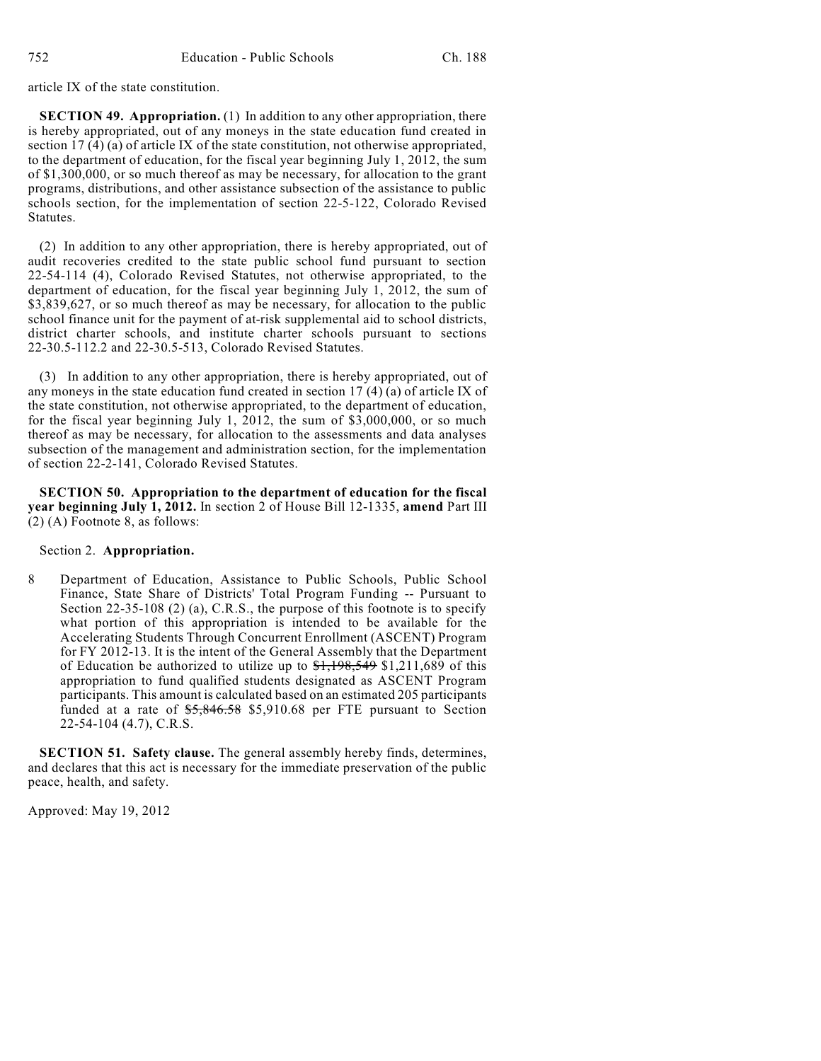article IX of the state constitution.

**SECTION 49. Appropriation.** (1) In addition to any other appropriation, there is hereby appropriated, out of any moneys in the state education fund created in section 17 (4) (a) of article IX of the state constitution, not otherwise appropriated, to the department of education, for the fiscal year beginning July 1, 2012, the sum of $1,300,000, or so much thereof as may be necessary, for allocation to the grant programs, distributions, and other assistance subsection of the assistance to public schools section, for the implementation of section 22-5-122, Colorado Revised Statutes.

(2) In addition to any other appropriation, there is hereby appropriated, out of audit recoveries credited to the state public school fund pursuant to section 22-54-114 (4), Colorado Revised Statutes, not otherwise appropriated, to the department of education, for the fiscal year beginning July 1, 2012, the sum of $3,839,627, or so much thereof as may be necessary, for allocation to the public school finance unit for the payment of at-risk supplemental aid to school districts, district charter schools, and institute charter schools pursuant to sections 22-30.5-112.2 and 22-30.5-513, Colorado Revised Statutes.

(3) In addition to any other appropriation, there is hereby appropriated, out of any moneys in the state education fund created in section 17 (4) (a) of article IX of the state constitution, not otherwise appropriated, to the department of education, for the fiscal year beginning July 1, 2012, the sum of $3,000,000, or so much thereof as may be necessary, for allocation to the assessments and data analyses subsection of the management and administration section, for the implementation of section 22-2-141, Colorado Revised Statutes.

**SECTION 50. Appropriation to the department of education for the fiscal year beginning July 1, 2012.** In section 2 of House Bill 12-1335, **amend** Part III (2) (A) Footnote 8, as follows:

Section 2. **Appropriation.**

8 Department of Education, Assistance to Public Schools, Public School Finance, State Share of Districts' Total Program Funding -- Pursuant to Section 22-35-108 (2) (a), C.R.S., the purpose of this footnote is to specify what portion of this appropriation is intended to be available for the Accelerating Students Through Concurrent Enrollment (ASCENT) Program for FY 2012-13. It is the intent of the General Assembly that the Department of Education be authorized to utilize up to ~~$1,198,549~~ $1,211,689 of this appropriation to fund qualified students designated as ASCENT Program participants. This amount is calculated based on an estimated 205 participants funded at a rate of ~~$5,846.58~~ $5,910.68 per FTE pursuant to Section 22-54-104 (4.7), C.R.S.

**SECTION 51. Safety clause.** The general assembly hereby finds, determines, and declares that this act is necessary for the immediate preservation of the public peace, health, and safety.

Approved: May 19, 2012